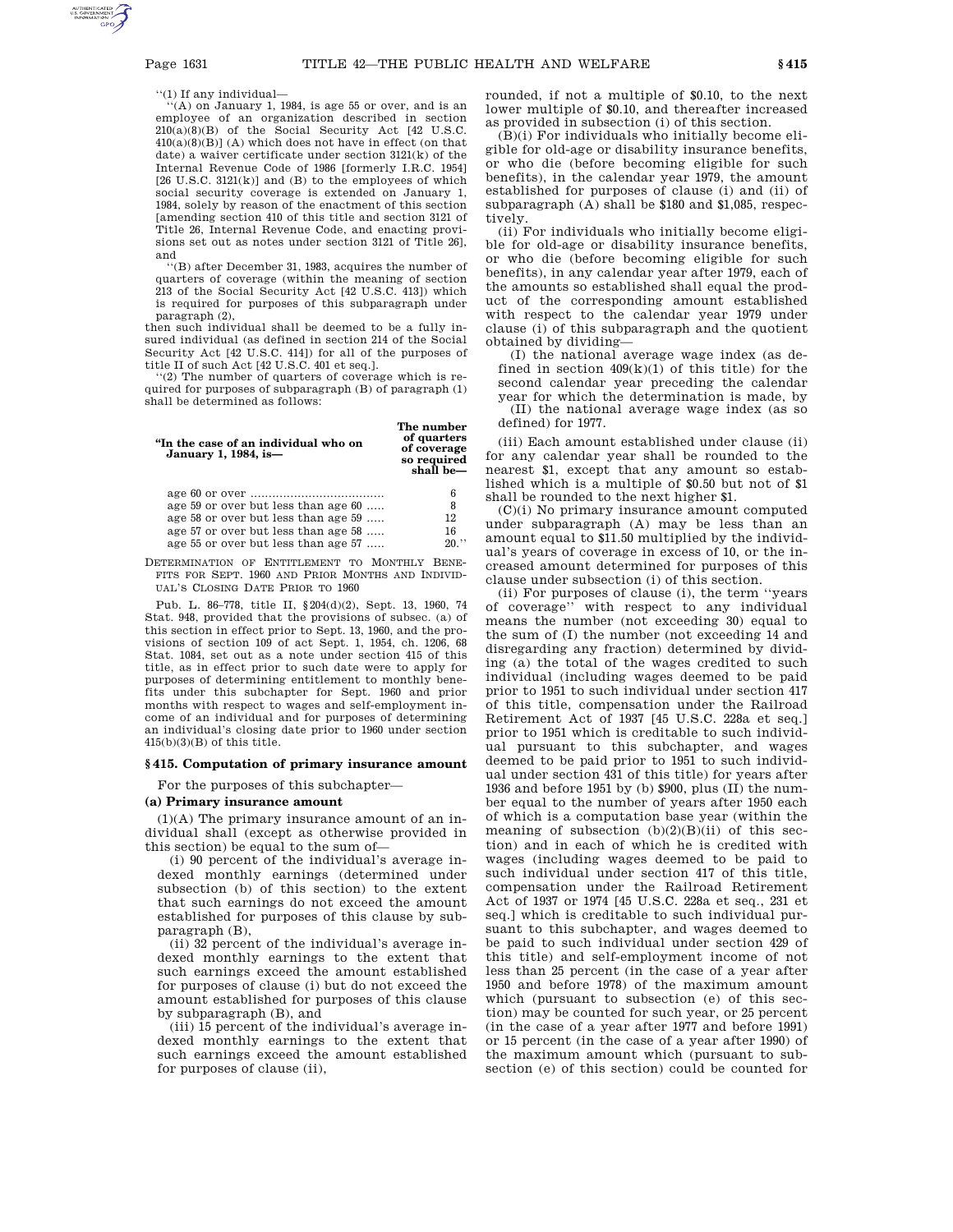"(1) If any individual—

"(A) on January 1, 1984, is age 55 or over, and is an employee of an organization described in section 210(a)(8)(B) of the Social Security Act [42 U.S.C. 410(a)(8)(B)] (A) which does not have in effect (on that date) a waiver certificate under section 3121(k) of the Internal Revenue Code of 1986 [formerly I.R.C. 1954] [26 U.S.C. 3121(k)] and (B) to the employees of which social security coverage is extended on January 1, 1984, solely by reason of the enactment of this section [amending section 410 of this title and section 3121 of Title 26, Internal Revenue Code, and enacting provisions set out as notes under section 3121 of Title 26], and

"(B) after December 31, 1983, acquires the number of quarters of coverage (within the meaning of section 213 of the Social Security Act [42 U.S.C. 413]) which is required for purposes of this subparagraph under paragraph (2),

then such individual shall be deemed to be a fully insured individual (as defined in section 214 of the Social Security Act [42 U.S.C. 414]) for all of the purposes of title II of such Act [42 U.S.C. 401 et seq.].

"(2) The number of quarters of coverage which is required for purposes of subparagraph (B) of paragraph (1) shall be determined as follows:

| "In the case of an individual who on January 1, 1984, is— | The number of quarters of coverage so required shall be— |
|---|---|
| age 60 or over | 6 |
| age 59 or over but less than age 60 | 8 |
| age 58 or over but less than age 59 | 12 |
| age 57 or over but less than age 58 | 16 |
| age 55 or over but less than age 57 | 20." |

DETERMINATION OF ENTITLEMENT TO MONTHLY BENEFITS FOR SEPT. 1960 AND PRIOR MONTHS AND INDIVIDUAL'S CLOSING DATE PRIOR TO 1960

Pub. L. 86–778, title II, §204(d)(2), Sept. 13, 1960, 74 Stat. 948, provided that the provisions of subsec. (a) of this section in effect prior to Sept. 13, 1960, and the provisions of section 109 of act Sept. 1, 1954, ch. 1206, 68 Stat. 1084, set out as a note under section 415 of this title, as in effect prior to such date were to apply for purposes of determining entitlement to monthly benefits under this subchapter for Sept. 1960 and prior months with respect to wages and self-employment income of an individual and for purposes of determining an individual's closing date prior to 1960 under section 415(b)(3)(B) of this title.

## §415. Computation of primary insurance amount

For the purposes of this subchapter—

### (a) Primary insurance amount

(1)(A) The primary insurance amount of an individual shall (except as otherwise provided in this section) be equal to the sum of—

(i) 90 percent of the individual's average indexed monthly earnings (determined under subsection (b) of this section) to the extent that such earnings do not exceed the amount established for purposes of this clause by subparagraph (B),

(ii) 32 percent of the individual's average indexed monthly earnings to the extent that such earnings exceed the amount established for purposes of clause (i) but do not exceed the amount established for purposes of this clause by subparagraph (B), and

(iii) 15 percent of the individual's average indexed monthly earnings to the extent that such earnings exceed the amount established for purposes of clause (ii),

rounded, if not a multiple of $0.10, to the next lower multiple of $0.10, and thereafter increased as provided in subsection (i) of this section.

(B)(i) For individuals who initially become eligible for old-age or disability insurance benefits, or who die (before becoming eligible for such benefits), in the calendar year 1979, the amount established for purposes of clause (i) and (ii) of subparagraph (A) shall be $180 and $1,085, respectively.

(ii) For individuals who initially become eligible for old-age or disability insurance benefits, or who die (before becoming eligible for such benefits), in any calendar year after 1979, each of the amounts so established shall equal the product of the corresponding amount established with respect to the calendar year 1979 under clause (i) of this subparagraph and the quotient obtained by dividing—

(I) the national average wage index (as defined in section 409(k)(1) of this title) for the second calendar year preceding the calendar year for which the determination is made, by

(II) the national average wage index (as so defined) for 1977.

(iii) Each amount established under clause (ii) for any calendar year shall be rounded to the nearest $1, except that any amount so established which is a multiple of $0.50 but not of $1 shall be rounded to the next higher $1.

(C)(i) No primary insurance amount computed under subparagraph (A) may be less than an amount equal to $11.50 multiplied by the individual's years of coverage in excess of 10, or the increased amount determined for purposes of this clause under subsection (i) of this section.

(ii) For purposes of clause (i), the term "years of coverage" with respect to any individual means the number (not exceeding 30) equal to the sum of (I) the number (not exceeding 14 and disregarding any fraction) determined by dividing (a) the total of the wages credited to such individual (including wages deemed to be paid prior to 1951 to such individual under section 417 of this title, compensation under the Railroad Retirement Act of 1937 [45 U.S.C. 228a et seq.] prior to 1951 which is creditable to such individual pursuant to this subchapter, and wages deemed to be paid prior to 1951 to such individual under section 431 of this title) for years after 1936 and before 1951 by (b) $900, plus (II) the number equal to the number of years after 1950 each of which is a computation base year (within the meaning of subsection (b)(2)(B)(ii) of this section) and in each of which he is credited with wages (including wages deemed to be paid to such individual under section 417 of this title, compensation under the Railroad Retirement Act of 1937 or 1974 [45 U.S.C. 228a et seq., 231 et seq.] which is creditable to such individual pursuant to this subchapter, and wages deemed to be paid to such individual under section 429 of this title) and self-employment income of not less than 25 percent (in the case of a year after 1950 and before 1978) of the maximum amount which (pursuant to subsection (e) of this section) may be counted for such year, or 25 percent (in the case of a year after 1977 and before 1991) or 15 percent (in the case of a year after 1990) of the maximum amount which (pursuant to subsection (e) of this section) could be counted for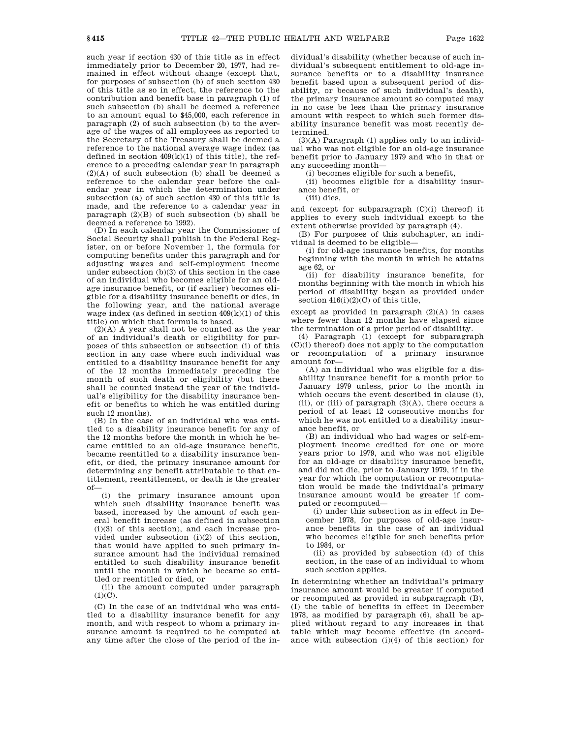such year if section 430 of this title as in effect immediately prior to December 20, 1977, had remained in effect without change (except that, for purposes of subsection (b) of such section 430 of this title as so in effect, the reference to the contribution and benefit base in paragraph (1) of such subsection (b) shall be deemed a reference to an amount equal to $45,000, each reference in paragraph (2) of such subsection (b) to the average of the wages of all employees as reported to the Secretary of the Treasury shall be deemed a reference to the national average wage index (as defined in section 409(k)(1) of this title), the reference to a preceding calendar year in paragraph (2)(A) of such subsection (b) shall be deemed a reference to the calendar year before the calendar year in which the determination under subsection (a) of such section 430 of this title is made, and the reference to a calendar year in paragraph (2)(B) of such subsection (b) shall be deemed a reference to 1992).

(D) In each calendar year the Commissioner of Social Security shall publish in the Federal Register, on or before November 1, the formula for computing benefits under this paragraph and for adjusting wages and self-employment income under subsection (b)(3) of this section in the case of an individual who becomes eligible for an old-age insurance benefit, or (if earlier) becomes eligible for a disability insurance benefit or dies, in the following year, and the national average wage index (as defined in section 409(k)(1) of this title) on which that formula is based.

(2)(A) A year shall not be counted as the year of an individual's death or eligibility for purposes of this subsection or subsection (i) of this section in any case where such individual was entitled to a disability insurance benefit for any of the 12 months immediately preceding the month of such death or eligibility (but there shall be counted instead the year of the individual's eligibility for the disability insurance benefit or benefits to which he was entitled during such 12 months).

(B) In the case of an individual who was entitled to a disability insurance benefit for any of the 12 months before the month in which he became entitled to an old-age insurance benefit, became reentitled to a disability insurance benefit, or died, the primary insurance amount for determining any benefit attributable to that entitlement, reentitlement, or death is the greater of—

(i) the primary insurance amount upon which such disability insurance benefit was based, increased by the amount of each general benefit increase (as defined in subsection (i)(3) of this section), and each increase provided under subsection (i)(2) of this section, that would have applied to such primary insurance amount had the individual remained entitled to such disability insurance benefit until the month in which he became so entitled or reentitled or died, or

(ii) the amount computed under paragraph (1)(C).

(C) In the case of an individual who was entitled to a disability insurance benefit for any month, and with respect to whom a primary insurance amount is required to be computed at any time after the close of the period of the individual's disability (whether because of such individual's subsequent entitlement to old-age insurance benefits or to a disability insurance benefit based upon a subsequent period of disability, or because of such individual's death), the primary insurance amount so computed may in no case be less than the primary insurance amount with respect to which such former disability insurance benefit was most recently determined.

(3)(A) Paragraph (1) applies only to an individual who was not eligible for an old-age insurance benefit prior to January 1979 and who in that or any succeeding month—

(i) becomes eligible for such a benefit,

(ii) becomes eligible for a disability insurance benefit, or

(iii) dies,

and (except for subparagraph (C)(i) thereof) it applies to every such individual except to the extent otherwise provided by paragraph (4).

(B) For purposes of this subchapter, an individual is deemed to be eligible—

(i) for old-age insurance benefits, for months beginning with the month in which he attains age 62, or

(ii) for disability insurance benefits, for months beginning with the month in which his period of disability began as provided under section 416(i)(2)(C) of this title,

except as provided in paragraph (2)(A) in cases where fewer than 12 months have elapsed since the termination of a prior period of disability.

(4) Paragraph (1) (except for subparagraph (C)(i) thereof) does not apply to the computation or recomputation of a primary insurance amount for—

(A) an individual who was eligible for a disability insurance benefit for a month prior to January 1979 unless, prior to the month in which occurs the event described in clause (i), (ii), or (iii) of paragraph (3)(A), there occurs a period of at least 12 consecutive months for which he was not entitled to a disability insurance benefit, or

(B) an individual who had wages or self-employment income credited for one or more years prior to 1979, and who was not eligible for an old-age or disability insurance benefit, and did not die, prior to January 1979, if in the year for which the computation or recomputation would be made the individual's primary insurance amount would be greater if computed or recomputed—

(i) under this subsection as in effect in December 1978, for purposes of old-age insurance benefits in the case of an individual who becomes eligible for such benefits prior to 1984, or

(ii) as provided by subsection (d) of this section, in the case of an individual to whom such section applies.

In determining whether an individual's primary insurance amount would be greater if computed or recomputed as provided in subparagraph (B), (I) the table of benefits in effect in December 1978, as modified by paragraph (6), shall be applied without regard to any increases in that table which may become effective (in accordance with subsection (i)(4) of this section) for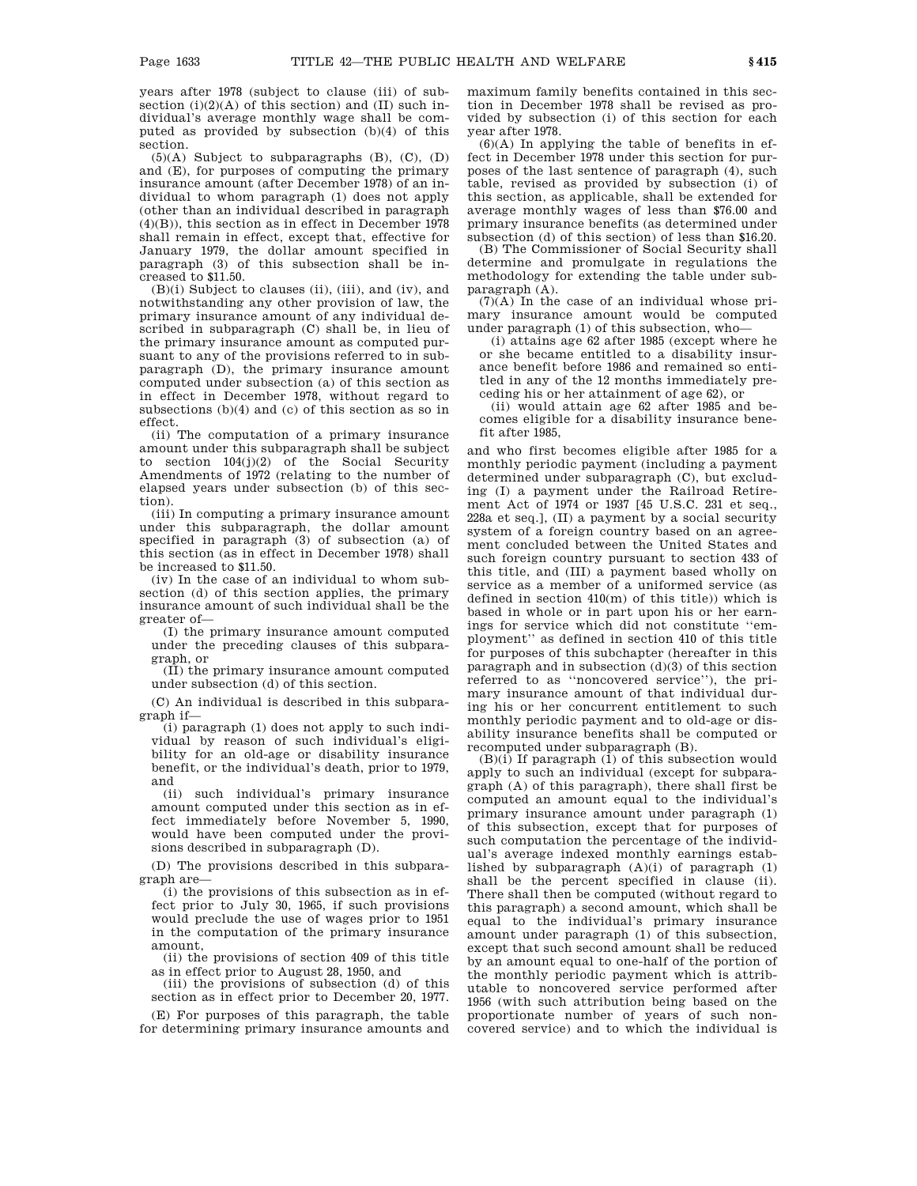years after 1978 (subject to clause (iii) of subsection (i)(2)(A) of this section) and (II) such individual's average monthly wage shall be computed as provided by subsection (b)(4) of this section.

(5)(A) Subject to subparagraphs (B), (C), (D) and (E), for purposes of computing the primary insurance amount (after December 1978) of an individual to whom paragraph (1) does not apply (other than an individual described in paragraph (4)(B)), this section as in effect in December 1978 shall remain in effect, except that, effective for January 1979, the dollar amount specified in paragraph (3) of this subsection shall be increased to $11.50.

(B)(i) Subject to clauses (ii), (iii), and (iv), and notwithstanding any other provision of law, the primary insurance amount of any individual described in subparagraph (C) shall be, in lieu of the primary insurance amount as computed pursuant to any of the provisions referred to in subparagraph (D), the primary insurance amount computed under subsection (a) of this section as in effect in December 1978, without regard to subsections (b)(4) and (c) of this section as so in effect.

(ii) The computation of a primary insurance amount under this subparagraph shall be subject to section 104(j)(2) of the Social Security Amendments of 1972 (relating to the number of elapsed years under subsection (b) of this section).

(iii) In computing a primary insurance amount under this subparagraph, the dollar amount specified in paragraph (3) of subsection (a) of this section (as in effect in December 1978) shall be increased to $11.50.

(iv) In the case of an individual to whom subsection (d) of this section applies, the primary insurance amount of such individual shall be the greater of—

(I) the primary insurance amount computed under the preceding clauses of this subparagraph, or

(II) the primary insurance amount computed under subsection (d) of this section.

(C) An individual is described in this subparagraph if—

(i) paragraph (1) does not apply to such individual by reason of such individual's eligibility for an old-age or disability insurance benefit, or the individual's death, prior to 1979, and

(ii) such individual's primary insurance amount computed under this section as in effect immediately before November 5, 1990, would have been computed under the provisions described in subparagraph (D).

(D) The provisions described in this subparagraph are—

(i) the provisions of this subsection as in effect prior to July 30, 1965, if such provisions would preclude the use of wages prior to 1951 in the computation of the primary insurance amount,

(ii) the provisions of section 409 of this title as in effect prior to August 28, 1950, and

(iii) the provisions of subsection (d) of this section as in effect prior to December 20, 1977.

(E) For purposes of this paragraph, the table for determining primary insurance amounts and maximum family benefits contained in this section in December 1978 shall be revised as provided by subsection (i) of this section for each year after 1978.

(6)(A) In applying the table of benefits in effect in December 1978 under this section for purposes of the last sentence of paragraph (4), such table, revised as provided by subsection (i) of this section, as applicable, shall be extended for average monthly wages of less than $76.00 and primary insurance benefits (as determined under subsection (d) of this section) of less than $16.20.

(B) The Commissioner of Social Security shall determine and promulgate in regulations the methodology for extending the table under subparagraph (A).

(7)(A) In the case of an individual whose primary insurance amount would be computed under paragraph (1) of this subsection, who—

(i) attains age 62 after 1985 (except where he or she became entitled to a disability insurance benefit before 1986 and remained so entitled in any of the 12 months immediately preceding his or her attainment of age 62), or

(ii) would attain age 62 after 1985 and becomes eligible for a disability insurance benefit after 1985,

and who first becomes eligible after 1985 for a monthly periodic payment (including a payment determined under subparagraph (C), but excluding (I) a payment under the Railroad Retirement Act of 1974 or 1937 [45 U.S.C. 231 et seq., 228a et seq.], (II) a payment by a social security system of a foreign country based on an agreement concluded between the United States and such foreign country pursuant to section 433 of this title, and (III) a payment based wholly on service as a member of a uniformed service (as defined in section 410(m) of this title)) which is based in whole or in part upon his or her earnings for service which did not constitute ''employment'' as defined in section 410 of this title for purposes of this subchapter (hereafter in this paragraph and in subsection (d)(3) of this section referred to as ''noncovered service''), the primary insurance amount of that individual during his or her concurrent entitlement to such monthly periodic payment and to old-age or disability insurance benefits shall be computed or recomputed under subparagraph (B).

(B)(i) If paragraph (1) of this subsection would apply to such an individual (except for subparagraph (A) of this paragraph), there shall first be computed an amount equal to the individual's primary insurance amount under paragraph (1) of this subsection, except that for purposes of such computation the percentage of the individual's average indexed monthly earnings established by subparagraph (A)(i) of paragraph (1) shall be the percent specified in clause (ii). There shall then be computed (without regard to this paragraph) a second amount, which shall be equal to the individual's primary insurance amount under paragraph (1) of this subsection, except that such second amount shall be reduced by an amount equal to one-half of the portion of the monthly periodic payment which is attributable to noncovered service performed after 1956 (with such attribution being based on the proportionate number of years of such noncovered service) and to which the individual is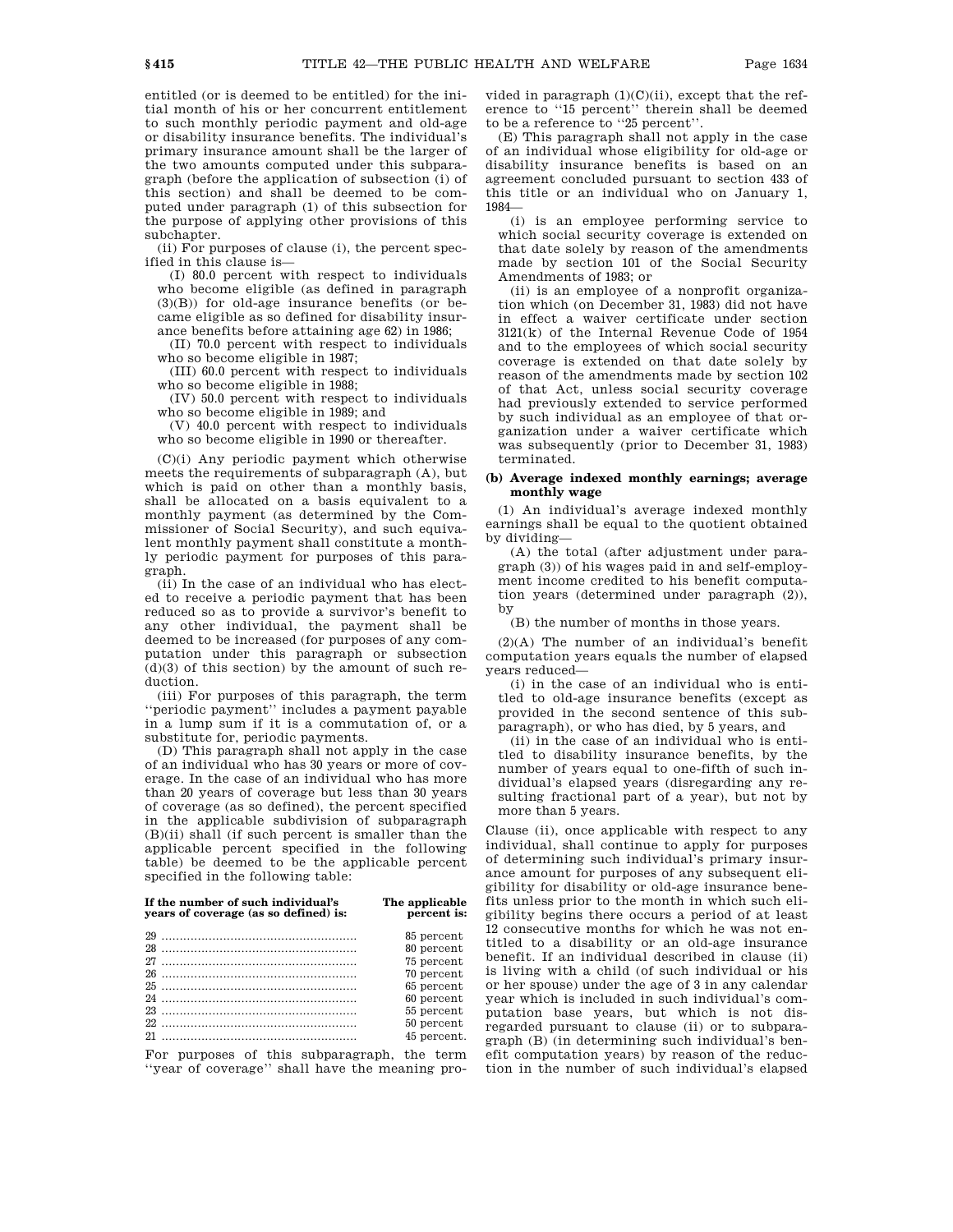entitled (or is deemed to be entitled) for the initial month of his or her concurrent entitlement to such monthly periodic payment and old-age or disability insurance benefits. The individual's primary insurance amount shall be the larger of the two amounts computed under this subparagraph (before the application of subsection (i) of this section) and shall be deemed to be computed under paragraph (1) of this subsection for the purpose of applying other provisions of this subchapter.

(ii) For purposes of clause (i), the percent specified in this clause is—

(I) 80.0 percent with respect to individuals who become eligible (as defined in paragraph (3)(B)) for old-age insurance benefits (or became eligible as so defined for disability insurance benefits before attaining age 62) in 1986;

(II) 70.0 percent with respect to individuals who so become eligible in 1987;

(III) 60.0 percent with respect to individuals who so become eligible in 1988;

(IV) 50.0 percent with respect to individuals who so become eligible in 1989; and

(V) 40.0 percent with respect to individuals who so become eligible in 1990 or thereafter.

(C)(i) Any periodic payment which otherwise meets the requirements of subparagraph (A), but which is paid on other than a monthly basis, shall be allocated on a basis equivalent to a monthly payment (as determined by the Commissioner of Social Security), and such equivalent monthly payment shall constitute a monthly periodic payment for purposes of this paragraph.

(ii) In the case of an individual who has elected to receive a periodic payment that has been reduced so as to provide a survivor's benefit to any other individual, the payment shall be deemed to be increased (for purposes of any computation under this paragraph or subsection (d)(3) of this section) by the amount of such reduction.

(iii) For purposes of this paragraph, the term ''periodic payment'' includes a payment payable in a lump sum if it is a commutation of, or a substitute for, periodic payments.

(D) This paragraph shall not apply in the case of an individual who has 30 years or more of coverage. In the case of an individual who has more than 20 years of coverage but less than 30 years of coverage (as so defined), the percent specified in the applicable subdivision of subparagraph (B)(ii) shall (if such percent is smaller than the applicable percent specified in the following table) be deemed to be the applicable percent specified in the following table:

| If the number of such individual's years of coverage (as so defined) is: | The applicable percent is: |
|---|---|
| 29 | 85 percent |
| 28 | 80 percent |
| 27 | 75 percent |
| 26 | 70 percent |
| 25 | 65 percent |
| 24 | 60 percent |
| 23 | 55 percent |
| 22 | 50 percent |
| 21 | 45 percent. |

For purposes of this subparagraph, the term ''year of coverage'' shall have the meaning provided in paragraph (1)(C)(ii), except that the reference to ''15 percent'' therein shall be deemed to be a reference to ''25 percent''.

(E) This paragraph shall not apply in the case of an individual whose eligibility for old-age or disability insurance benefits is based on an agreement concluded pursuant to section 433 of this title or an individual who on January 1, 1984—

(i) is an employee performing service to which social security coverage is extended on that date solely by reason of the amendments made by section 101 of the Social Security Amendments of 1983; or

(ii) is an employee of a nonprofit organization which (on December 31, 1983) did not have in effect a waiver certificate under section 3121(k) of the Internal Revenue Code of 1954 and to the employees of which social security coverage is extended on that date solely by reason of the amendments made by section 102 of that Act, unless social security coverage had previously extended to service performed by such individual as an employee of that organization under a waiver certificate which was subsequently (prior to December 31, 1983) terminated.

### (b) Average indexed monthly earnings; average monthly wage

(1) An individual's average indexed monthly earnings shall be equal to the quotient obtained by dividing—

(A) the total (after adjustment under paragraph (3)) of his wages paid in and self-employment income credited to his benefit computation years (determined under paragraph (2)), by

(B) the number of months in those years.

(2)(A) The number of an individual's benefit computation years equals the number of elapsed years reduced—

(i) in the case of an individual who is entitled to old-age insurance benefits (except as provided in the second sentence of this subparagraph), or who has died, by 5 years, and

(ii) in the case of an individual who is entitled to disability insurance benefits, by the number of years equal to one-fifth of such individual's elapsed years (disregarding any resulting fractional part of a year), but not by more than 5 years.

Clause (ii), once applicable with respect to any individual, shall continue to apply for purposes of determining such individual's primary insurance amount for purposes of any subsequent eligibility for disability or old-age insurance benefits unless prior to the month in which such eligibility begins there occurs a period of at least 12 consecutive months for which he was not entitled to a disability or an old-age insurance benefit. If an individual described in clause (ii) is living with a child (of such individual or his or her spouse) under the age of 3 in any calendar year which is included in such individual's computation base years, but which is not disregarded pursuant to clause (ii) or to subparagraph (B) (in determining such individual's benefit computation years) by reason of the reduction in the number of such individual's elapsed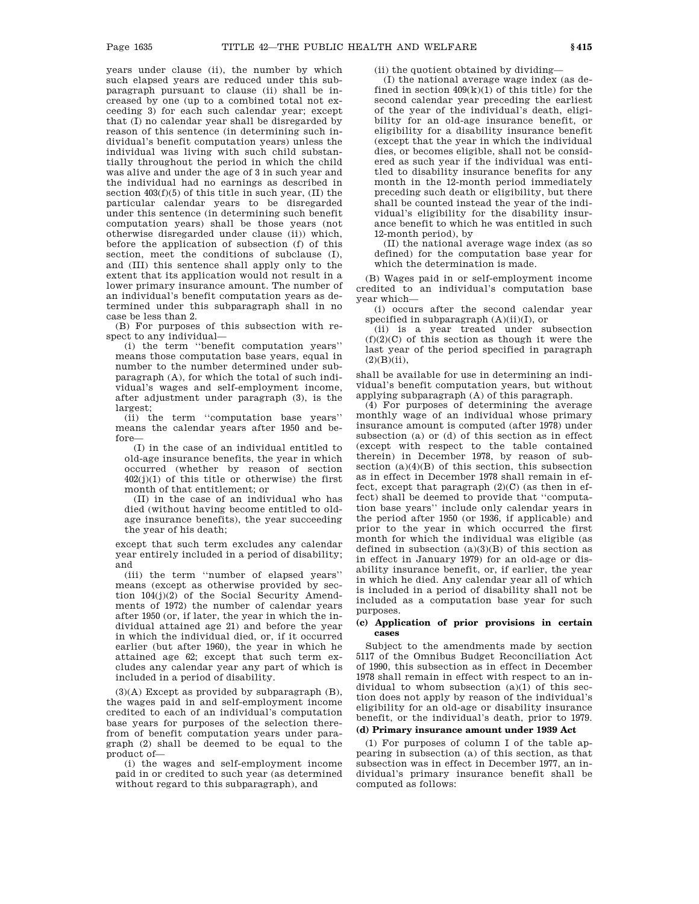years under clause (ii), the number by which such elapsed years are reduced under this subparagraph pursuant to clause (ii) shall be increased by one (up to a combined total not exceeding 3) for each such calendar year; except that (I) no calendar year shall be disregarded by reason of this sentence (in determining such individual's benefit computation years) unless the individual was living with such child substantially throughout the period in which the child was alive and under the age of 3 in such year and the individual had no earnings as described in section 403(f)(5) of this title in such year, (II) the particular calendar years to be disregarded under this sentence (in determining such benefit computation years) shall be those years (not otherwise disregarded under clause (ii)) which, before the application of subsection (f) of this section, meet the conditions of subclause (I), and (III) this sentence shall apply only to the extent that its application would not result in a lower primary insurance amount. The number of an individual's benefit computation years as determined under this subparagraph shall in no case be less than 2.

(B) For purposes of this subsection with respect to any individual—

(i) the term "benefit computation years" means those computation base years, equal in number to the number determined under subparagraph (A), for which the total of such individual's wages and self-employment income, after adjustment under paragraph (3), is the largest;

(ii) the term "computation base years" means the calendar years after 1950 and before—

(I) in the case of an individual entitled to old-age insurance benefits, the year in which occurred (whether by reason of section 402(j)(1) of this title or otherwise) the first month of that entitlement; or

(II) in the case of an individual who has died (without having become entitled to old-age insurance benefits), the year succeeding the year of his death;

except that such term excludes any calendar year entirely included in a period of disability; and

(iii) the term "number of elapsed years" means (except as otherwise provided by section 104(j)(2) of the Social Security Amendments of 1972) the number of calendar years after 1950 (or, if later, the year in which the individual attained age 21) and before the year in which the individual died, or, if it occurred earlier (but after 1960), the year in which he attained age 62; except that such term excludes any calendar year any part of which is included in a period of disability.

(3)(A) Except as provided by subparagraph (B), the wages paid in and self-employment income credited to each of an individual's computation base years for purposes of the selection therefrom of benefit computation years under paragraph (2) shall be deemed to be equal to the product of—

(i) the wages and self-employment income paid in or credited to such year (as determined without regard to this subparagraph), and

(ii) the quotient obtained by dividing—

(I) the national average wage index (as defined in section 409(k)(1) of this title) for the second calendar year preceding the earliest of the year of the individual's death, eligibility for an old-age insurance benefit, or eligibility for a disability insurance benefit (except that the year in which the individual dies, or becomes eligible, shall not be considered as such year if the individual was entitled to disability insurance benefits for any month in the 12-month period immediately preceding such death or eligibility, but there shall be counted instead the year of the individual's eligibility for the disability insurance benefit to which he was entitled in such 12-month period), by

(II) the national average wage index (as so defined) for the computation base year for which the determination is made.

(B) Wages paid in or self-employment income credited to an individual's computation base year which—

(i) occurs after the second calendar year specified in subparagraph (A)(ii)(I), or

(ii) is a year treated under subsection (f)(2)(C) of this section as though it were the last year of the period specified in paragraph (2)(B)(ii),

shall be available for use in determining an individual's benefit computation years, but without applying subparagraph (A) of this paragraph.

(4) For purposes of determining the average monthly wage of an individual whose primary insurance amount is computed (after 1978) under subsection (a) or (d) of this section as in effect (except with respect to the table contained therein) in December 1978, by reason of subsection (a)(4)(B) of this section, this subsection as in effect in December 1978 shall remain in effect, except that paragraph (2)(C) (as then in effect) shall be deemed to provide that "computation base years" include only calendar years in the period after 1950 (or 1936, if applicable) and prior to the year in which occurred the first month for which the individual was eligible (as defined in subsection (a)(3)(B) of this section as in effect in January 1979) for an old-age or disability insurance benefit, or, if earlier, the year in which he died. Any calendar year all of which is included in a period of disability shall not be included as a computation base year for such purposes.

**(c) Application of prior provisions in certain cases**

Subject to the amendments made by section 5117 of the Omnibus Budget Reconciliation Act of 1990, this subsection as in effect in December 1978 shall remain in effect with respect to an individual to whom subsection (a)(1) of this section does not apply by reason of the individual's eligibility for an old-age or disability insurance benefit, or the individual's death, prior to 1979.

**(d) Primary insurance amount under 1939 Act**

(1) For purposes of column I of the table appearing in subsection (a) of this section, as that subsection was in effect in December 1977, an individual's primary insurance benefit shall be computed as follows: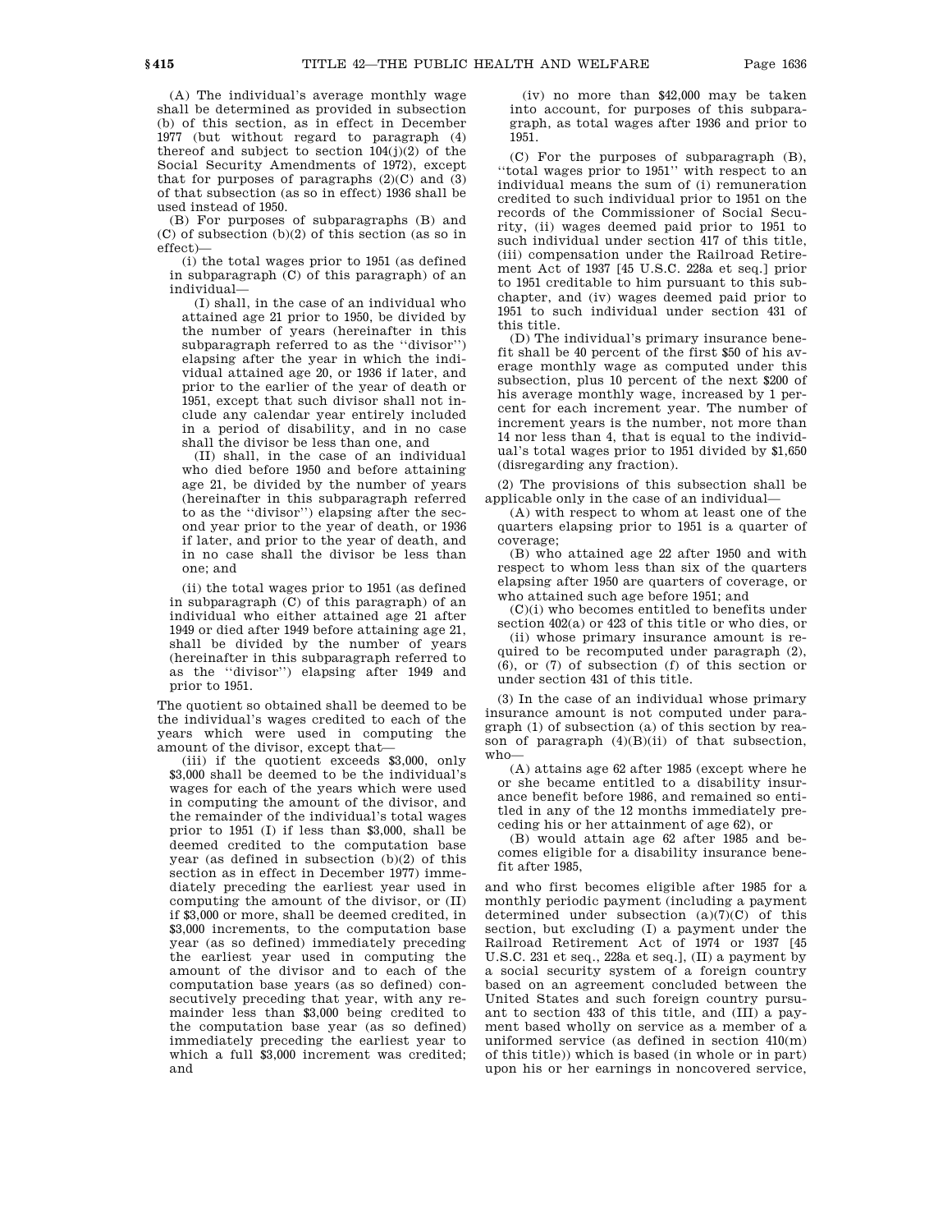(A) The individual's average monthly wage shall be determined as provided in subsection (b) of this section, as in effect in December 1977 (but without regard to paragraph (4) thereof and subject to section 104(j)(2) of the Social Security Amendments of 1972), except that for purposes of paragraphs (2)(C) and (3) of that subsection (as so in effect) 1936 shall be used instead of 1950.

(B) For purposes of subparagraphs (B) and (C) of subsection (b)(2) of this section (as so in effect)—

(i) the total wages prior to 1951 (as defined in subparagraph (C) of this paragraph) of an individual—

(I) shall, in the case of an individual who attained age 21 prior to 1950, be divided by the number of years (hereinafter in this subparagraph referred to as the "divisor") elapsing after the year in which the individual attained age 20, or 1936 if later, and prior to the earlier of the year of death or 1951, except that such divisor shall not include any calendar year entirely included in a period of disability, and in no case shall the divisor be less than one, and

(II) shall, in the case of an individual who died before 1950 and before attaining age 21, be divided by the number of years (hereinafter in this subparagraph referred to as the "divisor") elapsing after the second year prior to the year of death, or 1936 if later, and prior to the year of death, and in no case shall the divisor be less than one; and

(ii) the total wages prior to 1951 (as defined in subparagraph (C) of this paragraph) of an individual who either attained age 21 after 1949 or died after 1949 before attaining age 21, shall be divided by the number of years (hereinafter in this subparagraph referred to as the "divisor") elapsing after 1949 and prior to 1951.

The quotient so obtained shall be deemed to be the individual's wages credited to each of the years which were used in computing the amount of the divisor, except that—

(iii) if the quotient exceeds $3,000, only $3,000 shall be deemed to be the individual's wages for each of the years which were used in computing the amount of the divisor, and the remainder of the individual's total wages prior to 1951 (I) if less than $3,000, shall be deemed credited to the computation base year (as defined in subsection (b)(2) of this section as in effect in December 1977) immediately preceding the earliest year used in computing the amount of the divisor, or (II) if $3,000 or more, shall be deemed credited, in $3,000 increments, to the computation base year (as so defined) immediately preceding the earliest year used in computing the amount of the divisor and to each of the computation base years (as so defined) consecutively preceding that year, with any remainder less than $3,000 being credited to the computation base year (as so defined) immediately preceding the earliest year to which a full $3,000 increment was credited; and

(iv) no more than $42,000 may be taken into account, for purposes of this subparagraph, as total wages after 1936 and prior to 1951.

(C) For the purposes of subparagraph (B), "total wages prior to 1951" with respect to an individual means the sum of (i) remuneration credited to such individual prior to 1951 on the records of the Commissioner of Social Security, (ii) wages deemed paid prior to 1951 to such individual under section 417 of this title, (iii) compensation under the Railroad Retirement Act of 1937 [45 U.S.C. 228a et seq.] prior to 1951 creditable to him pursuant to this subchapter, and (iv) wages deemed paid prior to 1951 to such individual under section 431 of this title.

(D) The individual's primary insurance benefit shall be 40 percent of the first $50 of his average monthly wage as computed under this subsection, plus 10 percent of the next $200 of his average monthly wage, increased by 1 percent for each increment year. The number of increment years is the number, not more than 14 nor less than 4, that is equal to the individual's total wages prior to 1951 divided by $1,650 (disregarding any fraction).

(2) The provisions of this subsection shall be applicable only in the case of an individual—

(A) with respect to whom at least one of the quarters elapsing prior to 1951 is a quarter of coverage;

(B) who attained age 22 after 1950 and with respect to whom less than six of the quarters elapsing after 1950 are quarters of coverage, or who attained such age before 1951; and

(C)(i) who becomes entitled to benefits under section 402(a) or 423 of this title or who dies, or

(ii) whose primary insurance amount is required to be recomputed under paragraph (2), (6), or (7) of subsection (f) of this section or under section 431 of this title.

(3) In the case of an individual whose primary insurance amount is not computed under paragraph (1) of subsection (a) of this section by reason of paragraph (4)(B)(ii) of that subsection, who—

(A) attains age 62 after 1985 (except where he or she became entitled to a disability insurance benefit before 1986, and remained so entitled in any of the 12 months immediately preceding his or her attainment of age 62), or

(B) would attain age 62 after 1985 and becomes eligible for a disability insurance benefit after 1985,

and who first becomes eligible after 1985 for a monthly periodic payment (including a payment determined under subsection (a)(7)(C) of this section, but excluding (I) a payment under the Railroad Retirement Act of 1974 or 1937 [45 U.S.C. 231 et seq., 228a et seq.], (II) a payment by a social security system of a foreign country based on an agreement concluded between the United States and such foreign country pursuant to section 433 of this title, and (III) a payment based wholly on service as a member of a uniformed service (as defined in section 410(m) of this title)) which is based (in whole or in part) upon his or her earnings in noncovered service,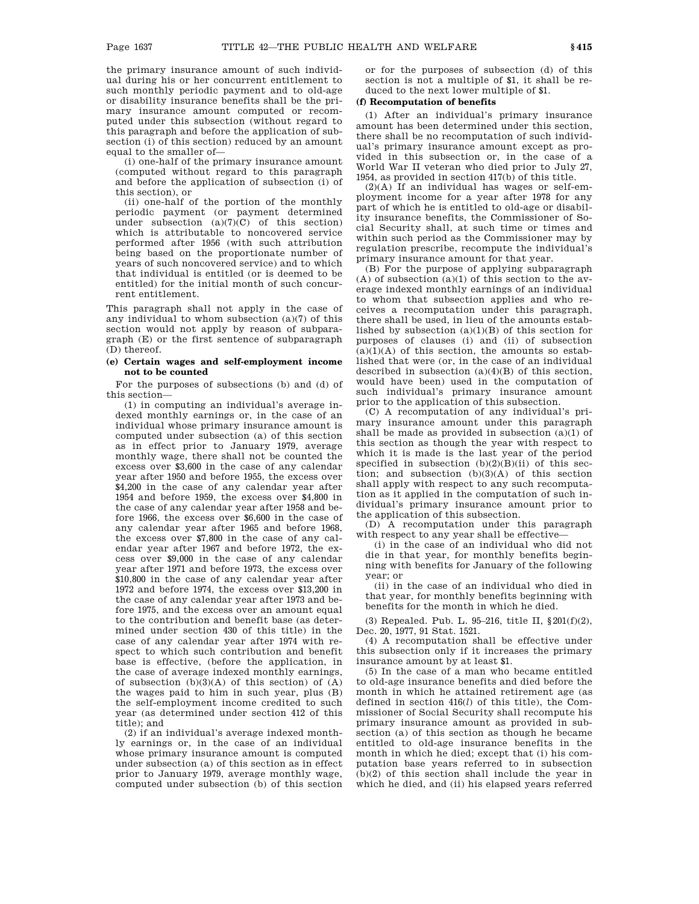the primary insurance amount of such individual during his or her concurrent entitlement to such monthly periodic payment and to old-age or disability insurance benefits shall be the primary insurance amount computed or recomputed under this subsection (without regard to this paragraph and before the application of subsection (i) of this section) reduced by an amount equal to the smaller of—

(i) one-half of the primary insurance amount (computed without regard to this paragraph and before the application of subsection (i) of this section), or

(ii) one-half of the portion of the monthly periodic payment (or payment determined under subsection (a)(7)(C) of this section) which is attributable to noncovered service performed after 1956 (with such attribution being based on the proportionate number of years of such noncovered service) and to which that individual is entitled (or is deemed to be entitled) for the initial month of such concurrent entitlement.

This paragraph shall not apply in the case of any individual to whom subsection (a)(7) of this section would not apply by reason of subparagraph (E) or the first sentence of subparagraph (D) thereof.

**(e) Certain wages and self-employment income not to be counted**

For the purposes of subsections (b) and (d) of this section—

(1) in computing an individual's average indexed monthly earnings or, in the case of an individual whose primary insurance amount is computed under subsection (a) of this section as in effect prior to January 1979, average monthly wage, there shall not be counted the excess over $3,600 in the case of any calendar year after 1950 and before 1955, the excess over $4,200 in the case of any calendar year after 1954 and before 1959, the excess over $4,800 in the case of any calendar year after 1958 and before 1966, the excess over $6,600 in the case of any calendar year after 1965 and before 1968, the excess over $7,800 in the case of any calendar year after 1967 and before 1972, the excess over $9,000 in the case of any calendar year after 1971 and before 1973, the excess over $10,800 in the case of any calendar year after 1972 and before 1974, the excess over $13,200 in the case of any calendar year after 1973 and before 1975, and the excess over an amount equal to the contribution and benefit base (as determined under section 430 of this title) in the case of any calendar year after 1974 with respect to which such contribution and benefit base is effective, (before the application, in the case of average indexed monthly earnings, of subsection (b)(3)(A) of this section) of (A) the wages paid to him in such year, plus (B) the self-employment income credited to such year (as determined under section 412 of this title); and

(2) if an individual's average indexed monthly earnings or, in the case of an individual whose primary insurance amount is computed under subsection (a) of this section as in effect prior to January 1979, average monthly wage, computed under subsection (b) of this section or for the purposes of subsection (d) of this section is not a multiple of $1, it shall be reduced to the next lower multiple of $1.

**(f) Recomputation of benefits**

(1) After an individual's primary insurance amount has been determined under this section, there shall be no recomputation of such individual's primary insurance amount except as provided in this subsection or, in the case of a World War II veteran who died prior to July 27, 1954, as provided in section 417(b) of this title.

(2)(A) If an individual has wages or self-employment income for a year after 1978 for any part of which he is entitled to old-age or disability insurance benefits, the Commissioner of Social Security shall, at such time or times and within such period as the Commissioner may by regulation prescribe, recompute the individual's primary insurance amount for that year.

(B) For the purpose of applying subparagraph (A) of subsection (a)(1) of this section to the average indexed monthly earnings of an individual to whom that subsection applies and who receives a recomputation under this paragraph, there shall be used, in lieu of the amounts established by subsection (a)(1)(B) of this section for purposes of clauses (i) and (ii) of subsection (a)(1)(A) of this section, the amounts so established that were (or, in the case of an individual described in subsection (a)(4)(B) of this section, would have been) used in the computation of such individual's primary insurance amount prior to the application of this subsection.

(C) A recomputation of any individual's primary insurance amount under this paragraph shall be made as provided in subsection (a)(1) of this section as though the year with respect to which it is made is the last year of the period specified in subsection (b)(2)(B)(ii) of this section; and subsection (b)(3)(A) of this section shall apply with respect to any such recomputation as it applied in the computation of such individual's primary insurance amount prior to the application of this subsection.

(D) A recomputation under this paragraph with respect to any year shall be effective—

(i) in the case of an individual who did not die in that year, for monthly benefits beginning with benefits for January of the following year; or

(ii) in the case of an individual who died in that year, for monthly benefits beginning with benefits for the month in which he died.

(3) Repealed. Pub. L. 95–216, title II, §201(f)(2), Dec. 20, 1977, 91 Stat. 1521.

(4) A recomputation shall be effective under this subsection only if it increases the primary insurance amount by at least $1.

(5) In the case of a man who became entitled to old-age insurance benefits and died before the month in which he attained retirement age (as defined in section 416(*l*) of this title), the Commissioner of Social Security shall recompute his primary insurance amount as provided in subsection (a) of this section as though he became entitled to old-age insurance benefits in the month in which he died; except that (i) his computation base years referred to in subsection (b)(2) of this section shall include the year in which he died, and (ii) his elapsed years referred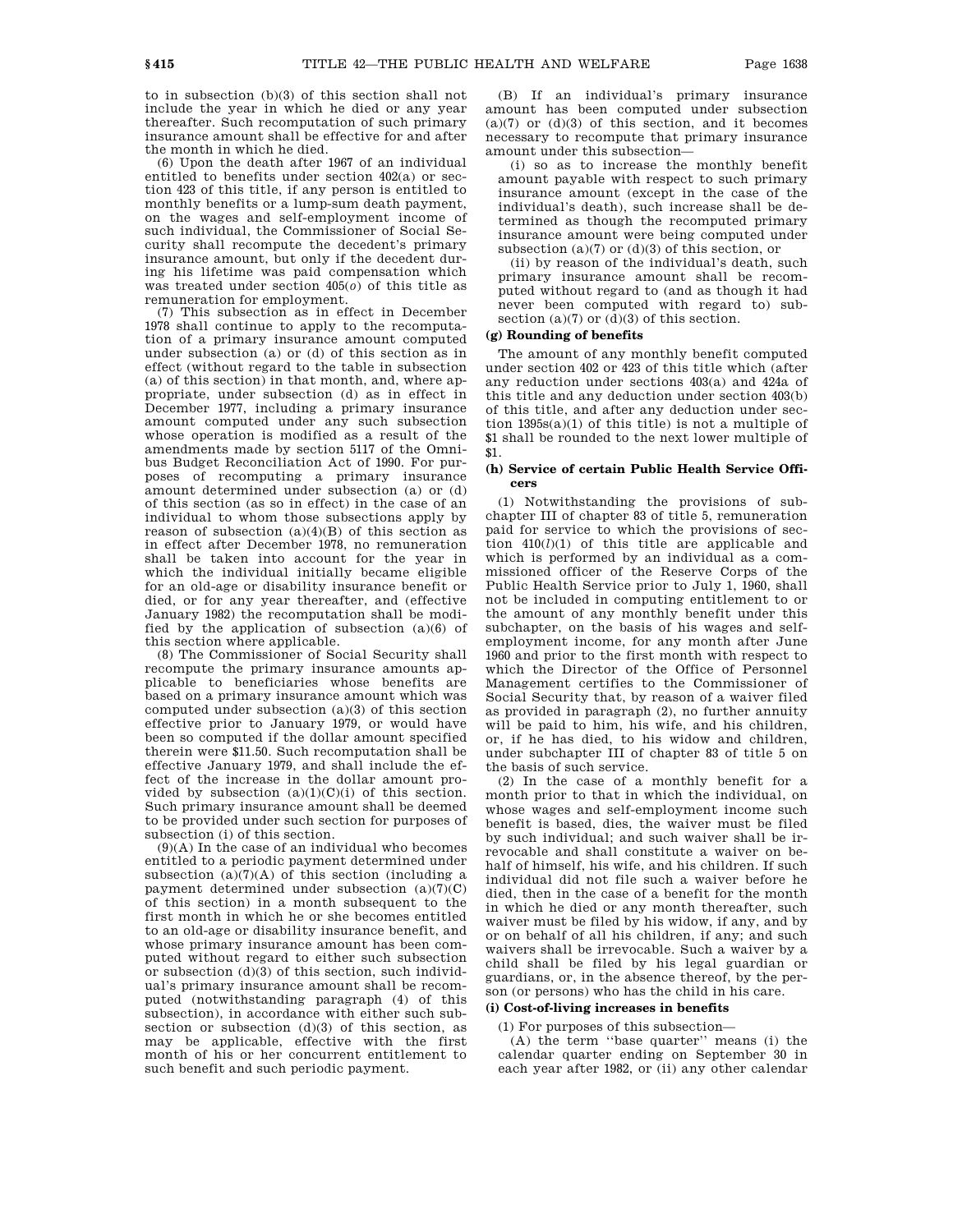to in subsection (b)(3) of this section shall not include the year in which he died or any year thereafter. Such recomputation of such primary insurance amount shall be effective for and after the month in which he died.

(6) Upon the death after 1967 of an individual entitled to benefits under section 402(a) or section 423 of this title, if any person is entitled to monthly benefits or a lump-sum death payment, on the wages and self-employment income of such individual, the Commissioner of Social Security shall recompute the decedent's primary insurance amount, but only if the decedent during his lifetime was paid compensation which was treated under section 405(*o*) of this title as remuneration for employment.

(7) This subsection as in effect in December 1978 shall continue to apply to the recomputation of a primary insurance amount computed under subsection (a) or (d) of this section as in effect (without regard to the table in subsection (a) of this section) in that month, and, where appropriate, under subsection (d) as in effect in December 1977, including a primary insurance amount computed under any such subsection whose operation is modified as a result of the amendments made by section 5117 of the Omnibus Budget Reconciliation Act of 1990. For purposes of recomputing a primary insurance amount determined under subsection (a) or (d) of this section (as so in effect) in the case of an individual to whom those subsections apply by reason of subsection (a)(4)(B) of this section as in effect after December 1978, no remuneration shall be taken into account for the year in which the individual initially became eligible for an old-age or disability insurance benefit or died, or for any year thereafter, and (effective January 1982) the recomputation shall be modified by the application of subsection (a)(6) of this section where applicable.

(8) The Commissioner of Social Security shall recompute the primary insurance amounts applicable to beneficiaries whose benefits are based on a primary insurance amount which was computed under subsection (a)(3) of this section effective prior to January 1979, or would have been so computed if the dollar amount specified therein were $11.50. Such recomputation shall be effective January 1979, and shall include the effect of the increase in the dollar amount provided by subsection (a)(1)(C)(i) of this section. Such primary insurance amount shall be deemed to be provided under such section for purposes of subsection (i) of this section.

(9)(A) In the case of an individual who becomes entitled to a periodic payment determined under subsection (a)(7)(A) of this section (including a payment determined under subsection (a)(7)(C) of this section) in a month subsequent to the first month in which he or she becomes entitled to an old-age or disability insurance benefit, and whose primary insurance amount has been computed without regard to either such subsection or subsection (d)(3) of this section, such individual's primary insurance amount shall be recomputed (notwithstanding paragraph (4) of this subsection), in accordance with either such subsection or subsection (d)(3) of this section, as may be applicable, effective with the first month of his or her concurrent entitlement to such benefit and such periodic payment.

(B) If an individual's primary insurance amount has been computed under subsection (a)(7) or (d)(3) of this section, and it becomes necessary to recompute that primary insurance amount under this subsection—

(i) so as to increase the monthly benefit amount payable with respect to such primary insurance amount (except in the case of the individual's death), such increase shall be determined as though the recomputed primary insurance amount were being computed under subsection (a)(7) or (d)(3) of this section, or

(ii) by reason of the individual's death, such primary insurance amount shall be recomputed without regard to (and as though it had never been computed with regard to) subsection (a)(7) or (d)(3) of this section.

### (g) Rounding of benefits

The amount of any monthly benefit computed under section 402 or 423 of this title which (after any reduction under sections 403(a) and 424a of this title and any deduction under section 403(b) of this title, and after any deduction under section 1395s(a)(1) of this title) is not a multiple of $1 shall be rounded to the next lower multiple of $1.

### (h) Service of certain Public Health Service Officers

(1) Notwithstanding the provisions of subchapter III of chapter 83 of title 5, remuneration paid for service to which the provisions of section 410(*l*)(1) of this title are applicable and which is performed by an individual as a commissioned officer of the Reserve Corps of the Public Health Service prior to July 1, 1960, shall not be included in computing entitlement to or the amount of any monthly benefit under this subchapter, on the basis of his wages and self-employment income, for any month after June 1960 and prior to the first month with respect to which the Director of the Office of Personnel Management certifies to the Commissioner of Social Security that, by reason of a waiver filed as provided in paragraph (2), no further annuity will be paid to him, his wife, and his children, or, if he has died, to his widow and children, under subchapter III of chapter 83 of title 5 on the basis of such service.

(2) In the case of a monthly benefit for a month prior to that in which the individual, on whose wages and self-employment income such benefit is based, dies, the waiver must be filed by such individual; and such waiver shall be irrevocable and shall constitute a waiver on behalf of himself, his wife, and his children. If such individual did not file such a waiver before he died, then in the case of a benefit for the month in which he died or any month thereafter, such waiver must be filed by his widow, if any, and by or on behalf of all his children, if any; and such waivers shall be irrevocable. Such a waiver by a child shall be filed by his legal guardian or guardians, or, in the absence thereof, by the person (or persons) who has the child in his care.

### (i) Cost-of-living increases in benefits

(1) For purposes of this subsection—

(A) the term ''base quarter'' means (i) the calendar quarter ending on September 30 in each year after 1982, or (ii) any other calendar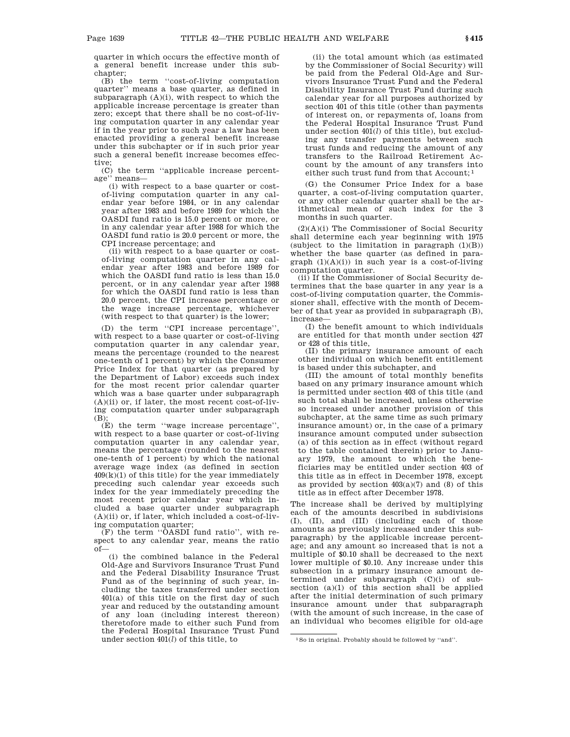quarter in which occurs the effective month of a general benefit increase under this subchapter;

(B) the term "cost-of-living computation quarter" means a base quarter, as defined in subparagraph (A)(i), with respect to which the applicable increase percentage is greater than zero; except that there shall be no cost-of-living computation quarter in any calendar year if in the year prior to such year a law has been enacted providing a general benefit increase under this subchapter or if in such prior year such a general benefit increase becomes effective;

(C) the term "applicable increase percentage" means—

(i) with respect to a base quarter or cost-of-living computation quarter in any calendar year before 1984, or in any calendar year after 1983 and before 1989 for which the OASDI fund ratio is 15.0 percent or more, or in any calendar year after 1988 for which the OASDI fund ratio is 20.0 percent or more, the CPI increase percentage; and

(ii) with respect to a base quarter or cost-of-living computation quarter in any calendar year after 1983 and before 1989 for which the OASDI fund ratio is less than 15.0 percent, or in any calendar year after 1988 for which the OASDI fund ratio is less than 20.0 percent, the CPI increase percentage or the wage increase percentage, whichever (with respect to that quarter) is the lower;

(D) the term "CPI increase percentage", with respect to a base quarter or cost-of-living computation quarter in any calendar year, means the percentage (rounded to the nearest one-tenth of 1 percent) by which the Consumer Price Index for that quarter (as prepared by the Department of Labor) exceeds such index for the most recent prior calendar quarter which was a base quarter under subparagraph (A)(ii) or, if later, the most recent cost-of-living computation quarter under subparagraph (B);

(E) the term "wage increase percentage", with respect to a base quarter or cost-of-living computation quarter in any calendar year, means the percentage (rounded to the nearest one-tenth of 1 percent) by which the national average wage index (as defined in section 409(k)(1) of this title) for the year immediately preceding such calendar year exceeds such index for the year immediately preceding the most recent prior calendar year which included a base quarter under subparagraph (A)(ii) or, if later, which included a cost-of-living computation quarter;

(F) the term "OASDI fund ratio", with respect to any calendar year, means the ratio of—

(i) the combined balance in the Federal Old-Age and Survivors Insurance Trust Fund and the Federal Disability Insurance Trust Fund as of the beginning of such year, including the taxes transferred under section 401(a) of this title on the first day of such year and reduced by the outstanding amount of any loan (including interest thereon) theretofore made to either such Fund from the Federal Hospital Insurance Trust Fund under section 401(*l*) of this title, to

(ii) the total amount which (as estimated by the Commissioner of Social Security) will be paid from the Federal Old-Age and Survivors Insurance Trust Fund and the Federal Disability Insurance Trust Fund during such calendar year for all purposes authorized by section 401 of this title (other than payments of interest on, or repayments of, loans from the Federal Hospital Insurance Trust Fund under section 401(*l*) of this title), but excluding any transfer payments between such trust funds and reducing the amount of any transfers to the Railroad Retirement Account by the amount of any transfers into either such trust fund from that Account;[1]

(G) the Consumer Price Index for a base quarter, a cost-of-living computation quarter, or any other calendar quarter shall be the arithmetical mean of such index for the 3 months in such quarter.

(2)(A)(i) The Commissioner of Social Security shall determine each year beginning with 1975 (subject to the limitation in paragraph (1)(B)) whether the base quarter (as defined in paragraph (1)(A)(i)) in such year is a cost-of-living computation quarter.

(ii) If the Commissioner of Social Security determines that the base quarter in any year is a cost-of-living computation quarter, the Commissioner shall, effective with the month of December of that year as provided in subparagraph (B), increase—

(I) the benefit amount to which individuals are entitled for that month under section 427 or 428 of this title,

(II) the primary insurance amount of each other individual on which benefit entitlement is based under this subchapter, and

(III) the amount of total monthly benefits based on any primary insurance amount which is permitted under section 403 of this title (and such total shall be increased, unless otherwise so increased under another provision of this subchapter, at the same time as such primary insurance amount) or, in the case of a primary insurance amount computed under subsection (a) of this section as in effect (without regard to the table contained therein) prior to January 1979, the amount to which the beneficiaries may be entitled under section 403 of this title as in effect in December 1978, except as provided by section 403(a)(7) and (8) of this title as in effect after December 1978.

The increase shall be derived by multiplying each of the amounts described in subdivisions (I), (II), and (III) (including each of those amounts as previously increased under this subparagraph) by the applicable increase percentage; and any amount so increased that is not a multiple of $0.10 shall be decreased to the next lower multiple of $0.10. Any increase under this subsection in a primary insurance amount determined under subparagraph (C)(i) of subsection (a)(1) of this section shall be applied after the initial determination of such primary insurance amount under that subparagraph (with the amount of such increase, in the case of an individual who becomes eligible for old-age

[1] So in original. Probably should be followed by "and".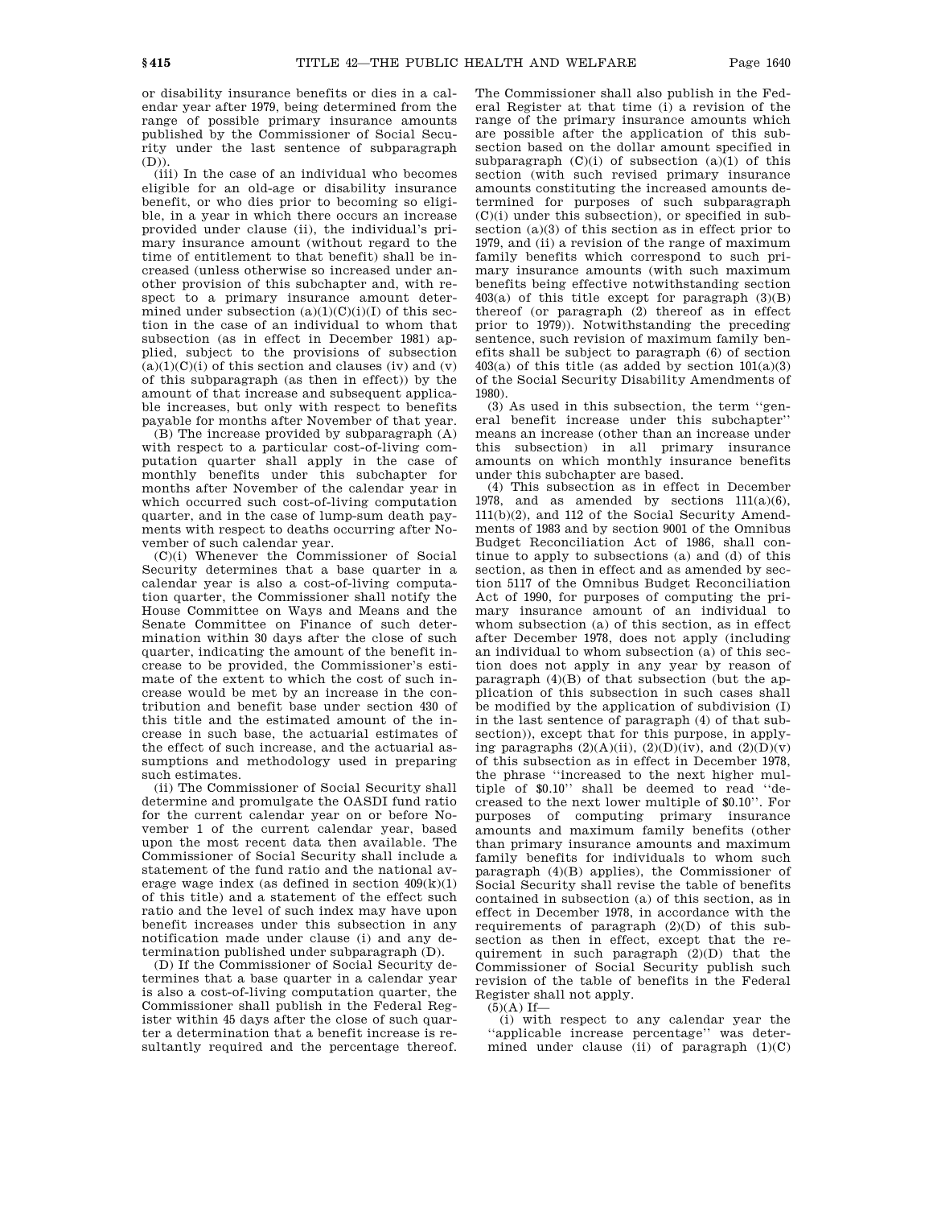or disability insurance benefits or dies in a calendar year after 1979, being determined from the range of possible primary insurance amounts published by the Commissioner of Social Security under the last sentence of subparagraph (D)).

(iii) In the case of an individual who becomes eligible for an old-age or disability insurance benefit, or who dies prior to becoming so eligible, in a year in which there occurs an increase provided under clause (ii), the individual's primary insurance amount (without regard to the time of entitlement to that benefit) shall be increased (unless otherwise so increased under another provision of this subchapter and, with respect to a primary insurance amount determined under subsection (a)(1)(C)(i)(I) of this section in the case of an individual to whom that subsection (as in effect in December 1981) applied, subject to the provisions of subsection (a)(1)(C)(i) of this section and clauses (iv) and (v) of this subparagraph (as then in effect)) by the amount of that increase and subsequent applicable increases, but only with respect to benefits payable for months after November of that year.

(B) The increase provided by subparagraph (A) with respect to a particular cost-of-living computation quarter shall apply in the case of monthly benefits under this subchapter for months after November of the calendar year in which occurred such cost-of-living computation quarter, and in the case of lump-sum death payments with respect to deaths occurring after November of such calendar year.

(C)(i) Whenever the Commissioner of Social Security determines that a base quarter in a calendar year is also a cost-of-living computation quarter, the Commissioner shall notify the House Committee on Ways and Means and the Senate Committee on Finance of such determination within 30 days after the close of such quarter, indicating the amount of the benefit increase to be provided, the Commissioner's estimate of the extent to which the cost of such increase would be met by an increase in the contribution and benefit base under section 430 of this title and the estimated amount of the increase in such base, the actuarial estimates of the effect of such increase, and the actuarial assumptions and methodology used in preparing such estimates.

(ii) The Commissioner of Social Security shall determine and promulgate the OASDI fund ratio for the current calendar year on or before November 1 of the current calendar year, based upon the most recent data then available. The Commissioner of Social Security shall include a statement of the fund ratio and the national average wage index (as defined in section 409(k)(1) of this title) and a statement of the effect such ratio and the level of such index may have upon benefit increases under this subsection in any notification made under clause (i) and any determination published under subparagraph (D).

(D) If the Commissioner of Social Security determines that a base quarter in a calendar year is also a cost-of-living computation quarter, the Commissioner shall publish in the Federal Register within 45 days after the close of such quarter a determination that a benefit increase is resultantly required and the percentage thereof. The Commissioner shall also publish in the Federal Register at that time (i) a revision of the range of the primary insurance amounts which are possible after the application of this subsection based on the dollar amount specified in subparagraph (C)(i) of subsection (a)(1) of this section (with such revised primary insurance amounts constituting the increased amounts determined for purposes of such subparagraph (C)(i) under this subsection), or specified in subsection (a)(3) of this section as in effect prior to 1979, and (ii) a revision of the range of maximum family benefits which correspond to such primary insurance amounts (with such maximum benefits being effective notwithstanding section 403(a) of this title except for paragraph (3)(B) thereof (or paragraph (2) thereof as in effect prior to 1979)). Notwithstanding the preceding sentence, such revision of maximum family benefits shall be subject to paragraph (6) of section 403(a) of this title (as added by section 101(a)(3) of the Social Security Disability Amendments of 1980).

(3) As used in this subsection, the term "general benefit increase under this subchapter" means an increase (other than an increase under this subsection) in all primary insurance amounts on which monthly insurance benefits under this subchapter are based.

(4) This subsection as in effect in December 1978, and as amended by sections 111(a)(6), 111(b)(2), and 112 of the Social Security Amendments of 1983 and by section 9001 of the Omnibus Budget Reconciliation Act of 1986, shall continue to apply to subsections (a) and (d) of this section, as then in effect and as amended by section 5117 of the Omnibus Budget Reconciliation Act of 1990, for purposes of computing the primary insurance amount of an individual to whom subsection (a) of this section, as in effect after December 1978, does not apply (including an individual to whom subsection (a) of this section does not apply in any year by reason of paragraph (4)(B) of that subsection (but the application of this subsection in such cases shall be modified by the application of subdivision (I) in the last sentence of paragraph (4) of that subsection)), except that for this purpose, in applying paragraphs (2)(A)(ii), (2)(D)(iv), and (2)(D)(v) of this subsection as in effect in December 1978, the phrase "increased to the next higher multiple of $0.10" shall be deemed to read "decreased to the next lower multiple of $0.10". For purposes of computing primary insurance amounts and maximum family benefits (other than primary insurance amounts and maximum family benefits for individuals to whom such paragraph (4)(B) applies), the Commissioner of Social Security shall revise the table of benefits contained in subsection (a) of this section, as in effect in December 1978, in accordance with the requirements of paragraph (2)(D) of this subsection as then in effect, except that the requirement in such paragraph (2)(D) that the Commissioner of Social Security publish such revision of the table of benefits in the Federal Register shall not apply.

(5)(A) If—

(i) with respect to any calendar year the "applicable increase percentage" was determined under clause (ii) of paragraph (1)(C)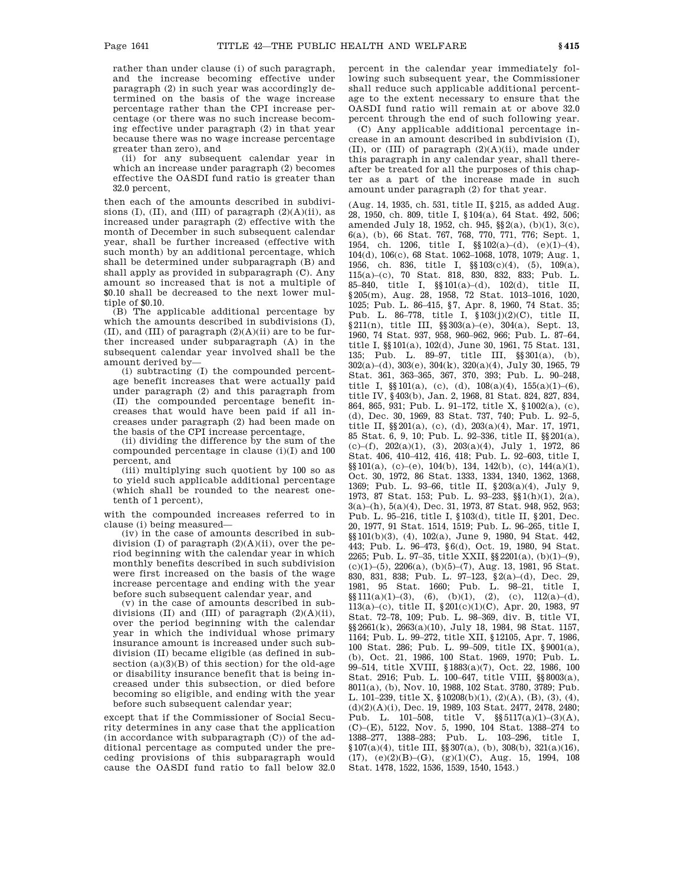rather than under clause (i) of such paragraph, and the increase becoming effective under paragraph (2) in such year was accordingly determined on the basis of the wage increase percentage rather than the CPI increase percentage (or there was no such increase becoming effective under paragraph (2) in that year because there was no wage increase percentage greater than zero), and

(ii) for any subsequent calendar year in which an increase under paragraph (2) becomes effective the OASDI fund ratio is greater than 32.0 percent,

then each of the amounts described in subdivisions (I), (II), and (III) of paragraph (2)(A)(ii), as increased under paragraph (2) effective with the month of December in such subsequent calendar year, shall be further increased (effective with such month) by an additional percentage, which shall be determined under subparagraph (B) and shall apply as provided in subparagraph (C). Any amount so increased that is not a multiple of $0.10 shall be decreased to the next lower multiple of $0.10.

(B) The applicable additional percentage by which the amounts described in subdivisions (I), (II), and (III) of paragraph (2)(A)(ii) are to be further increased under subparagraph (A) in the subsequent calendar year involved shall be the amount derived by—

(i) subtracting (I) the compounded percentage benefit increases that were actually paid under paragraph (2) and this paragraph from (II) the compounded percentage benefit increases that would have been paid if all increases under paragraph (2) had been made on the basis of the CPI increase percentage,

(ii) dividing the difference by the sum of the compounded percentage in clause (i)(I) and 100 percent, and

(iii) multiplying such quotient by 100 so as to yield such applicable additional percentage (which shall be rounded to the nearest one-tenth of 1 percent),

with the compounded increases referred to in clause (i) being measured—

(iv) in the case of amounts described in subdivision (I) of paragraph (2)(A)(ii), over the period beginning with the calendar year in which monthly benefits described in such subdivision were first increased on the basis of the wage increase percentage and ending with the year before such subsequent calendar year, and

(v) in the case of amounts described in subdivisions (II) and (III) of paragraph (2)(A)(ii), over the period beginning with the calendar year in which the individual whose primary insurance amount is increased under such subdivision (II) became eligible (as defined in subsection (a)(3)(B) of this section) for the old-age or disability insurance benefit that is being increased under this subsection, or died before becoming so eligible, and ending with the year before such subsequent calendar year;

except that if the Commissioner of Social Security determines in any case that the application (in accordance with subparagraph (C)) of the additional percentage as computed under the preceding provisions of this subparagraph would cause the OASDI fund ratio to fall below 32.0 percent in the calendar year immediately following such subsequent year, the Commissioner shall reduce such applicable additional percentage to the extent necessary to ensure that the OASDI fund ratio will remain at or above 32.0 percent through the end of such following year.

(C) Any applicable additional percentage increase in an amount described in subdivision (I), (II), or (III) of paragraph (2)(A)(ii), made under this paragraph in any calendar year, shall thereafter be treated for all the purposes of this chapter as a part of the increase made in such amount under paragraph (2) for that year.

(Aug. 14, 1935, ch. 531, title II, §215, as added Aug. 28, 1950, ch. 809, title I, §104(a), 64 Stat. 492, 506; amended July 18, 1952, ch. 945, §§2(a), (b)(1), 3(c), 6(a), (b), 66 Stat. 767, 768, 770, 771, 776; Sept. 1, 1954, ch. 1206, title I, §§102(a)–(d), (e)(1)–(4), 104(d), 106(c), 68 Stat. 1062–1068, 1078, 1079; Aug. 1, 1956, ch. 836, title I, §§103(c)(4), (5), 109(a), 115(a)–(c), 70 Stat. 818, 830, 832, 833; Pub. L. 85–840, title I, §§101(a)–(d), 102(d), title II, §205(m), Aug. 28, 1958, 72 Stat. 1013–1016, 1020, 1025; Pub. L. 86–415, §7, Apr. 8, 1960, 74 Stat. 35; Pub. L. 86–778, title I, §103(j)(2)(C), title II, §211(n), title III, §§303(a)–(e), 304(a), Sept. 13, 1960, 74 Stat. 937, 958, 960–962, 966; Pub. L. 87–64, title I, §§101(a), 102(d), June 30, 1961, 75 Stat. 131, 135; Pub. L. 89–97, title III, §§301(a), (b), 302(a)–(d), 303(e), 304(k), 320(a)(4), July 30, 1965, 79 Stat. 361, 363–365, 367, 370, 393; Pub. L. 90–248, title I, §§101(a), (c), (d), 108(a)(4), 155(a)(1)–(6), title IV, §403(b), Jan. 2, 1968, 81 Stat. 824, 827, 834, 864, 865, 931; Pub. L. 91–172, title X, §1002(a), (c), (d), Dec. 30, 1969, 83 Stat. 737, 740; Pub. L. 92–5, title II, §§201(a), (c), (d), 203(a)(4), Mar. 17, 1971, 85 Stat. 6, 9, 10; Pub. L. 92–336, title II, §§201(a), (c)–(f), 202(a)(1), (3), 203(a)(4), July 1, 1972, 86 Stat. 406, 410–412, 416, 418; Pub. L. 92–603, title I, §§101(a), (c)–(e), 104(b), 134, 142(b), (c), 144(a)(1), Oct. 30, 1972, 86 Stat. 1333, 1334, 1340, 1362, 1368, 1369; Pub. L. 93–66, title II, §203(a)(4), July 9, 1973, 87 Stat. 153; Pub. L. 93–233, §§1(h)(1), 2(a), 3(a)–(h), 5(a)(4), Dec. 31, 1973, 87 Stat. 948, 952, 953; Pub. L. 95–216, title I, §103(d), title II, §201, Dec. 20, 1977, 91 Stat. 1514, 1519; Pub. L. 96–265, title I, §§101(b)(3), (4), 102(a), June 9, 1980, 94 Stat. 442, 443; Pub. L. 96–473, §6(d), Oct. 19, 1980, 94 Stat. 2265; Pub. L. 97–35, title XXII, §§2201(a), (b)(1)–(9), (c)(1)–(5), 2206(a), (b)(5)–(7), Aug. 13, 1981, 95 Stat. 830, 831, 838; Pub. L. 97–123, §2(a)–(d), Dec. 29, 1981, 95 Stat. 1660; Pub. L. 98–21, title I, §§111(a)(1)–(3), (6), (b)(1), (2), (c), 112(a)–(d), 113(a)–(c), title II, §201(c)(1)(C), Apr. 20, 1983, 97 Stat. 72–78, 109; Pub. L. 98–369, div. B, title VI, §§2661(k), 2663(a)(10), July 18, 1984, 98 Stat. 1157, 1164; Pub. L. 99–272, title XII, §12105, Apr. 7, 1986, 100 Stat. 286; Pub. L. 99–509, title IX, §9001(a), (b), Oct. 21, 1986, 100 Stat. 1969, 1970; Pub. L. 99–514, title XVIII, §1883(a)(7), Oct. 22, 1986, 100 Stat. 2916; Pub. L. 100–647, title VIII, §§8003(a), 8011(a), (b), Nov. 10, 1988, 102 Stat. 3780, 3789; Pub. L. 101–239, title X, §10208(b)(1), (2)(A), (B), (3), (4), (d)(2)(A)(i), Dec. 19, 1989, 103 Stat. 2477, 2478, 2480; Pub. L. 101–508, title V, §§5117(a)(1)–(3)(A), (C)–(E), 5122, Nov. 5, 1990, 104 Stat. 1388–274 to 1388–277, 1388–283; Pub. L. 103–296, title I, §107(a)(4), title III, §§307(a), (b), 308(b), 321(a)(16), (17), (e)(2)(B)–(G), (g)(1)(C), Aug. 15, 1994, 108 Stat. 1478, 1522, 1536, 1539, 1540, 1543.)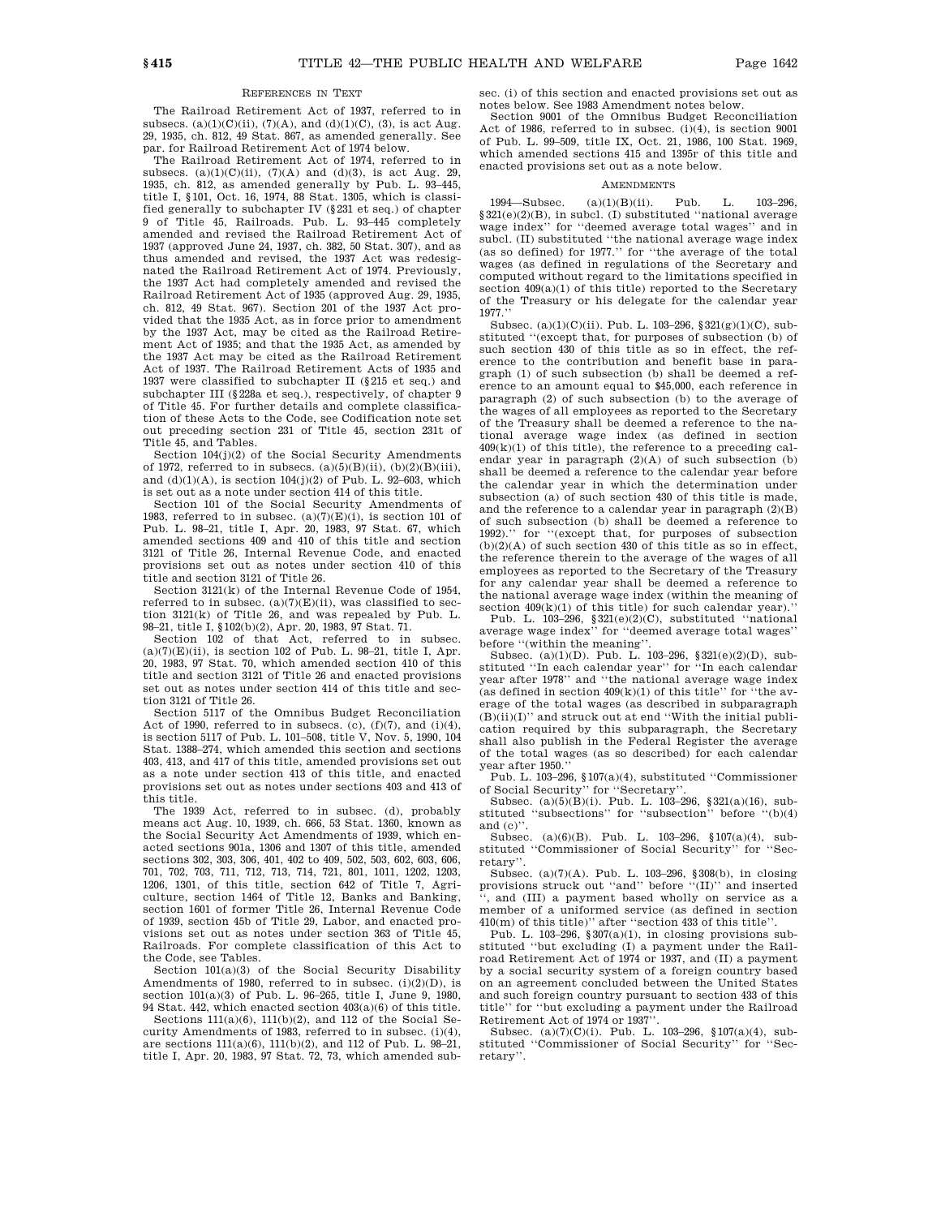## REFERENCES IN TEXT

The Railroad Retirement Act of 1937, referred to in subsecs. (a)(1)(C)(ii), (7)(A), and (d)(1)(C), (3), is act Aug. 29, 1935, ch. 812, 49 Stat. 867, as amended generally. See par. for Railroad Retirement Act of 1974 below.

The Railroad Retirement Act of 1974, referred to in subsecs. (a)(1)(C)(ii), (7)(A) and (d)(3), is act Aug. 29, 1935, ch. 812, as amended generally by Pub. L. 93–445, title I, §101, Oct. 16, 1974, 88 Stat. 1305, which is classified generally to subchapter IV (§231 et seq.) of chapter 9 of Title 45, Railroads. Pub. L. 93–445 completely amended and revised the Railroad Retirement Act of 1937 (approved June 24, 1937, ch. 382, 50 Stat. 307), and as thus amended and revised, the 1937 Act was redesignated the Railroad Retirement Act of 1974. Previously, the 1937 Act had completely amended and revised the Railroad Retirement Act of 1935 (approved Aug. 29, 1935, ch. 812, 49 Stat. 967). Section 201 of the 1937 Act provided that the 1935 Act, as in force prior to amendment by the 1937 Act, may be cited as the Railroad Retirement Act of 1935; and that the 1935 Act, as amended by the 1937 Act may be cited as the Railroad Retirement Act of 1937. The Railroad Retirement Acts of 1935 and 1937 were classified to subchapter II (§215 et seq.) and subchapter III (§228a et seq.), respectively, of chapter 9 of Title 45. For further details and complete classification of these Acts to the Code, see Codification note set out preceding section 231 of Title 45, section 231t of Title 45, and Tables.

Section 104(j)(2) of the Social Security Amendments of 1972, referred to in subsecs. (a)(5)(B)(ii), (b)(2)(B)(iii), and (d)(1)(A), is section 104(j)(2) of Pub. L. 92–603, which is set out as a note under section 414 of this title.

Section 101 of the Social Security Amendments of 1983, referred to in subsec. (a)(7)(E)(i), is section 101 of Pub. L. 98–21, title I, Apr. 20, 1983, 97 Stat. 67, which amended sections 409 and 410 of this title and section 3121 of Title 26, Internal Revenue Code, and enacted provisions set out as notes under section 410 of this title and section 3121 of Title 26.

Section 3121(k) of the Internal Revenue Code of 1954, referred to in subsec. (a)(7)(E)(ii), was classified to section 3121(k) of Title 26, and was repealed by Pub. L. 98–21, title I, §102(b)(2), Apr. 20, 1983, 97 Stat. 71.

Section 102 of that Act, referred to in subsec. (a)(7)(E)(ii), is section 102 of Pub. L. 98–21, title I, Apr. 20, 1983, 97 Stat. 70, which amended section 410 of this title and section 3121 of Title 26 and enacted provisions set out as notes under section 414 of this title and section 3121 of Title 26.

Section 5117 of the Omnibus Budget Reconciliation Act of 1990, referred to in subsecs. (c), (f)(7), and (i)(4), is section 5117 of Pub. L. 101–508, title V, Nov. 5, 1990, 104 Stat. 1388–274, which amended this section and sections 403, 413, and 417 of this title, amended provisions set out as a note under section 413 of this title, and enacted provisions set out as notes under sections 403 and 413 of this title.

The 1939 Act, referred to in subsec. (d), probably means act Aug. 10, 1939, ch. 666, 53 Stat. 1360, known as the Social Security Act Amendments of 1939, which enacted sections 901a, 1306 and 1307 of this title, amended sections 302, 303, 306, 401, 402 to 409, 502, 503, 602, 603, 606, 701, 702, 703, 711, 712, 713, 714, 721, 801, 1011, 1202, 1203, 1206, 1301, of this title, section 642 of Title 7, Agriculture, section 1464 of Title 12, Banks and Banking, section 1601 of former Title 26, Internal Revenue Code of 1939, section 45b of Title 29, Labor, and enacted provisions set out as notes under section 363 of Title 45, Railroads. For complete classification of this Act to the Code, see Tables.

Section 101(a)(3) of the Social Security Disability Amendments of 1980, referred to in subsec. (i)(2)(D), is section 101(a)(3) of Pub. L. 96–265, title I, June 9, 1980, 94 Stat. 442, which enacted section 403(a)(6) of this title.

Sections 111(a)(6), 111(b)(2), and 112 of the Social Security Amendments of 1983, referred to in subsec. (i)(4), are sections 111(a)(6), 111(b)(2), and 112 of Pub. L. 98–21, title I, Apr. 20, 1983, 97 Stat. 72, 73, which amended subsec. (i) of this section and enacted provisions set out as notes below. See 1983 Amendment notes below.

Section 9001 of the Omnibus Budget Reconciliation Act of 1986, referred to in subsec. (i)(4), is section 9001 of Pub. L. 99–509, title IX, Oct. 21, 1986, 100 Stat. 1969, which amended sections 415 and 1395r of this title and enacted provisions set out as a note below.

## AMENDMENTS

1994—Subsec. (a)(1)(B)(ii). Pub. L. 103–296, §321(e)(2)(B), in subcl. (I) substituted "national average wage index" for "deemed average total wages" and in subcl. (II) substituted "the national average wage index (as so defined) for 1977." for "the average of the total wages (as defined in regulations of the Secretary and computed without regard to the limitations specified in section 409(a)(1) of this title) reported to the Secretary of the Treasury or his delegate for the calendar year 1977."

Subsec. (a)(1)(C)(ii). Pub. L. 103–296, §321(g)(1)(C), substituted "(except that, for purposes of subsection (b) of such section 430 of this title as so in effect, the reference to the contribution and benefit base in paragraph (1) of such subsection (b) shall be deemed a reference to an amount equal to $45,000, each reference in paragraph (2) of such subsection (b) to the average of the wages of all employees as reported to the Secretary of the Treasury shall be deemed a reference to the national average wage index (as defined in section 409(k)(1) of this title), the reference to a preceding calendar year in paragraph (2)(A) of such subsection (b) shall be deemed a reference to the calendar year before the calendar year in which the determination under subsection (a) of such section 430 of this title is made, and the reference to a calendar year in paragraph (2)(B) of such subsection (b) shall be deemed a reference to 1992)." for "(except that, for purposes of subsection (b)(2)(A) of such section 430 of this title as so in effect, the reference therein to the average of the wages of all employees as reported to the Secretary of the Treasury for any calendar year shall be deemed a reference to the national average wage index (within the meaning of section 409(k)(1) of this title) for such calendar year)."

Pub. L. 103–296, §321(e)(2)(C), substituted "national average wage index" for "deemed average total wages" before "(within the meaning".

Subsec. (a)(1)(D). Pub. L. 103–296, §321(e)(2)(D), substituted "In each calendar year" for "In each calendar year after 1978" and "the national average wage index (as defined in section 409(k)(1) of this title" for "the average of the total wages (as described in subparagraph (B)(ii)(I)" and struck out at end "With the initial publication required by this subparagraph, the Secretary shall also publish in the Federal Register the average of the total wages (as so described) for each calendar year after 1950."

Pub. L. 103–296, §107(a)(4), substituted "Commissioner of Social Security" for "Secretary".

Subsec. (a)(5)(B)(i). Pub. L. 103–296, §321(a)(16), substituted "subsections" for "subsection" before "(b)(4) and (c)".

Subsec. (a)(6)(B). Pub. L. 103–296, §107(a)(4), substituted "Commissioner of Social Security" for "Secretary".

Subsec. (a)(7)(A). Pub. L. 103–296, §308(b), in closing provisions struck out "and" before "(II)" and inserted ", and (III) a payment based wholly on service as a member of a uniformed service (as defined in section 410(m) of this title)" after "section 433 of this title".

Pub. L. 103–296, §307(a)(1), in closing provisions substituted "but excluding (I) a payment under the Railroad Retirement Act of 1974 or 1937, and (II) a payment by a social security system of a foreign country based on an agreement concluded between the United States and such foreign country pursuant to section 433 of this title" for "but excluding a payment under the Railroad Retirement Act of 1974 or 1937".

Subsec. (a)(7)(C)(i). Pub. L. 103–296, §107(a)(4), substituted "Commissioner of Social Security" for "Secretary".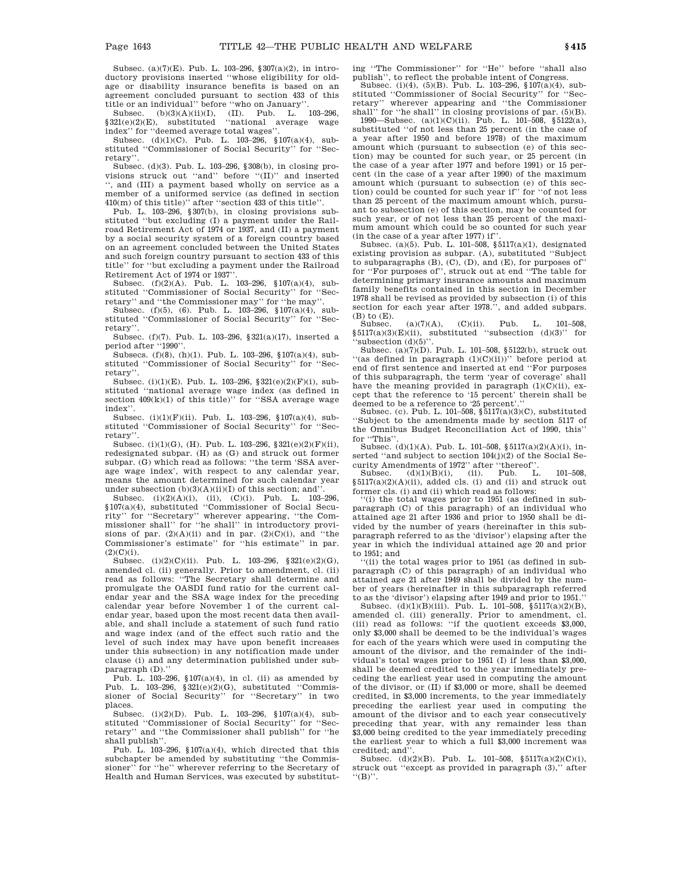Subsec. (a)(7)(E). Pub. L. 103–296, §307(a)(2), in introductory provisions inserted ''whose eligibility for old-age or disability insurance benefits is based on an agreement concluded pursuant to section 433 of this title or an individual'' before ''who on January''.

Subsec. (b)(3)(A)(ii)(I), (II). Pub. L. 103–296, §321(e)(2)(E), substituted ''national average wage index'' for ''deemed average total wages''.

Subsec. (d)(1)(C). Pub. L. 103–296, §107(a)(4), substituted ''Commissioner of Social Security'' for ''Secretary''.

Subsec. (d)(3). Pub. L. 103–296, §308(b), in closing provisions struck out ''and'' before ''(II)'' and inserted '', and (III) a payment based wholly on service as a member of a uniformed service (as defined in section 410(m) of this title)'' after ''section 433 of this title''.

Pub. L. 103–296, §307(b), in closing provisions substituted ''but excluding (I) a payment under the Railroad Retirement Act of 1974 or 1937, and (II) a payment by a social security system of a foreign country based on an agreement concluded between the United States and such foreign country pursuant to section 433 of this title'' for ''but excluding a payment under the Railroad Retirement Act of 1974 or 1937''.

Subsec. (f)(2)(A). Pub. L. 103–296, §107(a)(4), substituted ''Commissioner of Social Security'' for ''Secretary'' and ''the Commissioner may'' for ''he may''.

Subsec. (f)(5), (6). Pub. L. 103–296, §107(a)(4), substituted ''Commissioner of Social Security'' for ''Secretary''.

Subsec. (f)(7). Pub. L. 103–296, §321(a)(17), inserted a period after ''1990''.

Subsecs. (f)(8), (h)(1). Pub. L. 103–296, §107(a)(4), substituted ''Commissioner of Social Security'' for ''Secretary''.

Subsec. (i)(1)(E). Pub. L. 103–296, §321(e)(2)(F)(i), substituted ''national average wage index (as defined in section 409(k)(1) of this title)'' for ''SSA average wage index''.

Subsec. (i)(1)(F)(ii). Pub. L. 103–296, §107(a)(4), substituted ''Commissioner of Social Security'' for ''Secretary''.

Subsec. (i)(1)(G), (H). Pub. L. 103–296, §321(e)(2)(F)(ii), redesignated subpar. (H) as (G) and struck out former subpar. (G) which read as follows: ''the term 'SSA average wage index', with respect to any calendar year, means the amount determined for such calendar year under subsection (b)(3)(A)(ii)(I) of this section; and''.

Subsec. (i)(2)(A)(i), (ii), (C)(i). Pub. L. 103–296, §107(a)(4), substituted ''Commissioner of Social Security'' for ''Secretary'' wherever appearing, ''the Commissioner shall'' for ''he shall'' in introductory provisions of par. (2)(A)(ii) and in par. (2)(C)(i), and ''the Commissioner's estimate'' for ''his estimate'' in par. (2)(C)(i).

Subsec. (i)(2)(C)(ii). Pub. L. 103–296, §321(e)(2)(G), amended cl. (ii) generally. Prior to amendment, cl. (ii) read as follows: ''The Secretary shall determine and promulgate the OASDI fund ratio for the current calendar year and the SSA wage index for the preceding calendar year before November 1 of the current calendar year, based upon the most recent data then available, and shall include a statement of such fund ratio and wage index (and of the effect such ratio and the level of such index may have upon benefit increases under this subsection) in any notification made under clause (i) and any determination published under subparagraph (D).''

Pub. L. 103–296, §107(a)(4), in cl. (ii) as amended by Pub. L. 103–296, §321(e)(2)(G), substituted ''Commissioner of Social Security'' for ''Secretary'' in two places.

Subsec. (i)(2)(D). Pub. L. 103–296, §107(a)(4), substituted ''Commissioner of Social Security'' for ''Secretary'' and ''the Commissioner shall publish'' for ''he shall publish''.

Pub. L. 103–296, §107(a)(4), which directed that this subchapter be amended by substituting ''the Commissioner'' for ''he'' wherever referring to the Secretary of Health and Human Services, was executed by substituting ''The Commissioner'' for ''He'' before ''shall also publish'', to reflect the probable intent of Congress.

Subsec. (i)(4), (5)(B). Pub. L. 103–296, §107(a)(4), substituted ''Commissioner of Social Security'' for ''Secretary'' wherever appearing and ''the Commissioner shall'' for ''he shall'' in closing provisions of par. (5)(B).

1990—Subsec. (a)(1)(C)(ii). Pub. L. 101–508, §5122(a), substituted ''of not less than 25 percent (in the case of a year after 1950 and before 1978) of the maximum amount which (pursuant to subsection (e) of this section) may be counted for such year, or 25 percent (in the case of a year after 1977 and before 1991) or 15 percent (in the case of a year after 1990) of the maximum amount which (pursuant to subsection (e) of this section) could be counted for such year if'' for ''of not less than 25 percent of the maximum amount which, pursuant to subsection (e) of this section, may be counted for such year, or of not less than 25 percent of the maximum amount which could be so counted for such year (in the case of a year after 1977) if''.

Subsec. (a)(5). Pub. L. 101–508, §5117(a)(1), designated existing provision as subpar. (A), substituted ''Subject to subparagraphs (B), (C), (D), and (E), for purposes of'' for ''For purposes of'', struck out at end ''The table for determining primary insurance amounts and maximum family benefits contained in this section in December 1978 shall be revised as provided by subsection (i) of this section for each year after 1978.'', and added subpars. (B) to (E).

Subsec. (a)(7)(A), (C)(ii). Pub. L. 101–508, §5117(a)(3)(E)(ii), substituted ''subsection (d)(3)'' for ''subsection (d)(5)''.

Subsec. (a)(7)(D). Pub. L. 101–508, §5122(b), struck out ''(as defined in paragraph (1)(C)(ii))'' before period at end of first sentence and inserted at end ''For purposes of this subparagraph, the term 'year of coverage' shall have the meaning provided in paragraph (1)(C)(ii), except that the reference to '15 percent' therein shall be deemed to be a reference to '25 percent'.''

Subsec. (c). Pub. L. 101–508, §5117(a)(3)(C), substituted ''Subject to the amendments made by section 5117 of the Omnibus Budget Reconciliation Act of 1990, this'' for ''This''.

Subsec. (d)(1)(A). Pub. L. 101–508, §5117(a)(2)(A)(i), inserted ''and subject to section 104(j)(2) of the Social Security Amendments of 1972'' after ''thereof''.

Subsec. (d)(1)(B)(i), (ii). Pub. L. 101–508, §5117(a)(2)(A)(ii), added cls. (i) and (ii) and struck out former cls. (i) and (ii) which read as follows:

''(i) the total wages prior to 1951 (as defined in subparagraph (C) of this paragraph) of an individual who attained age 21 after 1936 and prior to 1950 shall be divided by the number of years (hereinafter in this subparagraph referred to as the 'divisor') elapsing after the year in which the individual attained age 20 and prior to 1951; and

''(ii) the total wages prior to 1951 (as defined in subparagraph (C) of this paragraph) of an individual who attained age 21 after 1949 shall be divided by the number of years (hereinafter in this subparagraph referred to as the 'divisor') elapsing after 1949 and prior to 1951.''

Subsec. (d)(1)(B)(iii). Pub. L. 101–508, §5117(a)(2)(B), amended cl. (iii) generally. Prior to amendment, cl. (iii) read as follows: ''if the quotient exceeds $3,000, only $3,000 shall be deemed to be the individual's wages for each of the years which were used in computing the amount of the divisor, and the remainder of the individual's total wages prior to 1951 (I) if less than $3,000, shall be deemed credited to the year immediately preceding the earliest year used in computing the amount of the divisor, or (II) if $3,000 or more, shall be deemed credited, in $3,000 increments, to the year immediately preceding the earliest year used in computing the amount of the divisor and to each year consecutively preceding that year, with any remainder less than $3,000 being credited to the year immediately preceding the earliest year to which a full $3,000 increment was credited; and''.

Subsec. (d)(2)(B). Pub. L. 101–508, §5117(a)(2)(C)(i), struck out ''except as provided in paragraph (3),'' after ''(B)''.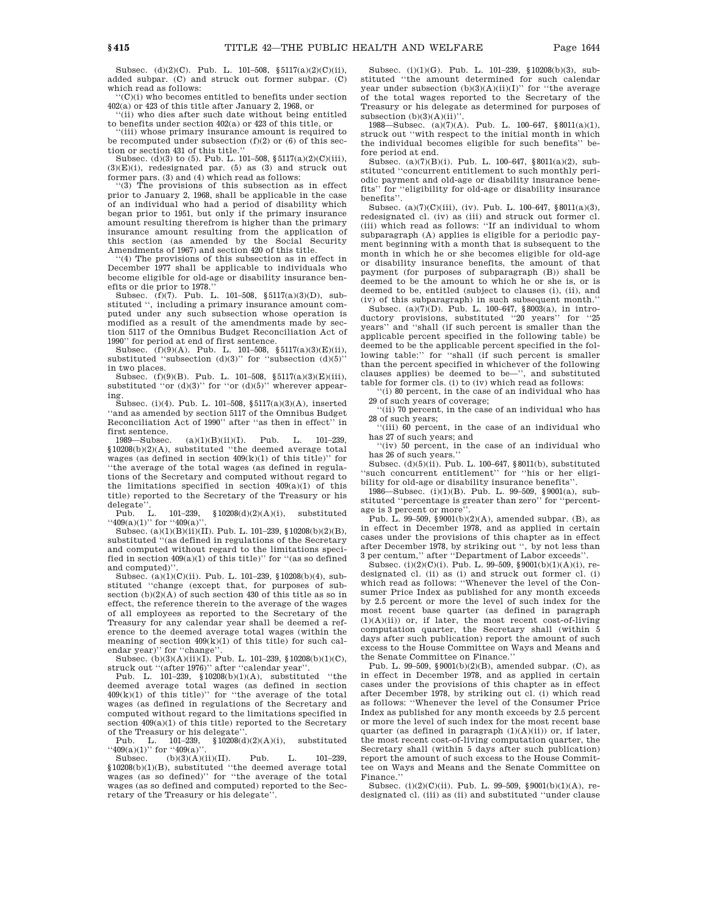Subsec. (d)(2)(C). Pub. L. 101–508, §5117(a)(2)(C)(ii), added subpar. (C) and struck out former subpar. (C) which read as follows:

''(C)(i) who becomes entitled to benefits under section 402(a) or 423 of this title after January 2, 1968, or

''(ii) who dies after such date without being entitled to benefits under section 402(a) or 423 of this title, or

''(iii) whose primary insurance amount is required to be recomputed under subsection (f)(2) or (6) of this section or section 431 of this title.''

Subsec. (d)(3) to (5). Pub. L. 101–508, §5117(a)(2)(C)(iii), (3)(E)(i), redesignated par. (5) as (3) and struck out former pars. (3) and (4) which read as follows:

''(3) The provisions of this subsection as in effect prior to January 2, 1968, shall be applicable in the case of an individual who had a period of disability which began prior to 1951, but only if the primary insurance amount resulting therefrom is higher than the primary insurance amount resulting from the application of this section (as amended by the Social Security Amendments of 1967) and section 420 of this title.

''(4) The provisions of this subsection as in effect in December 1977 shall be applicable to individuals who become eligible for old-age or disability insurance benefits or die prior to 1978.''

Subsec. (f)(7). Pub. L. 101–508, §5117(a)(3)(D), substituted '', including a primary insurance amount computed under any such subsection whose operation is modified as a result of the amendments made by section 5117 of the Omnibus Budget Reconciliation Act of 1990'' for period at end of first sentence.

Subsec. (f)(9)(A). Pub. L. 101–508, §5117(a)(3)(E)(ii), substituted ''subsection (d)(3)'' for ''subsection (d)(5)'' in two places.

Subsec. (f)(9)(B). Pub. L. 101–508, §5117(a)(3)(E)(iii), substituted ''or (d)(3)'' for ''or (d)(5)'' wherever appearing.

Subsec. (i)(4). Pub. L. 101–508, §5117(a)(3)(A), inserted ''and as amended by section 5117 of the Omnibus Budget Reconciliation Act of 1990'' after ''as then in effect'' in first sentence.

1989—Subsec. (a)(1)(B)(ii)(I). Pub. L. 101–239, §10208(b)(2)(A), substituted ''the deemed average total wages (as defined in section 409(k)(1) of this title)'' for ''the average of the total wages (as defined in regulations of the Secretary and computed without regard to the limitations specified in section 409(a)(1) of this title) reported to the Secretary of the Treasury or his delegate''.

Pub. L. 101–239, §10208(d)(2)(A)(i), substituted ''409(a)(1)'' for ''409(a)''.

Subsec. (a)(1)(B)(ii)(II). Pub. L. 101–239, §10208(b)(2)(B), substituted ''(as defined in regulations of the Secretary and computed without regard to the limitations specified in section 409(a)(1) of this title)'' for ''(as so defined and computed)''.

Subsec. (a)(1)(C)(ii). Pub. L. 101–239, §10208(b)(4), substituted ''change (except that, for purposes of subsection (b)(2)(A) of such section 430 of this title as so in effect, the reference therein to the average of the wages of all employees as reported to the Secretary of the Treasury for any calendar year shall be deemed a reference to the deemed average total wages (within the meaning of section 409(k)(1) of this title) for such calendar year)'' for ''change''.

Subsec. (b)(3)(A)(ii)(I). Pub. L. 101–239, §10208(b)(1)(C), struck out ''(after 1976)'' after ''calendar year''.

Pub. L. 101–239, §10208(b)(1)(A), substituted ''the deemed average total wages (as defined in section 409(k)(1) of this title)'' for ''the average of the total wages (as defined in regulations of the Secretary and computed without regard to the limitations specified in section 409(a)(1) of this title) reported to the Secretary of the Treasury or his delegate''.

Pub. L. 101–239, §10208(d)(2)(A)(i), substituted ''409(a)(1)'' for ''409(a)''.

Subsec. (b)(3)(A)(ii)(II). Pub. L. 101–239, §10208(b)(1)(B), substituted ''the deemed average total wages (as so defined)'' for ''the average of the total wages (as so defined and computed) reported to the Secretary of the Treasury or his delegate''.

Subsec. (i)(1)(G). Pub. L. 101–239, §10208(b)(3), substituted ''the amount determined for such calendar year under subsection (b)(3)(A)(ii)(I)'' for ''the average of the total wages reported to the Secretary of the Treasury or his delegate as determined for purposes of subsection (b)(3)(A)(ii)''.

1988—Subsec. (a)(7)(A). Pub. L. 100–647, §8011(a)(1), struck out ''with respect to the initial month in which the individual becomes eligible for such benefits'' before period at end.

Subsec. (a)(7)(B)(i). Pub. L. 100–647, §8011(a)(2), substituted ''concurrent entitlement to such monthly periodic payment and old-age or disability insurance benefits'' for ''eligibility for old-age or disability insurance benefits''.

Subsec. (a)(7)(C)(iii), (iv). Pub. L. 100–647, §8011(a)(3), redesignated cl. (iv) as (iii) and struck out former cl. (iii) which read as follows: ''If an individual to whom subparagraph (A) applies is eligible for a periodic payment beginning with a month that is subsequent to the month in which he or she becomes eligible for old-age or disability insurance benefits, the amount of that payment (for purposes of subparagraph (B)) shall be deemed to be the amount to which he or she is, or is deemed to be, entitled (subject to clauses (i), (ii), and (iv) of this subparagraph) in such subsequent month.''

Subsec. (a)(7)(D). Pub. L. 100–647, §8003(a), in introductory provisions, substituted ''20 years'' for ''25 years'' and ''shall (if such percent is smaller than the applicable percent specified in the following table) be deemed to be the applicable percent specified in the following table:'' for ''shall (if such percent is smaller than the percent specified in whichever of the following clauses applies) be deemed to be—'', and substituted table for former cls. (i) to (iv) which read as follows:

''(i) 80 percent, in the case of an individual who has 29 of such years of coverage;

''(ii) 70 percent, in the case of an individual who has 28 of such years;

''(iii) 60 percent, in the case of an individual who has 27 of such years; and

''(iv) 50 percent, in the case of an individual who has 26 of such years.''

Subsec. (d)(5)(ii). Pub. L. 100–647, §8011(b), substituted ''such concurrent entitlement'' for ''his or her eligibility for old-age or disability insurance benefits''.

1986—Subsec. (i)(1)(B). Pub. L. 99–509, §9001(a), substituted ''percentage is greater than zero'' for ''percentage is 3 percent or more''.

Pub. L. 99–509, §9001(b)(2)(A), amended subpar. (B), as in effect in December 1978, and as applied in certain cases under the provisions of this chapter as in effect after December 1978, by striking out '', by not less than 3 per centum,'' after ''Department of Labor exceeds''.

Subsec. (i)(2)(C)(i). Pub. L. 99–509, §9001(b)(1)(A)(i), redesignated cl. (ii) as (i) and struck out former cl. (i) which read as follows: ''Whenever the level of the Consumer Price Index as published for any month exceeds by 2.5 percent or more the level of such index for the most recent base quarter (as defined in paragraph (1)(A)(ii)) or, if later, the most recent cost-of-living computation quarter, the Secretary shall (within 5 days after such publication) report the amount of such excess to the House Committee on Ways and Means and the Senate Committee on Finance.''

Pub. L. 99–509, §9001(b)(2)(B), amended subpar. (C), as in effect in December 1978, and as applied in certain cases under the provisions of this chapter as in effect after December 1978, by striking out cl. (i) which read as follows: ''Whenever the level of the Consumer Price Index as published for any month exceeds by 2.5 percent or more the level of such index for the most recent base quarter (as defined in paragraph (1)(A)(ii)) or, if later, the most recent cost-of-living computation quarter, the Secretary shall (within 5 days after such publication) report the amount of such excess to the House Committee on Ways and Means and the Senate Committee on Finance.''

Subsec. (i)(2)(C)(ii). Pub. L. 99–509, §9001(b)(1)(A), redesignated cl. (iii) as (ii) and substituted ''under clause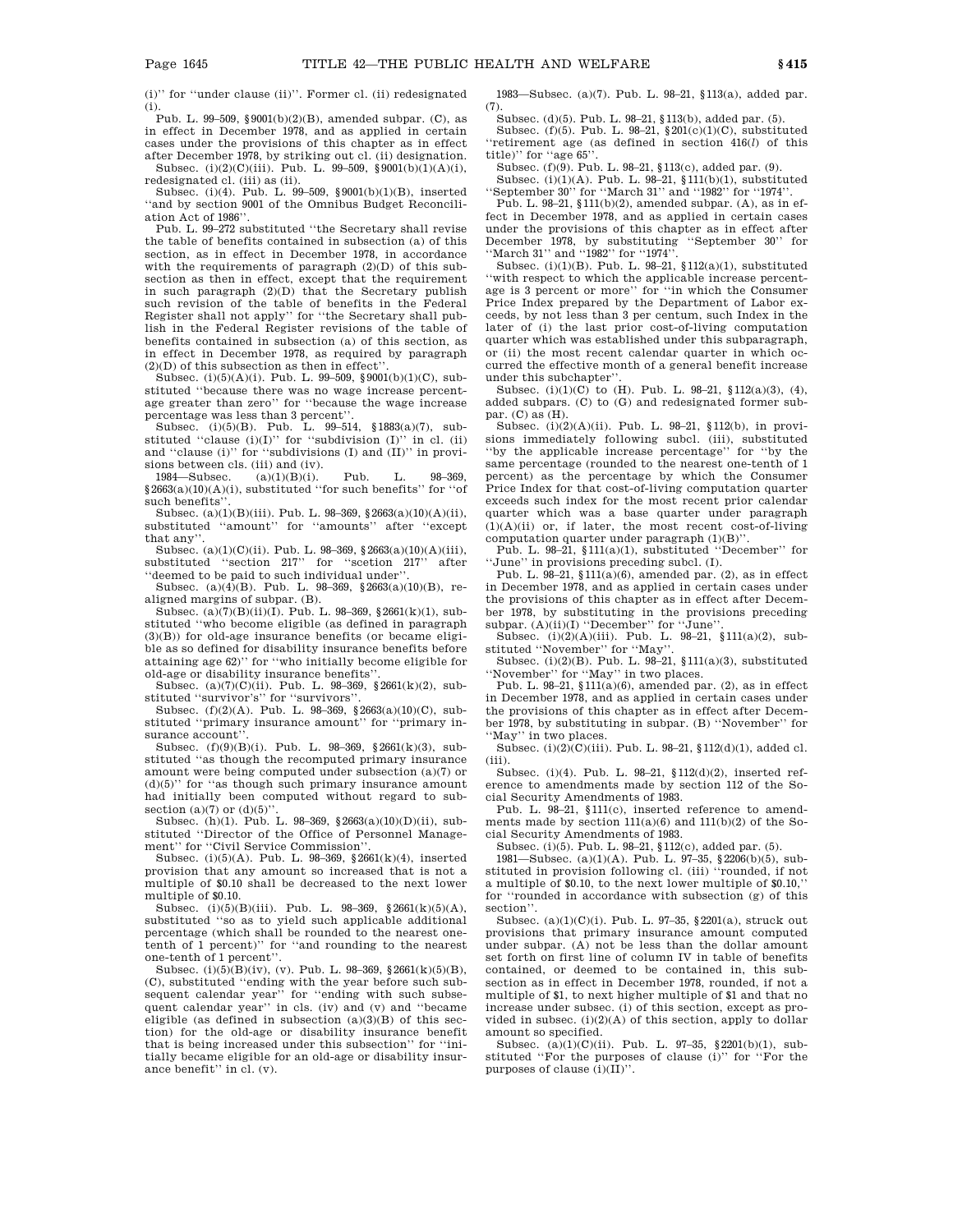(i)'' for ''under clause (ii)''. Former cl. (ii) redesignated (i).

Pub. L. 99–509, §9001(b)(2)(B), amended subpar. (C), as in effect in December 1978, and as applied in certain cases under the provisions of this chapter as in effect after December 1978, by striking out cl. (ii) designation.

Subsec. (i)(2)(C)(iii). Pub. L. 99–509, §9001(b)(1)(A)(i), redesignated cl. (iii) as (ii).

Subsec. (i)(4). Pub. L. 99–509, §9001(b)(1)(B), inserted ''and by section 9001 of the Omnibus Budget Reconciliation Act of 1986''.

Pub. L. 99–272 substituted ''the Secretary shall revise the table of benefits contained in subsection (a) of this section, as in effect in December 1978, in accordance with the requirements of paragraph (2)(D) of this subsection as then in effect, except that the requirement in such paragraph (2)(D) that the Secretary publish such revision of the table of benefits in the Federal Register shall not apply'' for ''the Secretary shall publish in the Federal Register revisions of the table of benefits contained in subsection (a) of this section, as in effect in December 1978, as required by paragraph (2)(D) of this subsection as then in effect''.

Subsec. (i)(5)(A)(i). Pub. L. 99–509, §9001(b)(1)(C), substituted ''because there was no wage increase percentage greater than zero'' for ''because the wage increase percentage was less than 3 percent''.

Subsec. (i)(5)(B). Pub. L. 99–514, §1883(a)(7), substituted ''clause (i)(I)'' for ''subdivision (I)'' in cl. (ii) and ''clause (i)'' for ''subdivisions (I) and (II)'' in provisions between cls. (iii) and (iv).

1984—Subsec. (a)(1)(B)(i). Pub. L. 98–369, §2663(a)(10)(A)(i), substituted ''for such benefits'' for ''of such benefits''.

Subsec. (a)(1)(B)(iii). Pub. L. 98–369, §2663(a)(10)(A)(ii), substituted ''amount'' for ''amounts'' after ''except that any''.

Subsec. (a)(1)(C)(ii). Pub. L. 98–369, §2663(a)(10)(A)(iii), substituted ''section 217'' for ''scetion 217'' after ''deemed to be paid to such individual under''.

Subsec. (a)(4)(B). Pub. L. 98–369, §2663(a)(10)(B), realigned margins of subpar. (B).

Subsec. (a)(7)(B)(ii)(I). Pub. L. 98–369, §2661(k)(1), substituted ''who become eligible (as defined in paragraph (3)(B)) for old-age insurance benefits (or became eligible as so defined for disability insurance benefits before attaining age 62)'' for ''who initially become eligible for old-age or disability insurance benefits''.

Subsec. (a)(7)(C)(ii). Pub. L. 98–369, §2661(k)(2), substituted ''survivor's'' for ''survivors''.

Subsec. (f)(2)(A). Pub. L. 98–369, §2663(a)(10)(C), substituted ''primary insurance amount'' for ''primary insurance account''.

Subsec. (f)(9)(B)(i). Pub. L. 98–369, §2661(k)(3), substituted ''as though the recomputed primary insurance amount were being computed under subsection (a)(7) or (d)(5)'' for ''as though such primary insurance amount had initially been computed without regard to subsection (a)(7) or (d)(5)''.

Subsec. (h)(1). Pub. L. 98–369, §2663(a)(10)(D)(ii), substituted ''Director of the Office of Personnel Management'' for ''Civil Service Commission''.

Subsec. (i)(5)(A). Pub. L. 98–369, §2661(k)(4), inserted provision that any amount so increased that is not a multiple of $0.10 shall be decreased to the next lower multiple of $0.10.

Subsec. (i)(5)(B)(iii). Pub. L. 98–369, §2661(k)(5)(A), substituted ''so as to yield such applicable additional percentage (which shall be rounded to the nearest one-tenth of 1 percent)'' for ''and rounding to the nearest one-tenth of 1 percent''.

Subsec. (i)(5)(B)(iv), (v). Pub. L. 98–369, §2661(k)(5)(B), (C), substituted ''ending with the year before such subsequent calendar year'' for ''ending with such subsequent calendar year'' in cls. (iv) and (v) and ''became eligible (as defined in subsection (a)(3)(B) of this section) for the old-age or disability insurance benefit that is being increased under this subsection'' for ''initially became eligible for an old-age or disability insurance benefit'' in cl. (v).

1983—Subsec. (a)(7). Pub. L. 98–21, §113(a), added par. (7).

Subsec. (d)(5). Pub. L. 98–21, §113(b), added par. (5).

Subsec. (f)(5). Pub. L. 98–21, §201(c)(1)(C), substituted ''retirement age (as defined in section 416(*l*) of this title)'' for ''age 65''.

Subsec. (f)(9). Pub. L. 98–21, §113(c), added par. (9).

Subsec. (i)(1)(A). Pub. L. 98–21, §111(b)(1), substituted ''September 30'' for ''March 31'' and ''1982'' for ''1974''.

Pub. L. 98–21, §111(b)(2), amended subpar. (A), as in effect in December 1978, and as applied in certain cases under the provisions of this chapter as in effect after December 1978, by substituting ''September 30'' for ''March 31'' and ''1982'' for ''1974''.

Subsec. (i)(1)(B). Pub. L. 98–21, §112(a)(1), substituted ''with respect to which the applicable increase percentage is 3 percent or more'' for ''in which the Consumer Price Index prepared by the Department of Labor exceeds, by not less than 3 per centum, such Index in the later of (i) the last prior cost-of-living computation quarter which was established under this subparagraph, or (ii) the most recent calendar quarter in which occurred the effective month of a general benefit increase under this subchapter''.

Subsec. (i)(1)(C) to (H). Pub. L. 98–21, §112(a)(3), (4), added subpars. (C) to (G) and redesignated former subpar. (C) as (H).

Subsec. (i)(2)(A)(ii). Pub. L. 98–21, §112(b), in provisions immediately following subcl. (iii), substituted ''by the applicable increase percentage'' for ''by the same percentage (rounded to the nearest one-tenth of 1 percent) as the percentage by which the Consumer Price Index for that cost-of-living computation quarter exceeds such index for the most recent prior calendar quarter which was a base quarter under paragraph (1)(A)(ii) or, if later, the most recent cost-of-living computation quarter under paragraph (1)(B)''.

Pub. L. 98–21, §111(a)(1), substituted ''December'' for ''June'' in provisions preceding subcl. (I).

Pub. L. 98–21, §111(a)(6), amended par. (2), as in effect in December 1978, and as applied in certain cases under the provisions of this chapter as in effect after December 1978, by substituting in the provisions preceding subpar. (A)(ii)(I) ''December'' for ''June''.

Subsec. (i)(2)(A)(iii). Pub. L. 98–21, §111(a)(2), substituted ''November'' for ''May''.

Subsec. (i)(2)(B). Pub. L. 98–21, §111(a)(3), substituted ''November'' for ''May'' in two places.

Pub. L. 98–21, §111(a)(6), amended par. (2), as in effect in December 1978, and as applied in certain cases under the provisions of this chapter as in effect after December 1978, by substituting in subpar. (B) ''November'' for ''May'' in two places.

Subsec. (i)(2)(C)(iii). Pub. L. 98–21, §112(d)(1), added cl. (iii).

Subsec. (i)(4). Pub. L. 98–21, §112(d)(2), inserted reference to amendments made by section 112 of the Social Security Amendments of 1983.

Pub. L. 98–21, §111(c), inserted reference to amendments made by section 111(a)(6) and 111(b)(2) of the Social Security Amendments of 1983.

Subsec. (i)(5). Pub. L. 98–21, §112(c), added par. (5).

1981—Subsec. (a)(1)(A). Pub. L. 97–35, §2206(b)(5), substituted in provision following cl. (iii) ''rounded, if not a multiple of $0.10, to the next lower multiple of $0.10,'' for ''rounded in accordance with subsection (g) of this section''.

Subsec. (a)(1)(C)(i). Pub. L. 97–35, §2201(a), struck out provisions that primary insurance amount computed under subpar. (A) not be less than the dollar amount set forth on first line of column IV in table of benefits contained, or deemed to be contained in, this subsection as in effect in December 1978, rounded, if not a multiple of $1, to next higher multiple of $1 and that no increase under subsec. (i) of this section, except as provided in subsec. (i)(2)(A) of this section, apply to dollar amount so specified.

Subsec. (a)(1)(C)(ii). Pub. L. 97–35, §2201(b)(1), substituted ''For the purposes of clause (i)'' for ''For the purposes of clause (i)(II)''.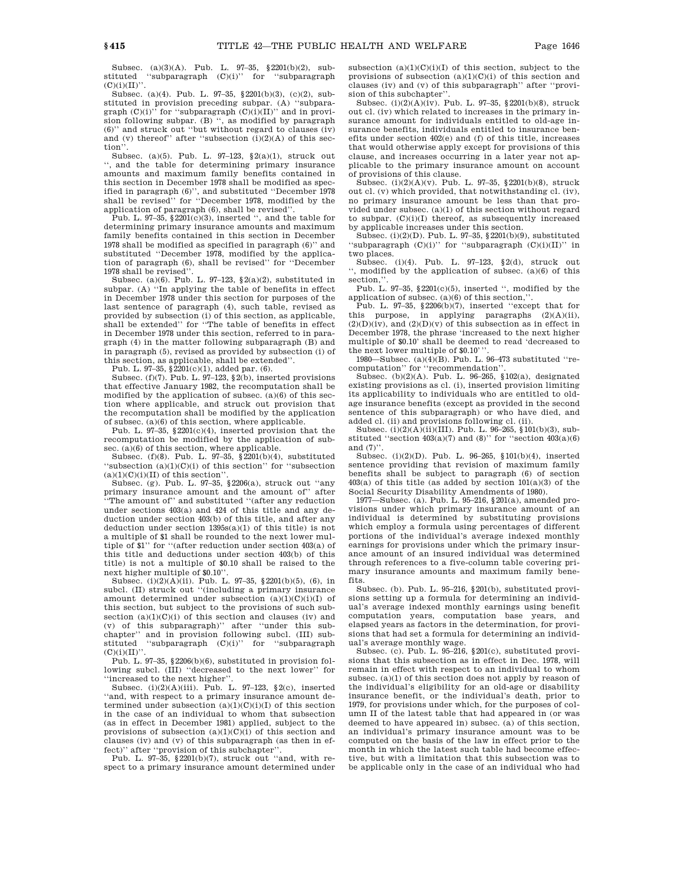Subsec. (a)(3)(A). Pub. L. 97–35, §2201(b)(2), substituted ''subparagraph (C)(i)'' for ''subparagraph (C)(i)(II)''.

Subsec. (a)(4). Pub. L. 97–35, §2201(b)(3), (c)(2), substituted in provision preceding subpar. (A) ''subparagraph (C)(i)'' for ''subparagraph (C)(i)(II)'' and in provision following subpar. (B) '', as modified by paragraph (6)'' and struck out ''but without regard to clauses (iv) and (v) thereof'' after ''subsection (i)(2)(A) of this section''.

Subsec. (a)(5). Pub. L. 97–123, §2(a)(1), struck out '', and the table for determining primary insurance amounts and maximum family benefits contained in this section in December 1978 shall be modified as specified in paragraph (6)'', and substituted ''December 1978 shall be revised'' for ''December 1978, modified by the application of paragraph (6), shall be revised''.

Pub. L. 97–35, §2201(c)(3), inserted '', and the table for determining primary insurance amounts and maximum family benefits contained in this section in December 1978 shall be modified as specified in paragraph (6)'' and substituted ''December 1978, modified by the application of paragraph (6), shall be revised'' for ''December 1978 shall be revised''.

Subsec. (a)(6). Pub. L. 97–123, §2(a)(2), substituted in subpar. (A) ''In applying the table of benefits in effect in December 1978 under this section for purposes of the last sentence of paragraph (4), such table, revised as provided by subsection (i) of this section, as applicable, shall be extended'' for ''The table of benefits in effect in December 1978 under this section, referred to in paragraph (4) in the matter following subparagraph (B) and in paragraph (5), revised as provided by subsection (i) of this section, as applicable, shall be extended''.

Pub. L. 97–35, §2201(c)(1), added par. (6).

Subsec. (f)(7). Pub. L. 97–123, §2(b), inserted provisions that effective January 1982, the recomputation shall be modified by the application of subsec. (a)(6) of this section where applicable, and struck out provision that the recomputation shall be modified by the application of subsec. (a)(6) of this section, where applicable.

Pub. L. 97–35, §2201(c)(4), inserted provision that the recomputation be modified by the application of subsec. (a)(6) of this section, where applicable.

Subsec. (f)(8). Pub. L. 97–35, §2201(b)(4), substituted ''subsection (a)(1)(C)(i) of this section'' for ''subsection (a)(1)(C)(i)(II) of this section''.

Subsec. (g). Pub. L. 97–35, §2206(a), struck out ''any primary insurance amount and the amount of'' after ''The amount of'' and substituted ''(after any reduction under sections 403(a) and 424 of this title and any deduction under section 403(b) of this title, and after any deduction under section 1395s(a)(1) of this title) is not a multiple of $1 shall be rounded to the next lower multiple of $1'' for ''(after reduction under section 403(a) of this title and deductions under section 403(b) of this title) is not a multiple of $0.10 shall be raised to the next higher multiple of $0.10''.

Subsec. (i)(2)(A)(ii). Pub. L. 97–35, §2201(b)(5), (6), in subcl. (II) struck out ''(including a primary insurance amount determined under subsection (a)(1)(C)(i)(I) of this section, but subject to the provisions of such subsection (a)(1)(C)(i) of this section and clauses (iv) and (v) of this subparagraph)'' after ''under this subchapter'' and in provision following subcl. (III) substituted ''subparagraph (C)(i)'' for ''subparagraph (C)(i)(II)''.

Pub. L. 97–35, §2206(b)(6), substituted in provision following subcl. (III) ''decreased to the next lower'' for ''increased to the next higher''.

Subsec. (i)(2)(A)(iii). Pub. L. 97–123, §2(c), inserted ''and, with respect to a primary insurance amount determined under subsection (a)(1)(C)(i)(I) of this section in the case of an individual to whom that subsection (as in effect in December 1981) applied, subject to the provisions of subsection (a)(1)(C)(i) of this section and clauses (iv) and (v) of this subparagraph (as then in effect)'' after ''provision of this subchapter''.

Pub. L. 97–35, §2201(b)(7), struck out ''and, with respect to a primary insurance amount determined under subsection (a)(1)(C)(i)(I) of this section, subject to the provisions of subsection (a)(1)(C)(i) of this section and clauses (iv) and (v) of this subparagraph'' after ''provision of this subchapter''.

Subsec. (i)(2)(A)(iv). Pub. L. 97–35, §2201(b)(8), struck out cl. (iv) which related to increases in the primary insurance amount for individuals entitled to old-age insurance benefits, individuals entitled to insurance benefits under section 402(e) and (f) of this title, increases that would otherwise apply except for provisions of this clause, and increases occurring in a later year not applicable to the primary insurance amount on account of provisions of this clause.

Subsec. (i)(2)(A)(v). Pub. L. 97–35, §2201(b)(8), struck out cl. (v) which provided, that notwithstanding cl. (iv), no primary insurance amount be less than that provided under subsec. (a)(1) of this section without regard to subpar. (C)(i)(I) thereof, as subsequently increased by applicable increases under this section.

Subsec. (i)(2)(D). Pub. L. 97–35, §2201(b)(9), substituted ''subparagraph (C)(i)'' for ''subparagraph (C)(i)(II)'' in two places.

Subsec. (i)(4). Pub. L. 97–123, §2(d), struck out '', modified by the application of subsec. (a)(6) of this section,''.

Pub. L. 97–35, §2201(c)(5), inserted '', modified by the application of subsec. (a)(6) of this section,''.

Pub. L. 97–35, §2206(b)(7), inserted ''except that for this purpose, in applying paragraphs (2)(A)(ii), (2)(D)(iv), and (2)(D)(v) of this subsection as in effect in December 1978, the phrase 'increased to the next higher multiple of $0.10' shall be deemed to read 'decreased to the next lower multiple of $0.10' ''.

1980—Subsec. (a)(4)(B). Pub. L. 96–473 substituted ''recomputation'' for ''recommendation''.

Subsec. (b)(2)(A). Pub. L. 96–265, §102(a), designated existing provisions as cl. (i), inserted provision limiting its applicability to individuals who are entitled to old-age insurance benefits (except as provided in the second sentence of this subparagraph) or who have died, and added cl. (ii) and provisions following cl. (ii).

Subsec. (i)(2)(A)(ii)(III). Pub. L. 96–265, §101(b)(3), substituted ''section 403(a)(7) and (8)'' for ''section 403(a)(6) and (7)''.

Subsec. (i)(2)(D). Pub. L. 96–265, §101(b)(4), inserted sentence providing that revision of maximum family benefits shall be subject to paragraph (6) of section 403(a) of this title (as added by section 101(a)(3) of the Social Security Disability Amendments of 1980).

1977—Subsec. (a). Pub. L. 95–216, §201(a), amended provisions under which primary insurance amount of an individual is determined by substituting provisions which employ a formula using percentages of different portions of the individual's average indexed monthly earnings for provisions under which the primary insurance amount of an insured individual was determined through references to a five-column table covering primary insurance amounts and maximum family benefits.

Subsec. (b). Pub. L. 95–216, §201(b), substituted provisions setting up a formula for determining an individual's average indexed monthly earnings using benefit computation years, computation base years, and elapsed years as factors in the determination, for provisions that had set a formula for determining an individual's average monthly wage.

Subsec. (c). Pub. L. 95–216, §201(c), substituted provisions that this subsection as in effect in Dec. 1978, will remain in effect with respect to an individual to whom subsec. (a)(1) of this section does not apply by reason of the individual's eligibility for an old-age or disability insurance benefit, or the individual's death, prior to 1979, for provisions under which, for the purposes of column II of the latest table that had appeared in (or was deemed to have appeared in) subsec. (a) of this section, an individual's primary insurance amount was to be computed on the basis of the law in effect prior to the month in which the latest such table had become effective, but with a limitation that this subsection was to be applicable only in the case of an individual who had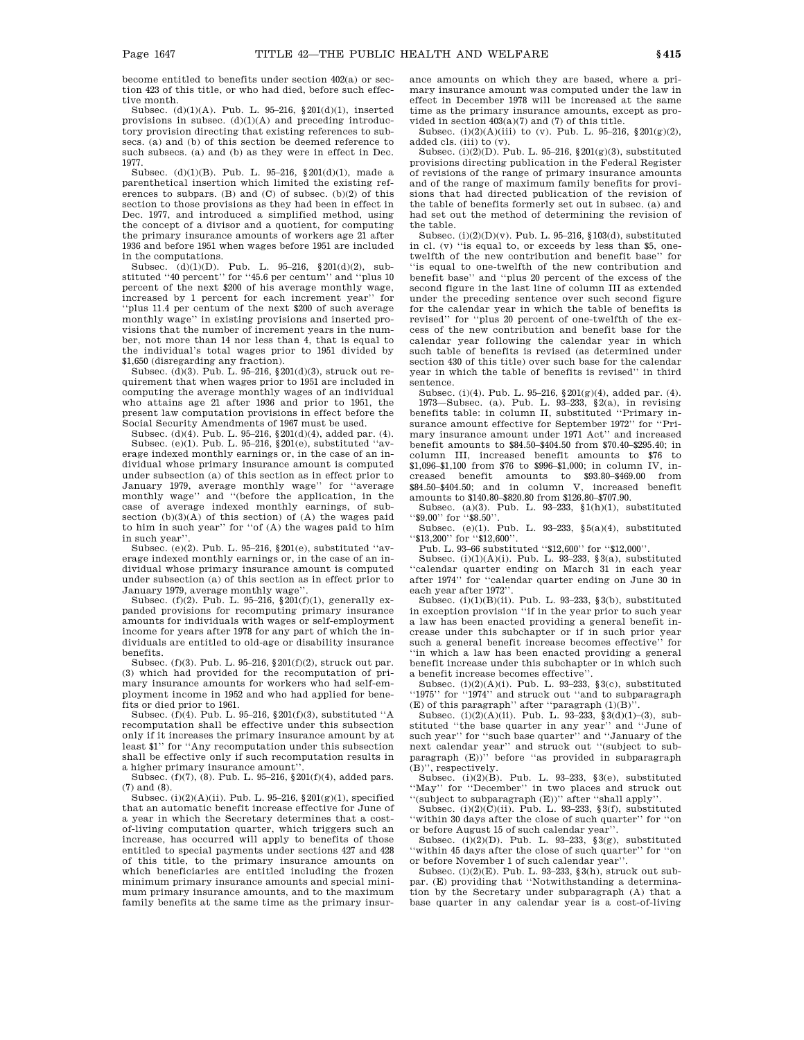become entitled to benefits under section 402(a) or section 423 of this title, or who had died, before such effective month.

Subsec. (d)(1)(A). Pub. L. 95–216, §201(d)(1), inserted provisions in subsec. (d)(1)(A) and preceding introductory provision directing that existing references to subsecs. (a) and (b) of this section be deemed reference to such subsecs. (a) and (b) as they were in effect in Dec. 1977.

Subsec. (d)(1)(B). Pub. L. 95–216, §201(d)(1), made a parenthetical insertion which limited the existing references to subpars. (B) and (C) of subsec. (b)(2) of this section to those provisions as they had been in effect in Dec. 1977, and introduced a simplified method, using the concept of a divisor and a quotient, for computing the primary insurance amounts of workers age 21 after 1936 and before 1951 when wages before 1951 are included in the computations.

Subsec. (d)(1)(D). Pub. L. 95–216, §201(d)(2), substituted ''40 percent'' for ''45.6 per centum'' and ''plus 10 percent of the next $200 of his average monthly wage, increased by 1 percent for each increment year'' for ''plus 11.4 per centum of the next $200 of such average monthly wage'' in existing provisions and inserted provisions that the number of increment years in the number, not more than 14 nor less than 4, that is equal to the individual's total wages prior to 1951 divided by $1,650 (disregarding any fraction).

Subsec. (d)(3). Pub. L. 95–216, §201(d)(3), struck out requirement that when wages prior to 1951 are included in computing the average monthly wages of an individual who attains age 21 after 1936 and prior to 1951, the present law computation provisions in effect before the Social Security Amendments of 1967 must be used.

Subsec. (d)(4). Pub. L. 95–216, §201(d)(4), added par. (4).

Subsec. (e)(1). Pub. L. 95–216, §201(e), substituted ''average indexed monthly earnings or, in the case of an individual whose primary insurance amount is computed under subsection (a) of this section as in effect prior to January 1979, average monthly wage'' for ''average monthly wage'' and ''(before the application, in the case of average indexed monthly earnings, of subsection (b)(3)(A) of this section) of (A) the wages paid to him in such year'' for ''of (A) the wages paid to him in such year''.

Subsec. (e)(2). Pub. L. 95–216, §201(e), substituted ''average indexed monthly earnings or, in the case of an individual whose primary insurance amount is computed under subsection (a) of this section as in effect prior to January 1979, average monthly wage''.

Subsec. (f)(2). Pub. L. 95–216, §201(f)(1), generally expanded provisions for recomputing primary insurance amounts for individuals with wages or self-employment income for years after 1978 for any part of which the individuals are entitled to old-age or disability insurance benefits.

Subsec. (f)(3). Pub. L. 95–216, §201(f)(2), struck out par. (3) which had provided for the recomputation of primary insurance amounts for workers who had self-employment income in 1952 and who had applied for benefits or died prior to 1961.

Subsec. (f)(4). Pub. L. 95–216, §201(f)(3), substituted ''A recomputation shall be effective under this subsection only if it increases the primary insurance amount by at least $1'' for ''Any recomputation under this subsection shall be effective only if such recomputation results in a higher primary insurance amount''.

Subsec. (f)(7), (8). Pub. L. 95–216, §201(f)(4), added pars. (7) and (8).

Subsec. (i)(2)(A)(ii). Pub. L. 95–216, §201(g)(1), specified that an automatic benefit increase effective for June of a year in which the Secretary determines that a cost-of-living computation quarter, which triggers such an increase, has occurred will apply to benefits of those entitled to special payments under sections 427 and 428 of this title, to the primary insurance amounts on which beneficiaries are entitled including the frozen minimum primary insurance amounts and special minimum primary insurance amounts, and to the maximum family benefits at the same time as the primary insurance amounts on which they are based, where a primary insurance amount was computed under the law in effect in December 1978 will be increased at the same time as the primary insurance amounts, except as provided in section 403(a)(7) and (7) of this title.

Subsec. (i)(2)(A)(iii) to (v). Pub. L. 95–216, §201(g)(2), added cls. (iii) to (v).

Subsec. (i)(2)(D). Pub. L. 95–216, §201(g)(3), substituted provisions directing publication in the Federal Register of revisions of the range of primary insurance amounts and of the range of maximum family benefits for provisions that had directed publication of the revision of the table of benefits formerly set out in subsec. (a) and had set out the method of determining the revision of the table.

Subsec. (i)(2)(D)(v). Pub. L. 95–216, §103(d), substituted in cl. (v) ''is equal to, or exceeds by less than $5, one-twelfth of the new contribution and benefit base'' for ''is equal to one-twelfth of the new contribution and benefit base'' and ''plus 20 percent of the excess of the second figure in the last line of column III as extended under the preceding sentence over such second figure for the calendar year in which the table of benefits is revised'' for ''plus 20 percent of one-twelfth of the excess of the new contribution and benefit base for the calendar year following the calendar year in which such table of benefits is revised (as determined under section 430 of this title) over such base for the calendar year in which the table of benefits is revised'' in third sentence.

Subsec. (i)(4). Pub. L. 95–216, §201(g)(4), added par. (4).

1973—Subsec. (a). Pub. L. 93–233, §2(a), in revising benefits table: in column II, substituted ''Primary insurance amount effective for September 1972'' for ''Primary insurance amount under 1971 Act'' and increased benefit amounts to $84.50–$404.50 from $70.40–$295.40; in column III, increased benefit amounts to $76 to $1,096–$1,100 from $76 to $996–$1,000; in column IV, increased benefit amounts to $93.80–$469.00 from $84.50–$404.50; and in column V, increased benefit amounts to $140.80–$820.80 from $126.80–$707.90.

Subsec. (a)(3). Pub. L. 93–233, §1(h)(1), substituted ''$9.00'' for ''$8.50''.

Subsec. (e)(1). Pub. L. 93–233, §5(a)(4), substituted ''$13,200'' for ''$12,600''.

Pub. L. 93–66 substituted ''$12,600'' for ''$12,000''.

Subsec. (i)(1)(A)(i). Pub. L. 93–233, §3(a), substituted ''calendar quarter ending on March 31 in each year after 1974'' for ''calendar quarter ending on June 30 in each year after 1972''.

Subsec. (i)(1)(B)(ii). Pub. L. 93–233, §3(b), substituted in exception provision ''if in the year prior to such year a law has been enacted providing a general benefit increase under this subchapter or if in such prior year such a general benefit increase becomes effective'' for ''in which a law has been enacted providing a general benefit increase under this subchapter or in which such a benefit increase becomes effective''.

Subsec. (i)(2)(A)(i). Pub. L. 93–233, §3(c), substituted ''1975'' for ''1974'' and struck out ''and to subparagraph (E) of this paragraph'' after ''paragraph (1)(B)''.

Subsec. (i)(2)(A)(ii). Pub. L. 93–233, §3(d)(1)–(3), substituted ''the base quarter in any year'' and ''June of such year'' for ''such base quarter'' and ''January of the next calendar year'' and struck out ''(subject to subparagraph (E))'' before ''as provided in subparagraph (B)'', respectively.

Subsec. (i)(2)(B). Pub. L. 93–233, §3(e), substituted ''May'' for ''December'' in two places and struck out ''(subject to subparagraph (E))'' after ''shall apply''.

Subsec. (i)(2)(C)(ii). Pub. L. 93–233, §3(f), substituted ''within 30 days after the close of such quarter'' for ''on or before August 15 of such calendar year''.

Subsec. (i)(2)(D). Pub. L. 93–233, §3(g), substituted ''within 45 days after the close of such quarter'' for ''on or before November 1 of such calendar year''.

Subsec. (i)(2)(E). Pub. L. 93–233, §3(h), struck out subpar. (E) providing that ''Notwithstanding a determination by the Secretary under subparagraph (A) that a base quarter in any calendar year is a cost-of-living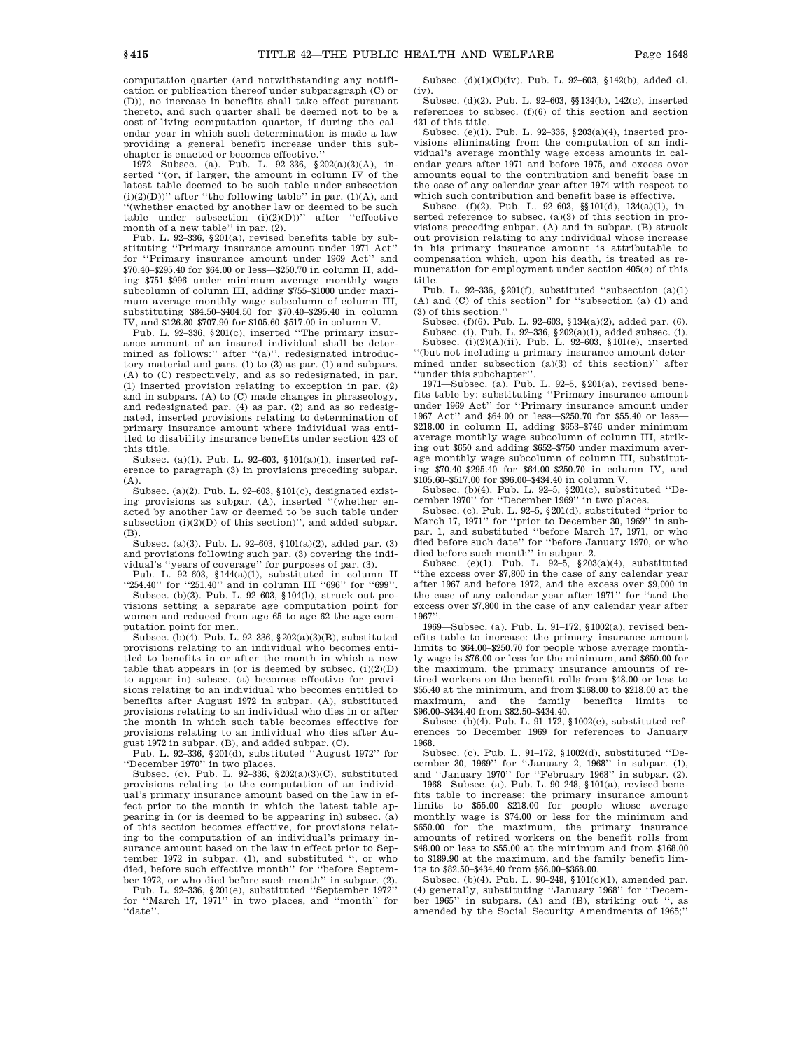computation quarter (and notwithstanding any notification or publication thereof under subparagraph (C) or (D)), no increase in benefits shall take effect pursuant thereto, and such quarter shall be deemed not to be a cost-of-living computation quarter, if during the calendar year in which such determination is made a law providing a general benefit increase under this subchapter is enacted or becomes effective.''

1972—Subsec. (a). Pub. L. 92–336, §202(a)(3)(A), inserted ''(or, if larger, the amount in column IV of the latest table deemed to be such table under subsection (i)(2)(D))'' after ''the following table'' in par. (1)(A), and ''(whether enacted by another law or deemed to be such table under subsection (i)(2)(D))'' after ''effective month of a new table'' in par. (2).

Pub. L. 92–336, §201(a), revised benefits table by substituting ''Primary insurance amount under 1971 Act'' for ''Primary insurance amount under 1969 Act'' and $70.40–$295.40 for $64.00 or less—$250.70 in column II, adding $751–$996 under minimum average monthly wage subcolumn of column III, adding $755–$1000 under maximum average monthly wage subcolumn of column III, substituting $84.50–$404.50 for $70.40–$295.40 in column IV, and $126.80–$707.90 for $105.60–$517.00 in column V.

Pub. L. 92–336, §201(c), inserted ''The primary insurance amount of an insured individual shall be determined as follows:'' after ''(a)'', redesignated introductory material and pars. (1) to (3) as par. (1) and subpars. (A) to (C) respectively, and as so redesignated, in par. (1) inserted provision relating to exception in par. (2) and in subpars. (A) to (C) made changes in phraseology, and redesignated par. (4) as par. (2) and as so redesignated, inserted provisions relating to determination of primary insurance amount where individual was entitled to disability insurance benefits under section 423 of this title.

Subsec. (a)(1). Pub. L. 92–603, §101(a)(1), inserted reference to paragraph (3) in provisions preceding subpar. (A).

Subsec. (a)(2). Pub. L. 92–603, §101(c), designated existing provisions as subpar. (A), inserted ''(whether enacted by another law or deemed to be such table under subsection (i)(2)(D) of this section)'', and added subpar. (B).

Subsec. (a)(3). Pub. L. 92–603, §101(a)(2), added par. (3) and provisions following such par. (3) covering the individual's ''years of coverage'' for purposes of par. (3).

Pub. L. 92–603, §144(a)(1), substituted in column II ''254.40'' for ''251.40'' and in column III ''696'' for ''699''.

Subsec. (b)(3). Pub. L. 92–603, §104(b), struck out provisions setting a separate age computation point for women and reduced from age 65 to age 62 the age computation point for men.

Subsec. (b)(4). Pub. L. 92–336, §202(a)(3)(B), substituted provisions relating to an individual who becomes entitled to benefits in or after the month in which a new table that appears in (or is deemed by subsec. (i)(2)(D) to appear in) subsec. (a) becomes effective for provisions relating to an individual who becomes entitled to benefits after August 1972 in subpar. (A), substituted provisions relating to an individual who dies in or after the month in which such table becomes effective for provisions relating to an individual who dies after August 1972 in subpar. (B), and added subpar. (C).

Pub. L. 92–336, §201(d), substituted ''August 1972'' for ''December 1970'' in two places.

Subsec. (c). Pub. L. 92–336, §202(a)(3)(C), substituted provisions relating to the computation of an individual's primary insurance amount based on the law in effect prior to the month in which the latest table appearing in (or is deemed to be appearing in) subsec. (a) of this section becomes effective, for provisions relating to the computation of an individual's primary insurance amount based on the law in effect prior to September 1972 in subpar. (1), and substituted '', or who died, before such effective month'' for ''before September 1972, or who died before such month'' in subpar. (2).

Pub. L. 92–336, §201(e), substituted ''September 1972'' for ''March 17, 1971'' in two places, and ''month'' for ''date''.

Subsec. (d)(1)(C)(iv). Pub. L. 92–603, §142(b), added cl. (iv).

Subsec. (d)(2). Pub. L. 92–603, §§134(b), 142(c), inserted references to subsec. (f)(6) of this section and section 431 of this title.

Subsec. (e)(1). Pub. L. 92–336, §203(a)(4), inserted provisions eliminating from the computation of an individual's average monthly wage excess amounts in calendar years after 1971 and before 1975, and excess over amounts equal to the contribution and benefit base in the case of any calendar year after 1974 with respect to which such contribution and benefit base is effective.

Subsec. (f)(2). Pub. L. 92–603, §§101(d), 134(a)(1), inserted reference to subsec. (a)(3) of this section in provisions preceding subpar. (A) and in subpar. (B) struck out provision relating to any individual whose increase in his primary insurance amount is attributable to compensation which, upon his death, is treated as remuneration for employment under section 405(*o*) of this title.

Pub. L. 92–336, §201(f), substituted ''subsection (a)(1) (A) and (C) of this section'' for ''subsection (a) (1) and (3) of this section.''

Subsec. (f)(6). Pub. L. 92–603, §134(a)(2), added par. (6).

Subsec. (i). Pub. L. 92–336, §202(a)(1), added subsec. (i).

Subsec. (i)(2)(A)(ii). Pub. L. 92–603, §101(e), inserted ''(but not including a primary insurance amount determined under subsection (a)(3) of this section)'' after ''under this subchapter''.

1971—Subsec. (a). Pub. L. 92–5, §201(a), revised benefits table by: substituting ''Primary insurance amount under 1969 Act'' for ''Primary insurance amount under 1967 Act'' and $64.00 or less—$250.70 for $55.40 or less—$218.00 in column II, adding $653–$746 under minimum average monthly wage subcolumn of column III, striking out $650 and adding $652–$750 under maximum average monthly wage subcolumn of column III, substituting $70.40–$295.40 for $64.00–$250.70 in column IV, and $105.60–$517.00 for $96.00–$434.40 in column V.

Subsec. (b)(4). Pub. L. 92–5, §201(c), substituted ''December 1970'' for ''December 1969'' in two places.

Subsec. (c). Pub. L. 92–5, §201(d), substituted ''prior to March 17, 1971'' for ''prior to December 30, 1969'' in subpar. 1, and substituted ''before March 17, 1971, or who died before such date'' for ''before January 1970, or who died before such month'' in subpar. 2.

Subsec. (e)(1). Pub. L. 92–5, §203(a)(4), substituted ''the excess over $7,800 in the case of any calendar year after 1967 and before 1972, and the excess over $9,000 in the case of any calendar year after 1971'' for ''and the excess over $7,800 in the case of any calendar year after 1967''.

1969—Subsec. (a). Pub. L. 91–172, §1002(a), revised benefits table to increase: the primary insurance amount limits to $64.00–$250.70 for people whose average monthly wage is $76.00 or less for the minimum, and $650.00 for the maximum, the primary insurance amounts of retired workers on the benefit rolls from $48.00 or less to $55.40 at the minimum, and from $168.00 to $218.00 at the maximum, and the family benefits limits to $96.00–$434.40 from $82.50–$434.40.

Subsec. (b)(4). Pub. L. 91–172, §1002(c), substituted references to December 1969 for references to January 1968.

Subsec. (c). Pub. L. 91–172, §1002(d), substituted ''December 30, 1969'' for ''January 2, 1968'' in subpar. (1), and ''January 1970'' for ''February 1968'' in subpar. (2).

1968—Subsec. (a). Pub. L. 90–248, §101(a), revised benefits table to increase: the primary insurance amount limits to $55.00—$218.00 for people whose average monthly wage is $74.00 or less for the minimum and $650.00 for the maximum, the primary insurance amounts of retired workers on the benefit rolls from $48.00 or less to $55.00 at the minimum and from $168.00 to $189.90 at the maximum, and the family benefit limits to $82.50–$434.40 from $66.00–$368.00.

Subsec. (b)(4). Pub. L. 90–248, §101(c)(1), amended par. (4) generally, substituting ''January 1968'' for ''December 1965'' in subpars. (A) and (B), striking out '', as amended by the Social Security Amendments of 1965;''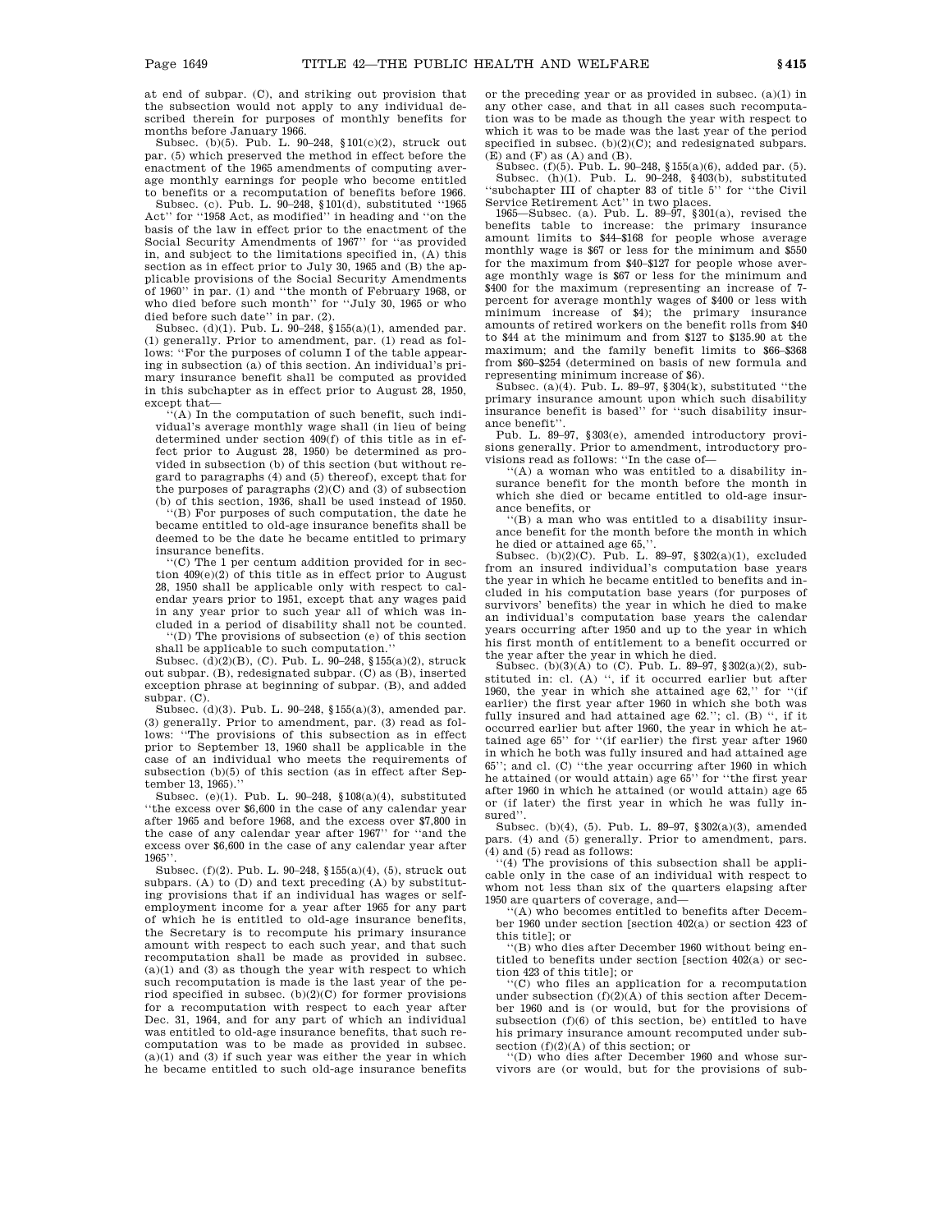at end of subpar. (C), and striking out provision that the subsection would not apply to any individual described therein for purposes of monthly benefits for months before January 1966.

Subsec. (b)(5). Pub. L. 90–248, §101(c)(2), struck out par. (5) which preserved the method in effect before the enactment of the 1965 amendments of computing average monthly earnings for people who become entitled to benefits or a recomputation of benefits before 1966.

Subsec. (c). Pub. L. 90–248, §101(d), substituted "1965 Act" for "1958 Act, as modified" in heading and "on the basis of the law in effect prior to the enactment of the Social Security Amendments of 1967" for "as provided in, and subject to the limitations specified in, (A) this section as in effect prior to July 30, 1965 and (B) the applicable provisions of the Social Security Amendments of 1960" in par. (1) and "the month of February 1968, or who died before such month" for "July 30, 1965 or who died before such date" in par. (2).

Subsec. (d)(1). Pub. L. 90–248, §155(a)(1), amended par. (1) generally. Prior to amendment, par. (1) read as follows: "For the purposes of column I of the table appearing in subsection (a) of this section. An individual's primary insurance benefit shall be computed as provided in this subchapter as in effect prior to August 28, 1950, except that—

"(A) In the computation of such benefit, such individual's average monthly wage shall (in lieu of being determined under section 409(f) of this title as in effect prior to August 28, 1950) be determined as provided in subsection (b) of this section (but without regard to paragraphs (4) and (5) thereof), except that for the purposes of paragraphs (2)(C) and (3) of subsection (b) of this section, 1936, shall be used instead of 1950.

"(B) For purposes of such computation, the date he became entitled to old-age insurance benefits shall be deemed to be the date he became entitled to primary insurance benefits.

"(C) The 1 per centum addition provided for in section 409(e)(2) of this title as in effect prior to August 28, 1950 shall be applicable only with respect to calendar years prior to 1951, except that any wages paid in any year prior to such year all of which was included in a period of disability shall not be counted.

"(D) The provisions of subsection (e) of this section shall be applicable to such computation."

Subsec. (d)(2)(B), (C). Pub. L. 90–248, §155(a)(2), struck out subpar. (B), redesignated subpar. (C) as (B), inserted exception phrase at beginning of subpar. (B), and added subpar. (C).

Subsec. (d)(3). Pub. L. 90–248, §155(a)(3), amended par. (3) generally. Prior to amendment, par. (3) read as follows: "The provisions of this subsection as in effect prior to September 13, 1960 shall be applicable in the case of an individual who meets the requirements of subsection (b)(5) of this section (as in effect after September 13, 1965)."

Subsec. (e)(1). Pub. L. 90–248, §108(a)(4), substituted "the excess over $6,600 in the case of any calendar year after 1965 and before 1968, and the excess over $7,800 in the case of any calendar year after 1967" for "and the excess over $6,600 in the case of any calendar year after 1965".

Subsec. (f)(2). Pub. L. 90–248, §155(a)(4), (5), struck out subpars. (A) to (D) and text preceding (A) by substituting provisions that if an individual has wages or self-employment income for a year after 1965 for any part of which he is entitled to old-age insurance benefits, the Secretary is to recompute his primary insurance amount with respect to each such year, and that such recomputation shall be made as provided in subsec. (a)(1) and (3) as though the year with respect to which such recomputation is made is the last year of the period specified in subsec. (b)(2)(C) for former provisions for a recomputation with respect to each year after Dec. 31, 1964, and for any part of which an individual was entitled to old-age insurance benefits, that such recomputation was to be made as provided in subsec. (a)(1) and (3) if such year was either the year in which he became entitled to such old-age insurance benefits or the preceding year or as provided in subsec. (a)(1) in any other case, and that in all cases such recomputation was to be made as though the year with respect to which it was to be made was the last year of the period specified in subsec. (b)(2)(C); and redesignated subpars. (E) and (F) as (A) and (B).

Subsec. (f)(5). Pub. L. 90–248, §155(a)(6), added par. (5).

Subsec. (h)(1). Pub. L. 90–248, §403(b), substituted "subchapter III of chapter 83 of title 5" for "the Civil Service Retirement Act" in two places.

1965—Subsec. (a). Pub. L. 89–97, §301(a), revised the benefits table to increase: the primary insurance amount limits to $44–$168 for people whose average monthly wage is $67 or less for the minimum and $550 for the maximum from $40–$127 for people whose average monthly wage is $67 or less for the minimum and $400 for the maximum (representing an increase of 7-percent for average monthly wages of $400 or less with minimum increase of $4); the primary insurance amounts of retired workers on the benefit rolls from $40 to $44 at the minimum and from $127 to $135.90 at the maximum; and the family benefit limits to $66–$368 from $60–$254 (determined on basis of new formula and representing minimum increase of $6).

Subsec. (a)(4). Pub. L. 89–97, §304(k), substituted "the primary insurance amount upon which such disability insurance benefit is based" for "such disability insurance benefit".

Pub. L. 89–97, §303(e), amended introductory provisions generally. Prior to amendment, introductory provisions read as follows: "In the case of—

"(A) a woman who was entitled to a disability insurance benefit for the month before the month in which she died or became entitled to old-age insurance benefits, or

"(B) a man who was entitled to a disability insurance benefit for the month before the month in which he died or attained age 65,".

Subsec. (b)(2)(C). Pub. L. 89–97, §302(a)(1), excluded from an insured individual's computation base years the year in which he became entitled to benefits and included in his computation base years (for purposes of survivors' benefits) the year in which he died to make an individual's computation base years the calendar years occurring after 1950 and up to the year in which his first month of entitlement to a benefit occurred or the year after the year in which he died.

Subsec. (b)(3)(A) to (C). Pub. L. 89–97, §302(a)(2), substituted in: cl. (A) ", if it occurred earlier but after 1960, the year in which she attained age 62," for "(if earlier) the first year after 1960 in which she both was fully insured and had attained age 62."; cl. (B) ", if it occurred earlier but after 1960, the year in which he attained age 65" for "(if earlier) the first year after 1960 in which he both was fully insured and had attained age 65"; and cl. (C) "the year occurring after 1960 in which he attained (or would attain) age 65" for "the first year after 1960 in which he attained (or would attain) age 65 or (if later) the first year in which he was fully insured".

Subsec. (b)(4), (5). Pub. L. 89–97, §302(a)(3), amended pars. (4) and (5) generally. Prior to amendment, pars. (4) and (5) read as follows:

"(4) The provisions of this subsection shall be applicable only in the case of an individual with respect to whom not less than six of the quarters elapsing after 1950 are quarters of coverage, and—

"(A) who becomes entitled to benefits after December 1960 under section [section 402(a) or section 423 of this title]; or

"(B) who dies after December 1960 without being entitled to benefits under section [section 402(a) or section 423 of this title]; or

"(C) who files an application for a recomputation under subsection (f)(2)(A) of this section after December 1960 and is (or would, but for the provisions of subsection (f)(6) of this section, be) entitled to have his primary insurance amount recomputed under subsection (f)(2)(A) of this section; or

"(D) who dies after December 1960 and whose survivors are (or would, but for the provisions of sub-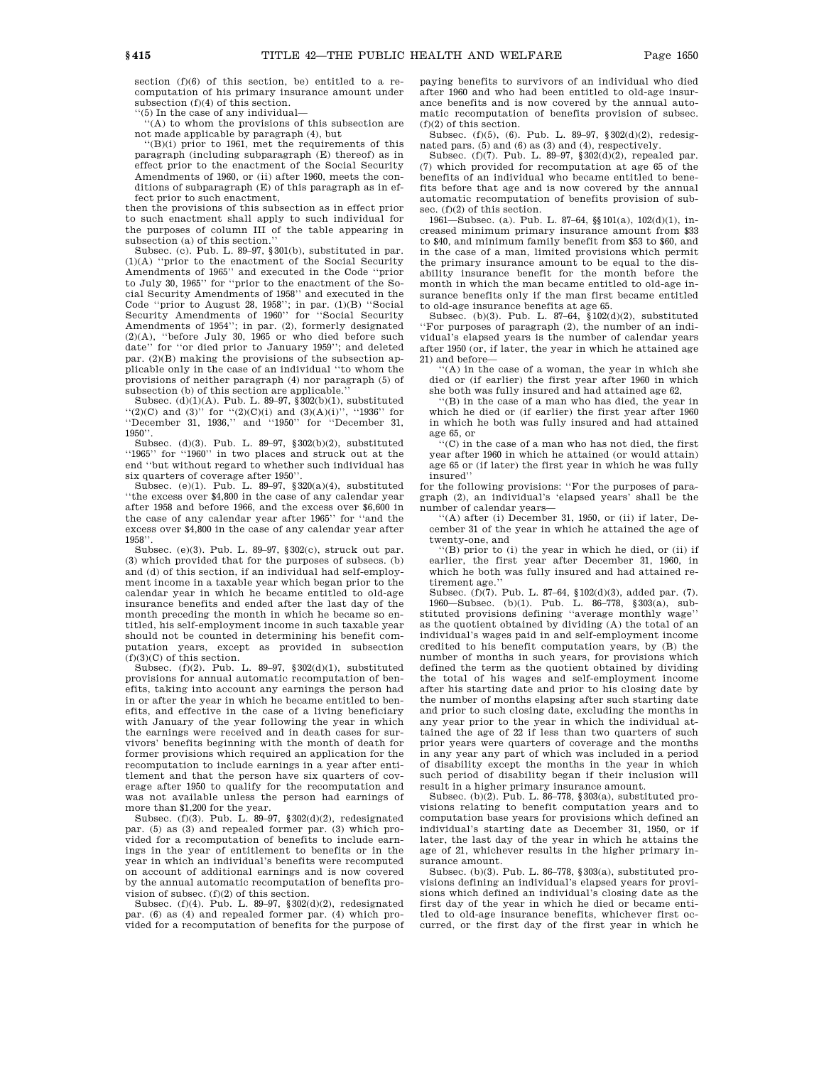section (f)(6) of this section, be) entitled to a recomputation of his primary insurance amount under subsection (f)(4) of this section.

''(5) In the case of any individual—

''(A) to whom the provisions of this subsection are not made applicable by paragraph (4), but

''(B)(i) prior to 1961, met the requirements of this paragraph (including subparagraph (E) thereof) as in effect prior to the enactment of the Social Security Amendments of 1960, or (ii) after 1960, meets the conditions of subparagraph (E) of this paragraph as in effect prior to such enactment,

then the provisions of this subsection as in effect prior to such enactment shall apply to such individual for the purposes of column III of the table appearing in subsection (a) of this section.''

Subsec. (c). Pub. L. 89–97, §301(b), substituted in par. (1)(A) ''prior to the enactment of the Social Security Amendments of 1965'' and executed in the Code ''prior to July 30, 1965'' for ''prior to the enactment of the Social Security Amendments of 1958'' and executed in the Code ''prior to August 28, 1958''; in par. (1)(B) ''Social Security Amendments of 1960'' for ''Social Security Amendments of 1954''; in par. (2), formerly designated (2)(A), ''before July 30, 1965 or who died before such date'' for ''or died prior to January 1959''; and deleted par. (2)(B) making the provisions of the subsection applicable only in the case of an individual ''to whom the provisions of neither paragraph (4) nor paragraph (5) of subsection (b) of this section are applicable.''

Subsec. (d)(1)(A). Pub. L. 89–97, §302(b)(1), substituted ''(2)(C) and (3)'' for ''(2)(C)(i) and (3)(A)(i)'', ''1936'' for ''December 31, 1936,'' and ''1950'' for ''December 31, 1950''.

Subsec. (d)(3). Pub. L. 89–97, §302(b)(2), substituted ''1965'' for ''1960'' in two places and struck out at the end ''but without regard to whether such individual has six quarters of coverage after 1950''.

Subsec. (e)(1). Pub. L. 89–97, §320(a)(4), substituted ''the excess over $4,800 in the case of any calendar year after 1958 and before 1966, and the excess over $6,600 in the case of any calendar year after 1965'' for ''and the excess over $4,800 in the case of any calendar year after 1958''.

Subsec. (e)(3). Pub. L. 89–97, §302(c), struck out par. (3) which provided that for the purposes of subsecs. (b) and (d) of this section, if an individual had self-employment income in a taxable year which began prior to the calendar year in which he became entitled to old-age insurance benefits and ended after the last day of the month preceding the month in which he became so entitled, his self-employment income in such taxable year should not be counted in determining his benefit computation years, except as provided in subsection (f)(3)(C) of this section.

Subsec. (f)(2). Pub. L. 89–97, §302(d)(1), substituted provisions for annual automatic recomputation of benefits, taking into account any earnings the person had in or after the year in which he became entitled to benefits, and effective in the case of a living beneficiary with January of the year following the year in which the earnings were received and in death cases for survivors' benefits beginning with the month of death for former provisions which required an application for the recomputation to include earnings in a year after entitlement and that the person have six quarters of coverage after 1950 to qualify for the recomputation and was not available unless the person had earnings of more than $1,200 for the year.

Subsec. (f)(3). Pub. L. 89–97, §302(d)(2), redesignated par. (5) as (3) and repealed former par. (3) which provided for a recomputation of benefits to include earnings in the year of entitlement to benefits or in the year in which an individual's benefits were recomputed on account of additional earnings and is now covered by the annual automatic recomputation of benefits provision of subsec. (f)(2) of this section.

Subsec. (f)(4). Pub. L. 89–97, §302(d)(2), redesignated par. (6) as (4) and repealed former par. (4) which provided for a recomputation of benefits for the purpose of paying benefits to survivors of an individual who died after 1960 and who had been entitled to old-age insurance benefits and is now covered by the annual automatic recomputation of benefits provision of subsec. (f)(2) of this section.

Subsec. (f)(5), (6). Pub. L. 89–97, §302(d)(2), redesignated pars. (5) and (6) as (3) and (4), respectively.

Subsec. (f)(7). Pub. L. 89–97, §302(d)(2), repealed par. (7) which provided for recomputation at age 65 of the benefits of an individual who became entitled to benefits before that age and is now covered by the annual automatic recomputation of benefits provision of subsec. (f)(2) of this section.

1961—Subsec. (a). Pub. L. 87–64, §§101(a), 102(d)(1), increased minimum primary insurance amount from $33 to $40, and minimum family benefit from $53 to $60, and in the case of a man, limited provisions which permit the primary insurance amount to be equal to the disability insurance benefit for the month before the month in which the man became entitled to old-age insurance benefits only if the man first became entitled to old-age insurance benefits at age 65.

Subsec. (b)(3). Pub. L. 87–64, §102(d)(2), substituted ''For purposes of paragraph (2), the number of an individual's elapsed years is the number of calendar years after 1950 (or, if later, the year in which he attained age 21) and before—

''(A) in the case of a woman, the year in which she died or (if earlier) the first year after 1960 in which she both was fully insured and had attained age 62,

''(B) in the case of a man who has died, the year in which he died or (if earlier) the first year after 1960 in which he both was fully insured and had attained age 65, or

''(C) in the case of a man who has not died, the first year after 1960 in which he attained (or would attain) age 65 or (if later) the first year in which he was fully insured''

for the following provisions: ''For the purposes of paragraph (2), an individual's 'elapsed years' shall be the number of calendar years—

''(A) after (i) December 31, 1950, or (ii) if later, December 31 of the year in which he attained the age of twenty-one, and

''(B) prior to (i) the year in which he died, or (ii) if earlier, the first year after December 31, 1960, in which he both was fully insured and had attained retirement age.''

Subsec. (f)(7). Pub. L. 87–64, §102(d)(3), added par. (7).

1960—Subsec. (b)(1). Pub. L. 86–778, §303(a), substituted provisions defining ''average monthly wage'' as the quotient obtained by dividing (A) the total of an individual's wages paid in and self-employment income credited to his benefit computation years, by (B) the number of months in such years, for provisions which defined the term as the quotient obtained by dividing the total of his wages and self-employment income after his starting date and prior to his closing date by the number of months elapsing after such starting date and prior to such closing date, excluding the months in any year prior to the year in which the individual attained the age of 22 if less than two quarters of such prior years were quarters of coverage and the months in any year any part of which was included in a period of disability except the months in the year in which such period of disability began if their inclusion will result in a higher primary insurance amount.

Subsec. (b)(2). Pub. L. 86–778, §303(a), substituted provisions relating to benefit computation years and to computation base years for provisions which defined an individual's starting date as December 31, 1950, or if later, the last day of the year in which he attains the age of 21, whichever results in the higher primary insurance amount.

Subsec. (b)(3). Pub. L. 86–778, §303(a), substituted provisions defining an individual's elapsed years for provisions which defined an individual's closing date as the first day of the year in which he died or became entitled to old-age insurance benefits, whichever first occurred, or the first day of the first year in which he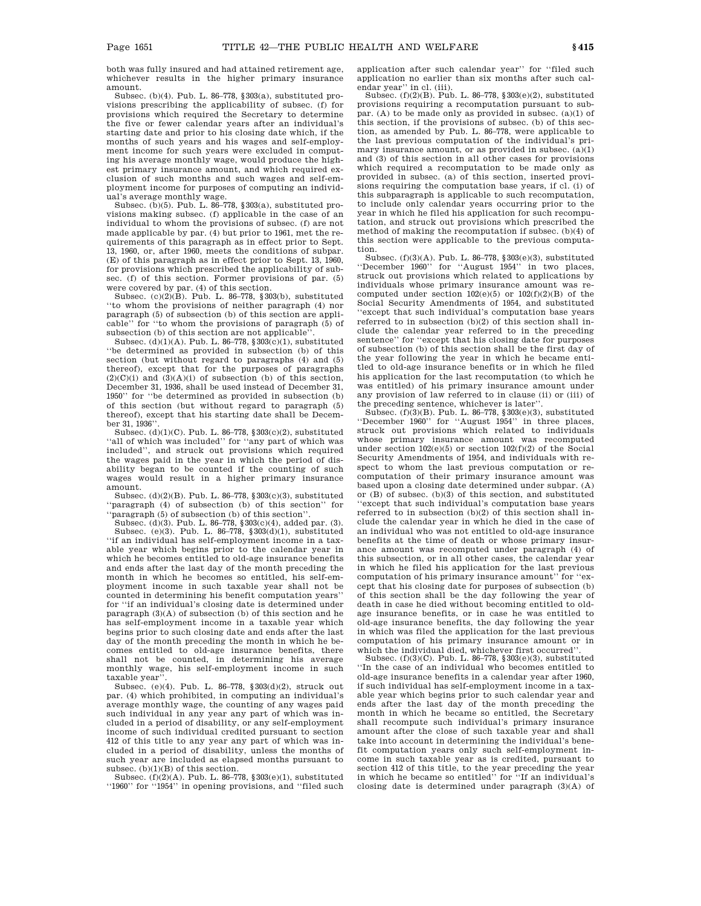both was fully insured and had attained retirement age, whichever results in the higher primary insurance amount.

Subsec. (b)(4). Pub. L. 86–778, §303(a), substituted provisions prescribing the applicability of subsec. (f) for provisions which required the Secretary to determine the five or fewer calendar years after an individual's starting date and prior to his closing date which, if the months of such years and his wages and self-employment income for such years were excluded in computing his average monthly wage, would produce the highest primary insurance amount, and which required exclusion of such months and such wages and self-employment income for purposes of computing an individual's average monthly wage.

Subsec. (b)(5). Pub. L. 86–778, §303(a), substituted provisions making subsec. (f) applicable in the case of an individual to whom the provisions of subsec. (f) are not made applicable by par. (4) but prior to 1961, met the requirements of this paragraph as in effect prior to Sept. 13, 1960, or, after 1960, meets the conditions of subpar. (E) of this paragraph as in effect prior to Sept. 13, 1960, for provisions which prescribed the applicability of subsec. (f) of this section. Former provisions of par. (5) were covered by par. (4) of this section.

Subsec. (c)(2)(B). Pub. L. 86–778, §303(b), substituted ''to whom the provisions of neither paragraph (4) nor paragraph (5) of subsection (b) of this section are applicable'' for ''to whom the provisions of paragraph (5) of subsection (b) of this section are not applicable''.

Subsec. (d)(1)(A). Pub. L. 86–778, §303(c)(1), substituted ''be determined as provided in subsection (b) of this section (but without regard to paragraphs (4) and (5) thereof), except that for the purposes of paragraphs (2)(C)(i) and (3)(A)(i) of subsection (b) of this section, December 31, 1936, shall be used instead of December 31, 1950'' for ''be determined as provided in subsection (b) of this section (but without regard to paragraph (5) thereof), except that his starting date shall be December 31, 1936''.

Subsec. (d)(1)(C). Pub. L. 86–778, §303(c)(2), substituted ''all of which was included'' for ''any part of which was included'', and struck out provisions which required the wages paid in the year in which the period of disability began to be counted if the counting of such wages would result in a higher primary insurance amount.

Subsec. (d)(2)(B). Pub. L. 86–778, §303(c)(3), substituted ''paragraph (4) of subsection (b) of this section'' for ''paragraph (5) of subsection (b) of this section''.

Subsec. (d)(3). Pub. L. 86–778, §303(c)(4), added par. (3).

Subsec. (e)(3). Pub. L. 86–778, §303(d)(1), substituted ''if an individual has self-employment income in a taxable year which begins prior to the calendar year in which he becomes entitled to old-age insurance benefits and ends after the last day of the month preceding the month in which he becomes so entitled, his self-employment income in such taxable year shall not be counted in determining his benefit computation years'' for ''if an individual's closing date is determined under paragraph (3)(A) of subsection (b) of this section and he has self-employment income in a taxable year which begins prior to such closing date and ends after the last day of the month preceding the month in which he becomes entitled to old-age insurance benefits, there shall not be counted, in determining his average monthly wage, his self-employment income in such taxable year''.

Subsec. (e)(4). Pub. L. 86–778, §303(d)(2), struck out par. (4) which prohibited, in computing an individual's average monthly wage, the counting of any wages paid such individual in any year any part of which was included in a period of disability, or any self-employment income of such individual credited pursuant to section 412 of this title to any year any part of which was included in a period of disability, unless the months of such year are included as elapsed months pursuant to subsec. (b)(1)(B) of this section.

Subsec. (f)(2)(A). Pub. L. 86–778, §303(e)(1), substituted ''1960'' for ''1954'' in opening provisions, and ''filed such application after such calendar year'' for ''filed such application no earlier than six months after such calendar year'' in cl. (iii).

Subsec. (f)(2)(B). Pub. L. 86–778, §303(e)(2), substituted provisions requiring a recomputation pursuant to subpar. (A) to be made only as provided in subsec. (a)(1) of this section, if the provisions of subsec. (b) of this section, as amended by Pub. L. 86–778, were applicable to the last previous computation of the individual's primary insurance amount, or as provided in subsec. (a)(1) and (3) of this section in all other cases for provisions which required a recomputation to be made only as provided in subsec. (a) of this section, inserted provisions requiring the computation base years, if cl. (i) of this subparagraph is applicable to such recomputation, to include only calendar years occurring prior to the year in which he filed his application for such recomputation, and struck out provisions which prescribed the method of making the recomputation if subsec. (b)(4) of this section were applicable to the previous computation.

Subsec. (f)(3)(A). Pub. L. 86–778, §303(e)(3), substituted ''December 1960'' for ''August 1954'' in two places, struck out provisions which related to applications by individuals whose primary insurance amount was recomputed under section 102(e)(5) or 102(f)(2)(B) of the Social Security Amendments of 1954, and substituted ''except that such individual's computation base years referred to in subsection (b)(2) of this section shall include the calendar year referred to in the preceding sentence'' for ''except that his closing date for purposes of subsection (b) of this section shall be the first day of the year following the year in which he became entitled to old-age insurance benefits or in which he filed his application for the last recomputation (to which he was entitled) of his primary insurance amount under any provision of law referred to in clause (ii) or (iii) of the preceding sentence, whichever is later''.

Subsec. (f)(3)(B). Pub. L. 86–778, §303(e)(3), substituted ''December 1960'' for ''August 1954'' in three places, struck out provisions which related to individuals whose primary insurance amount was recomputed under section 102(e)(5) or section 102(f)(2) of the Social Security Amendments of 1954, and individuals with respect to whom the last previous computation or recomputation of their primary insurance amount was based upon a closing date determined under subpar. (A) or (B) of subsec. (b)(3) of this section, and substituted ''except that such individual's computation base years referred to in subsection (b)(2) of this section shall include the calendar year in which he died in the case of an individual who was not entitled to old-age insurance benefits at the time of death or whose primary insurance amount was recomputed under paragraph (4) of this subsection, or in all other cases, the calendar year in which he filed his application for the last previous computation of his primary insurance amount'' for ''except that his closing date for purposes of subsection (b) of this section shall be the day following the year of death in case he died without becoming entitled to old-age insurance benefits, or in case he was entitled to old-age insurance benefits, the day following the year in which was filed the application for the last previous computation of his primary insurance amount or in which the individual died, whichever first occurred''.

Subsec. (f)(3)(C). Pub. L. 86–778, §303(e)(3), substituted ''In the case of an individual who becomes entitled to old-age insurance benefits in a calendar year after 1960, if such individual has self-employment income in a taxable year which begins prior to such calendar year and ends after the last day of the month preceding the month in which he became so entitled, the Secretary shall recompute such individual's primary insurance amount after the close of such taxable year and shall take into account in determining the individual's benefit computation years only such self-employment income in such taxable year as is credited, pursuant to section 412 of this title, to the year preceding the year in which he became so entitled'' for ''If an individual's closing date is determined under paragraph (3)(A) of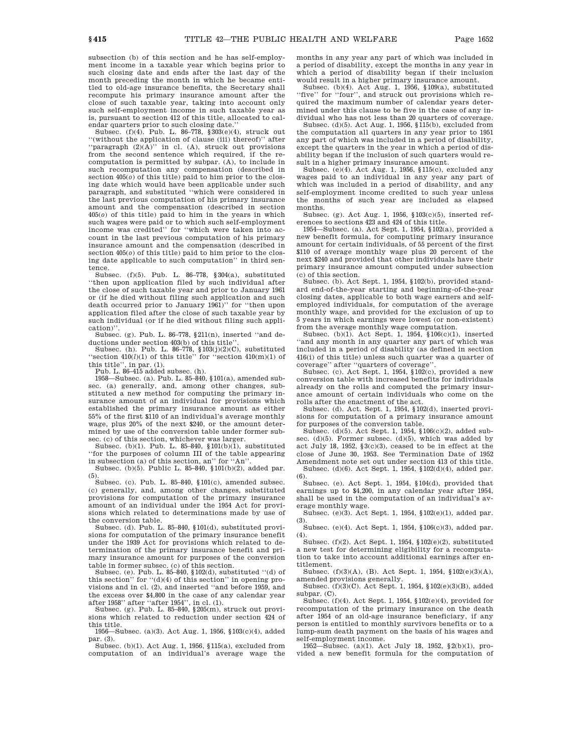subsection (b) of this section and he has self-employment income in a taxable year which begins prior to such closing date and ends after the last day of the month preceding the month in which he became entitled to old-age insurance benefits, the Secretary shall recompute his primary insurance amount after the close of such taxable year, taking into account only such self-employment income in such taxable year as is, pursuant to section 412 of this title, allocated to calendar quarters prior to such closing date.''

Subsec. (f)(4). Pub. L. 86–778, §303(e)(4), struck out ''(without the application of clause (iii) thereof)'' after ''paragraph (2)(A)'' in cl. (A), struck out provisions from the second sentence which required, if the recomputation is permitted by subpar. (A), to include in such recomputation any compensation (described in section 405(*o*) of this title) paid to him prior to the closing date which would have been applicable under such paragraph, and substituted ''which were considered in the last previous computation of his primary insurance amount and the compensation (described in section 405(*o*) of this title) paid to him in the years in which such wages were paid or to which such self-employment income was credited'' for ''which were taken into account in the last previous computation of his primary insurance amount and the compensation (described in section 405(*o*) of this title) paid to him prior to the closing date applicable to such computation'' in third sentence.

Subsec. (f)(5). Pub. L. 86–778, §304(a), substituted ''then upon application filed by such individual after the close of such taxable year and prior to January 1961 or (if he died without filing such application and such death occurred prior to January 1961)'' for ''then upon application filed after the close of such taxable year by such individual (or if he died without filing such application)''.

Subsec. (g). Pub. L. 86–778, §211(n), inserted ''and deductions under section 403(b) of this title''.

Subsec. (h). Pub. L. 86–778, §103(j)(2)(C), substituted ''section 410(*l*)(1) of this title'' for ''section 410(m)(1) of this title'', in par. (1).

Pub. L. 86–415 added subsec. (h).

1958—Subsec. (a). Pub. L. 85–840, §101(a), amended subsec. (a) generally, and, among other changes, substituted a new method for computing the primary insurance amount of an individual for provisions which established the primary insurance amount as either 55% of the first $110 of an individual's average monthly wage, plus 20% of the next $240, or the amount determined by use of the conversion table under former subsec. (c) of this section, whichever was larger.

Subsec. (b)(1). Pub. L. 85–840, §101(b)(1), substituted ''for the purposes of column III of the table appearing in subsection (a) of this section, an'' for ''An''.

Subsec. (b)(5). Public L. 85–840, §101(b)(2), added par. (5).

Subsec. (c). Pub. L. 85–840, §101(c), amended subsec. (c) generally, and, among other changes, substituted provisions for computation of the primary insurance amount of an individual under the 1954 Act for provisions which related to determinations made by use of the conversion table.

Subsec. (d). Pub. L. 85–840, §101(d), substituted provisions for computation of the primary insurance benefit under the 1939 Act for provisions which related to determination of the primary insurance benefit and primary insurance amount for purposes of the conversion table in former subsec. (c) of this section.

Subsec. (e). Pub. L. 85–840, §102(d), substituted ''(d) of this section'' for ''(d)(4) of this section'' in opening provisions and in cl. (2), and inserted ''and before 1959, and the excess over $4,800 in the case of any calendar year after 1958'' after ''after 1954'', in cl. (1).

Subsec. (g). Pub. L. 85–840, §205(m), struck out provisions which related to reduction under section 424 of this title.

1956—Subsec. (a)(3). Act Aug. 1, 1956, §103(c)(4), added par. (3).

Subsec. (b)(1). Act Aug. 1, 1956, §115(a), excluded from computation of an individual's average wage the months in any year any part of which was included in a period of disability, except the months in any year in which a period of disability began if their inclusion would result in a higher primary insurance amount.

Subsec. (b)(4). Act Aug. 1, 1956, §109(a), substituted ''five'' for ''four'', and struck out provisions which required the maximum number of calendar years determined under this clause to be five in the case of any individual who has not less than 20 quarters of coverage.

Subsec. (d)(5). Act Aug. 1, 1956, §115(b), excluded from the computation all quarters in any year prior to 1951 any part of which was included in a period of disability, except the quarters in the year in which a period of disability began if the inclusion of such quarters would result in a higher primary insurance amount.

Subsec. (e)(4). Act Aug. 1, 1956, §115(c), excluded any wages paid to an individual in any year any part of which was included in a period of disability, and any self-employment income credited to such year unless the months of such year are included as elapsed months.

Subsec. (g). Act Aug. 1, 1956, §103(c)(5), inserted references to sections 423 and 424 of this title.

1954—Subsec. (a). Act Sept. 1, 1954, §102(a), provided a new benefit formula, for computing primary insurance amount for certain individuals, of 55 percent of the first $110 of average monthly wage plus 20 percent of the next $240 and provided that other individuals have their primary insurance amount computed under subsection (c) of this section.

Subsec. (b). Act Sept. 1, 1954, §102(b), provided standard end-of-the-year starting and beginning-of-the-year closing dates, applicable to both wage earners and self-employed individuals, for computation of the average monthly wage, and provided for the exclusion of up to 5 years in which earnings were lowest (or non-existent) from the average monthly wage computation.

Subsec. (b)(1). Act Sept. 1, 1954, §106(c)(1), inserted ''and any month in any quarter any part of which was included in a period of disability (as defined in section 416(i) of this title) unless such quarter was a quarter of coverage'' after ''quarters of coverage''.

Subsec. (c). Act Sept. 1, 1954, §102(c), provided a new conversion table with increased benefits for individuals already on the rolls and computed the primary insurance amount of certain individuals who come on the rolls after the enactment of the act.

Subsec. (d). Act. Sept. 1, 1954, §102(d), inserted provisions for computation of a primary insurance amount for purposes of the conversion table.

Subsec. (d)(5). Act Sept. 1, 1954, §106(c)(2), added subsec. (d)(5). Former subsec. (d)(5), which was added by act July 18, 1952, §3(c)(3), ceased to be in effect at the close of June 30, 1953. See Termination Date of 1952 Amendment note set out under section 413 of this title.

Subsec. (d)(6). Act Sept. 1, 1954, §102(d)(4), added par. (6).

Subsec. (e). Act Sept. 1, 1954, §104(d), provided that earnings up to $4,200, in any calendar year after 1954, shall be used in the computation of an individual's average monthly wage.

Subsec. (e)(3). Act Sept. 1, 1954, §102(e)(1), added par. (3).

Subsec. (e)(4). Act Sept. 1, 1954, §106(c)(3), added par. (4).

Subsec. (f)(2). Act Sept. 1, 1954, §102(e)(2), substituted a new test for determining eligibility for a recomputation to take into account additional earnings after entitlement.

Subsec. (f)(3)(A), (B). Act Sept. 1, 1954, §102(e)(3)(A), amended provisions generally.

Subsec. (f)(3)(C). Act Sept. 1, 1954, §102(e)(3)(B), added subpar. (C).

Subsec. (f)(4). Act Sept. 1, 1954, §102(e)(4), provided for recomputation of the primary insurance on the death after 1954 of an old-age insurance beneficiary, if any person is entitled to monthly survivors benefits or to a lump-sum death payment on the basis of his wages and self-employment income.

1952—Subsec. (a)(1). Act July 18, 1952, §2(b)(1), provided a new benefit formula for the computation of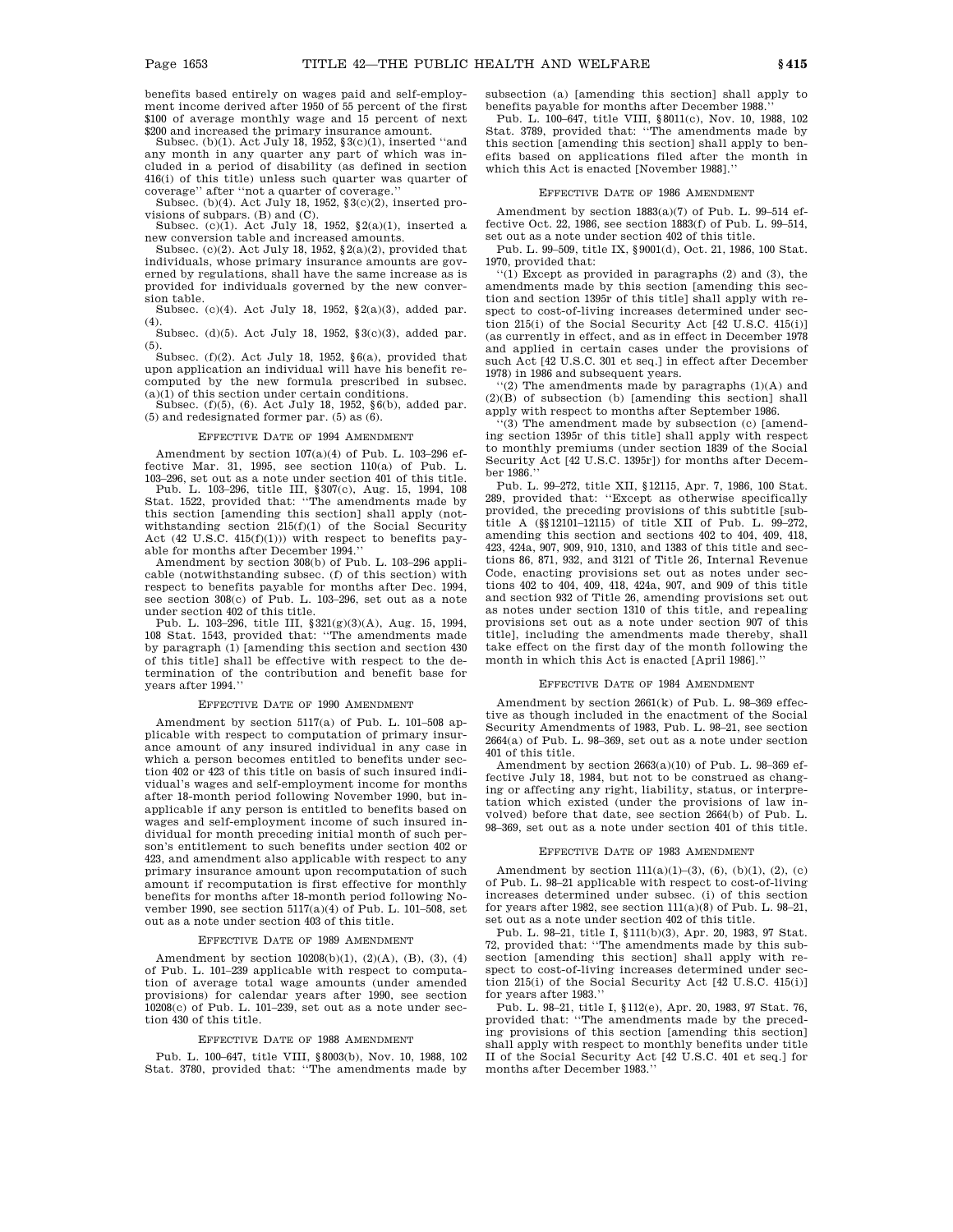benefits based entirely on wages paid and self-employment income derived after 1950 of 55 percent of the first $100 of average monthly wage and 15 percent of next $200 and increased the primary insurance amount.

Subsec. (b)(1). Act July 18, 1952, §3(c)(1), inserted "and any month in any quarter any part of which was included in a period of disability (as defined in section 416(i) of this title) unless such quarter was quarter of coverage" after "not a quarter of coverage."

Subsec. (b)(4). Act July 18, 1952, §3(c)(2), inserted provisions of subpars. (B) and (C).

Subsec. (c)(1). Act July 18, 1952, §2(a)(1), inserted a new conversion table and increased amounts.

Subsec. (c)(2). Act July 18, 1952, §2(a)(2), provided that individuals, whose primary insurance amounts are governed by regulations, shall have the same increase as is provided for individuals governed by the new conversion table.

Subsec. (c)(4). Act July 18, 1952, §2(a)(3), added par. (4).

Subsec. (d)(5). Act July 18, 1952, §3(c)(3), added par. (5).

Subsec. (f)(2). Act July 18, 1952, §6(a), provided that upon application an individual will have his benefit recomputed by the new formula prescribed in subsec. (a)(1) of this section under certain conditions.

Subsec. (f)(5), (6). Act July 18, 1952, §6(b), added par. (5) and redesignated former par. (5) as (6).

## Effective Date of 1994 Amendment

Amendment by section 107(a)(4) of Pub. L. 103–296 effective Mar. 31, 1995, see section 110(a) of Pub. L. 103–296, set out as a note under section 401 of this title.

Pub. L. 103–296, title III, §307(c), Aug. 15, 1994, 108 Stat. 1522, provided that: "The amendments made by this section [amending this section] shall apply (notwithstanding section 215(f)(1) of the Social Security Act (42 U.S.C. 415(f)(1))) with respect to benefits payable for months after December 1994."

Amendment by section 308(b) of Pub. L. 103–296 applicable (notwithstanding subsec. (f) of this section) with respect to benefits payable for months after Dec. 1994, see section 308(c) of Pub. L. 103–296, set out as a note under section 402 of this title.

Pub. L. 103–296, title III, §321(g)(3)(A), Aug. 15, 1994, 108 Stat. 1543, provided that: "The amendments made by paragraph (1) [amending this section and section 430 of this title] shall be effective with respect to the determination of the contribution and benefit base for years after 1994."

## Effective Date of 1990 Amendment

Amendment by section 5117(a) of Pub. L. 101–508 applicable with respect to computation of primary insurance amount of any insured individual in any case in which a person becomes entitled to benefits under section 402 or 423 of this title on basis of such insured individual's wages and self-employment income for months after 18-month period following November 1990, but inapplicable if any person is entitled to benefits based on wages and self-employment income of such insured individual for month preceding initial month of such person's entitlement to such benefits under section 402 or 423, and amendment also applicable with respect to any primary insurance amount upon recomputation of such amount if recomputation is first effective for monthly benefits for months after 18-month period following November 1990, see section 5117(a)(4) of Pub. L. 101–508, set out as a note under section 403 of this title.

## Effective Date of 1989 Amendment

Amendment by section 10208(b)(1), (2)(A), (B), (3), (4) of Pub. L. 101–239 applicable with respect to computation of average total wage amounts (under amended provisions) for calendar years after 1990, see section 10208(c) of Pub. L. 101–239, set out as a note under section 430 of this title.

## Effective Date of 1988 Amendment

Pub. L. 100–647, title VIII, §8003(b), Nov. 10, 1988, 102 Stat. 3780, provided that: "The amendments made by subsection (a) [amending this section] shall apply to benefits payable for months after December 1988."

Pub. L. 100–647, title VIII, §8011(c), Nov. 10, 1988, 102 Stat. 3789, provided that: "The amendments made by this section [amending this section] shall apply to benefits based on applications filed after the month in which this Act is enacted [November 1988]."

## Effective Date of 1986 Amendment

Amendment by section 1883(a)(7) of Pub. L. 99–514 effective Oct. 22, 1986, see section 1883(f) of Pub. L. 99–514, set out as a note under section 402 of this title.

Pub. L. 99–509, title IX, §9001(d), Oct. 21, 1986, 100 Stat. 1970, provided that:

"(1) Except as provided in paragraphs (2) and (3), the amendments made by this section [amending this section and section 1395r of this title] shall apply with respect to cost-of-living increases determined under section 215(i) of the Social Security Act [42 U.S.C. 415(i)] (as currently in effect, and as in effect in December 1978 and applied in certain cases under the provisions of such Act [42 U.S.C. 301 et seq.] in effect after December 1978) in 1986 and subsequent years.

"(2) The amendments made by paragraphs (1)(A) and (2)(B) of subsection (b) [amending this section] shall apply with respect to months after September 1986.

"(3) The amendments made by subsection (c) [amending section 1395r of this title] shall apply with respect to monthly premiums (under section 1839 of the Social Security Act [42 U.S.C. 1395r]) for months after December 1986."

Pub. L. 99–272, title XII, §12115, Apr. 7, 1986, 100 Stat. 289, provided that: "Except as otherwise specifically provided, the preceding provisions of this subtitle [subtitle A (§§12101–12115) of title XII of Pub. L. 99–272, amending this section and sections 402 to 404, 409, 418, 423, 424a, 907, 909, 910, 1310, and 1383 of this title and sections 86, 871, 932, and 3121 of Title 26, Internal Revenue Code, enacting provisions set out as notes under sections 402 to 404, 409, 418, 424a, 907, and 909 of this title and section 932 of Title 26, amending provisions set out as notes under section 1310 of this title, and repealing provisions set out as a note under section 907 of this title], including the amendments made thereby, shall take effect on the first day of the month following the month in which this Act is enacted [April 1986]."

## Effective Date of 1984 Amendment

Amendment by section 2661(k) of Pub. L. 98–369 effective as though included in the enactment of the Social Security Amendments of 1983, Pub. L. 98–21, see section 2664(a) of Pub. L. 98–369, set out as a note under section 401 of this title.

Amendment by section 2663(a)(10) of Pub. L. 98–369 effective July 18, 1984, but not to be construed as changing or affecting any right, liability, status, or interpretation which existed (under the provisions of law involved) before that date, see section 2664(b) of Pub. L. 98–369, set out as a note under section 401 of this title.

## Effective Date of 1983 Amendment

Amendment by section 111(a)(1)–(3), (6), (b)(1), (2), (c) of Pub. L. 98–21 applicable with respect to cost-of-living increases determined under subsec. (i) of this section for years after 1982, see section 111(a)(8) of Pub. L. 98–21, set out as a note under section 402 of this title.

Pub. L. 98–21, title I, §111(b)(3), Apr. 20, 1983, 97 Stat. 72, provided that: "The amendments made by this subsection [amending this section] shall apply with respect to cost-of-living increases determined under section 215(i) of the Social Security Act [42 U.S.C. 415(i)] for years after 1983."

Pub. L. 98–21, title I, §112(e), Apr. 20, 1983, 97 Stat. 76, provided that: "The amendments made by the preceding provisions of this section [amending this section] shall apply with respect to monthly benefits under title II of the Social Security Act [42 U.S.C. 401 et seq.] for months after December 1983."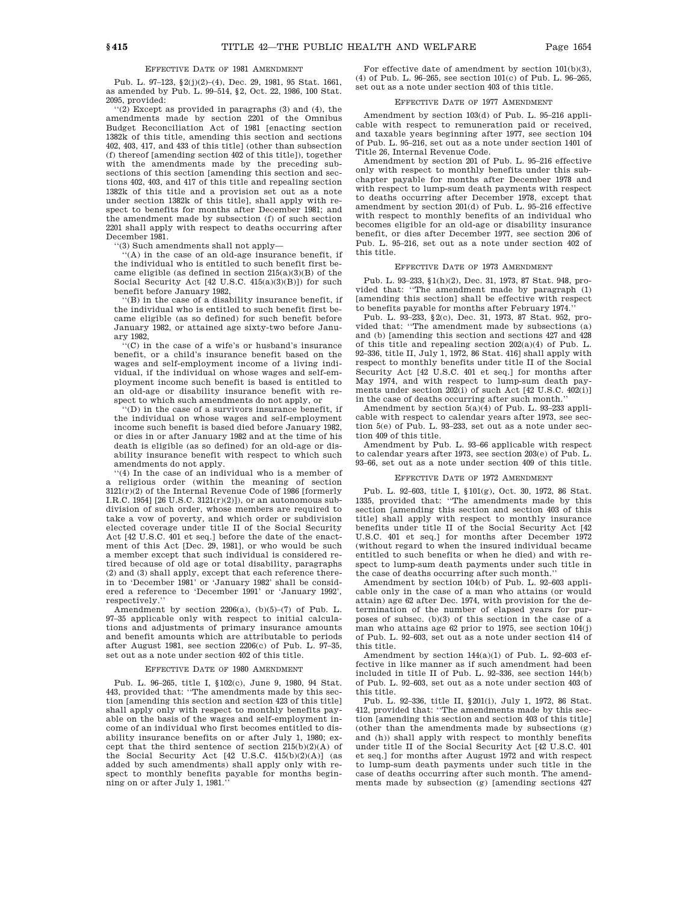### EFFECTIVE DATE OF 1981 AMENDMENT

Pub. L. 97–123, §2(j)(2)–(4), Dec. 29, 1981, 95 Stat. 1661, as amended by Pub. L. 99–514, §2, Oct. 22, 1986, 100 Stat. 2095, provided:

''(2) Except as provided in paragraphs (3) and (4), the amendments made by section 2201 of the Omnibus Budget Reconciliation Act of 1981 [enacting section 1382k of this title, amending this section and sections 402, 403, 417, and 433 of this title] (other than subsection (f) thereof [amending section 402 of this title]), together with the amendments made by the preceding subsections of this section [amending this section and sections 402, 403, and 417 of this title and repealing section 1382k of this title and a provision set out as a note under section 1382k of this title], shall apply with respect to benefits for months after December 1981; and the amendment made by subsection (f) of such section 2201 shall apply with respect to deaths occurring after December 1981.

''(3) Such amendments shall not apply—

''(A) in the case of an old-age insurance benefit, if the individual who is entitled to such benefit first became eligible (as defined in section 215(a)(3)(B) of the Social Security Act [42 U.S.C. 415(a)(3)(B)]) for such benefit before January 1982,

''(B) in the case of a disability insurance benefit, if the individual who is entitled to such benefit first became eligible (as so defined) for such benefit before January 1982, or attained age sixty-two before January 1982,

''(C) in the case of a wife's or husband's insurance benefit, or a child's insurance benefit based on the wages and self-employment income of a living individual, if the individual on whose wages and self-employment income such benefit is based is entitled to an old-age or disability insurance benefit with respect to which such amendments do not apply, or

''(D) in the case of a survivors insurance benefit, if the individual on whose wages and self-employment income such benefit is based died before January 1982, or dies in or after January 1982 and at the time of his death is eligible (as so defined) for an old-age or disability insurance benefit with respect to which such amendments do not apply.

''(4) In the case of an individual who is a member of a religious order (within the meaning of section 3121(r)(2) of the Internal Revenue Code of 1986 [formerly I.R.C. 1954] [26 U.S.C. 3121(r)(2)]), or an autonomous subdivision of such order, whose members are required to take a vow of poverty, and which order or subdivision elected coverage under title II of the Social Security Act [42 U.S.C. 401 et seq.] before the date of the enactment of this Act [Dec. 29, 1981], or who would be such a member except that such individual is considered retired because of old age or total disability, paragraphs (2) and (3) shall apply, except that each reference therein to 'December 1981' or 'January 1982' shall be considered a reference to 'December 1991' or 'January 1992', respectively.''

Amendment by section 2206(a), (b)(5)–(7) of Pub. L. 97–35 applicable only with respect to initial calculations and adjustments of primary insurance amounts and benefit amounts which are attributable to periods after August 1981, see section 2206(c) of Pub. L. 97–35, set out as a note under section 402 of this title.

### EFFECTIVE DATE OF 1980 AMENDMENT

Pub. L. 96–265, title I, §102(c), June 9, 1980, 94 Stat. 443, provided that: ''The amendments made by this section [amending this section and section 423 of this title] shall apply only with respect to monthly benefits payable on the basis of the wages and self-employment income of an individual who first becomes entitled to disability insurance benefits on or after July 1, 1980; except that the third sentence of section 215(b)(2)(A) of the Social Security Act [42 U.S.C. 415(b)(2)(A)] (as added by such amendments) shall apply only with respect to monthly benefits payable for months beginning on or after July 1, 1981.''

For effective date of amendment by section 101(b)(3), (4) of Pub. L. 96–265, see section 101(c) of Pub. L. 96–265, set out as a note under section 403 of this title.

### EFFECTIVE DATE OF 1977 AMENDMENT

Amendment by section 103(d) of Pub. L. 95–216 applicable with respect to remuneration paid or received, and taxable years beginning after 1977, see section 104 of Pub. L. 95–216, set out as a note under section 1401 of Title 26, Internal Revenue Code.

Amendment by section 201 of Pub. L. 95–216 effective only with respect to monthly benefits under this subchapter payable for months after December 1978 and with respect to lump-sum death payments with respect to deaths occurring after December 1978, except that amendment by section 201(d) of Pub. L. 95–216 effective with respect to monthly benefits of an individual who becomes eligible for an old-age or disability insurance benefit, or dies after December 1977, see section 206 of Pub. L. 95–216, set out as a note under section 402 of this title.

### EFFECTIVE DATE OF 1973 AMENDMENT

Pub. L. 93–233, §1(h)(2), Dec. 31, 1973, 87 Stat. 948, provided that: ''The amendment made by paragraph (1) [amending this section] shall be effective with respect to benefits payable for months after February 1974.''

Pub. L. 93–233, §2(c), Dec. 31, 1973, 87 Stat. 952, provided that: ''The amendment made by subsections (a) and (b) [amending this section and sections 427 and 428 of this title and repealing section 202(a)(4) of Pub. L. 92–336, title II, July 1, 1972, 86 Stat. 416] shall apply with respect to monthly benefits under title II of the Social Security Act [42 U.S.C. 401 et seq.] for months after May 1974, and with respect to lump-sum death payments under section 202(i) of such Act [42 U.S.C. 402(i)] in the case of deaths occurring after such month.''

Amendment by section 5(a)(4) of Pub. L. 93–233 applicable with respect to calendar years after 1973, see section 5(e) of Pub. L. 93–233, set out as a note under section 409 of this title.

Amendment by Pub. L. 93–66 applicable with respect to calendar years after 1973, see section 203(e) of Pub. L. 93–66, set out as a note under section 409 of this title.

### EFFECTIVE DATE OF 1972 AMENDMENT

Pub. L. 92–603, title I, §101(g), Oct. 30, 1972, 86 Stat. 1335, provided that: ''The amendments made by this section [amending this section and section 403 of this title] shall apply with respect to monthly insurance benefits under title II of the Social Security Act [42 U.S.C. 401 et seq.] for months after December 1972 (without regard to when the insured individual became entitled to such benefits or when he died) and with respect to lump-sum death payments under such title in the case of deaths occurring after such month.''

Amendment by section 104(b) of Pub. L. 92–603 applicable only in the case of a man who attains (or would attain) age 62 after Dec. 1974, with provision for the determination of the number of elapsed years for purposes of subsec. (b)(3) of this section in the case of a man who attains age 62 prior to 1975, see section 104(j) of Pub. L. 92–603, set out as a note under section 414 of this title.

Amendment by section 144(a)(1) of Pub. L. 92–603 effective in like manner as if such amendment had been included in title II of Pub. L. 92–336, see section 144(b) of Pub. L. 92–603, set out as a note under section 403 of this title.

Pub. L. 92–336, title II, §201(i), July 1, 1972, 86 Stat. 412, provided that: ''The amendments made by this section [amending this section and section 403 of this title] (other than the amendments made by subsections (g) and (h)) shall apply with respect to monthly benefits under title II of the Social Security Act [42 U.S.C. 401 et seq.] for months after August 1972 and with respect to lump-sum death payments under such title in the case of deaths occurring after such month. The amendments made by subsection (g) [amending sections 427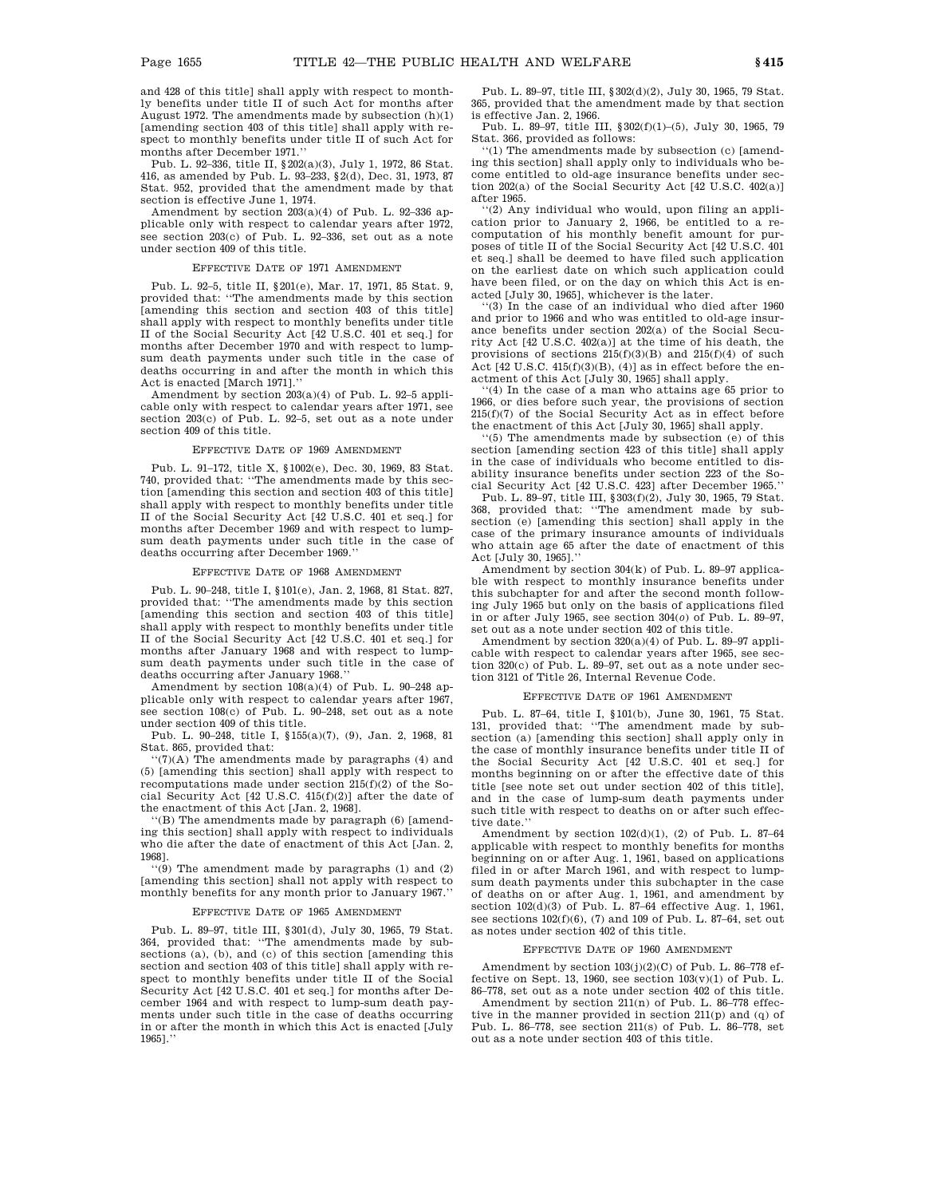and 428 of this title] shall apply with respect to monthly benefits under title II of such Act for months after August 1972. The amendments made by subsection (h)(1) [amending section 403 of this title] shall apply with respect to monthly benefits under title II of such Act for months after December 1971.''

Pub. L. 92–336, title II, §202(a)(3), July 1, 1972, 86 Stat. 416, as amended by Pub. L. 93–233, §2(d), Dec. 31, 1973, 87 Stat. 952, provided that the amendment made by that section is effective June 1, 1974.

Amendment by section 203(a)(4) of Pub. L. 92–336 applicable only with respect to calendar years after 1972, see section 203(c) of Pub. L. 92–336, set out as a note under section 409 of this title.

#### EFFECTIVE DATE OF 1971 AMENDMENT

Pub. L. 92–5, title II, §201(e), Mar. 17, 1971, 85 Stat. 9, provided that: ''The amendments made by this section [amending this section and section 403 of this title] shall apply with respect to monthly benefits under title II of the Social Security Act [42 U.S.C. 401 et seq.] for months after December 1970 and with respect to lump-sum death payments under such title in the case of deaths occurring in and after the month in which this Act is enacted [March 1971].''

Amendment by section 203(a)(4) of Pub. L. 92–5 applicable only with respect to calendar years after 1971, see section 203(c) of Pub. L. 92–5, set out as a note under section 409 of this title.

#### EFFECTIVE DATE OF 1969 AMENDMENT

Pub. L. 91–172, title X, §1002(e), Dec. 30, 1969, 83 Stat. 740, provided that: ''The amendments made by this section [amending this section and section 403 of this title] shall apply with respect to monthly benefits under title II of the Social Security Act [42 U.S.C. 401 et seq.] for months after December 1969 and with respect to lump-sum death payments under such title in the case of deaths occurring after December 1969.''

#### EFFECTIVE DATE OF 1968 AMENDMENT

Pub. L. 90–248, title I, §101(e), Jan. 2, 1968, 81 Stat. 827, provided that: ''The amendments made by this section [amending this section and section 403 of this title] shall apply with respect to monthly benefits under title II of the Social Security Act [42 U.S.C. 401 et seq.] for months after January 1968 and with respect to lump-sum death payments under such title in the case of deaths occurring after January 1968.''

Amendment by section 108(a)(4) of Pub. L. 90–248 applicable only with respect to calendar years after 1967, see section 108(c) of Pub. L. 90–248, set out as a note under section 409 of this title.

Pub. L. 90–248, title I, §155(a)(7), (9), Jan. 2, 1968, 81 Stat. 865, provided that:

''(7)(A) The amendments made by paragraphs (4) and (5) [amending this section] shall apply with respect to recomputations made under section 215(f)(2) of the Social Security Act [42 U.S.C. 415(f)(2)] after the date of the enactment of this Act [Jan. 2, 1968].

''(B) The amendments made by paragraph (6) [amending this section] shall apply with respect to individuals who die after the date of enactment of this Act [Jan. 2, 1968].

''(9) The amendment made by paragraphs (1) and (2) [amending this section] shall not apply with respect to monthly benefits for any month prior to January 1967.''

#### EFFECTIVE DATE OF 1965 AMENDMENT

Pub. L. 89–97, title III, §301(d), July 30, 1965, 79 Stat. 364, provided that: ''The amendments made by subsections (a), (b), and (c) of this section [amending this section and section 403 of this title] shall apply with respect to monthly benefits under title II of the Social Security Act [42 U.S.C. 401 et seq.] for months after December 1964 and with respect to lump-sum death payments under such title in the case of deaths occurring in or after the month in which this Act is enacted [July 1965].''

Pub. L. 89–97, title III, §302(d)(2), July 30, 1965, 79 Stat. 365, provided that the amendment made by that section is effective Jan. 2, 1966.

Pub. L. 89–97, title III, §302(f)(1)–(5), July 30, 1965, 79 Stat. 366, provided as follows:

''(1) The amendments made by subsection (c) [amending this section] shall apply only to individuals who become entitled to old-age insurance benefits under section 202(a) of the Social Security Act [42 U.S.C. 402(a)] after 1965.

''(2) Any individual who would, upon filing an application prior to January 2, 1966, be entitled to a recomputation of his monthly benefit amount for purposes of title II of the Social Security Act [42 U.S.C. 401 et seq.] shall be deemed to have filed such application on the earliest date on which such application could have been filed, or on the day on which this Act is enacted [July 30, 1965], whichever is the later.

''(3) In the case of an individual who died after 1960 and prior to 1966 and who was entitled to old-age insurance benefits under section 202(a) of the Social Security Act [42 U.S.C. 402(a)] at the time of his death, the provisions of sections 215(f)(3)(B) and 215(f)(4) of such Act [42 U.S.C. 415(f)(3)(B), (4)] as in effect before the enactment of this Act [July 30, 1965] shall apply.

''(4) In the case of a man who attains age 65 prior to 1966, or dies before such year, the provisions of section 215(f)(7) of the Social Security Act as in effect before the enactment of this Act [July 30, 1965] shall apply.

''(5) The amendments made by subsection (e) of this section [amending section 423 of this title] shall apply in the case of individuals who become entitled to disability insurance benefits under section 223 of the Social Security Act [42 U.S.C. 423] after December 1965.''

Pub. L. 89–97, title III, §303(f)(2), July 30, 1965, 79 Stat. 368, provided that: ''The amendment made by subsection (e) [amending this section] shall apply in the case of the primary insurance amounts of individuals who attain age 65 after the date of enactment of this Act [July 30, 1965].''

Amendment by section 304(k) of Pub. L. 89–97 applicable with respect to monthly insurance benefits under this subchapter for and after the second month following July 1965 but only on the basis of applications filed in or after July 1965, see section 304(*o*) of Pub. L. 89–97, set out as a note under section 402 of this title.

Amendment by section 320(a)(4) of Pub. L. 89–97 applicable with respect to calendar years after 1965, see section 320(c) of Pub. L. 89–97, set out as a note under section 3121 of Title 26, Internal Revenue Code.

#### EFFECTIVE DATE OF 1961 AMENDMENT

Pub. L. 87–64, title I, §101(b), June 30, 1961, 75 Stat. 131, provided that: ''The amendment made by subsection (a) [amending this section] shall apply only in the case of monthly insurance benefits under title II of the Social Security Act [42 U.S.C. 401 et seq.] for months beginning on or after the effective date of this title [see note set out under section 402 of this title], and in the case of lump-sum death payments under such title with respect to deaths on or after such effective date.''

Amendment by section 102(d)(1), (2) of Pub. L. 87–64 applicable with respect to monthly benefits for months beginning on or after Aug. 1, 1961, based on applications filed in or after March 1961, and with respect to lump-sum death payments under this subchapter in the case of deaths on or after Aug. 1, 1961, and amendment by section 102(d)(3) of Pub. L. 87–64 effective Aug. 1, 1961, see sections 102(f)(6), (7) and 109 of Pub. L. 87–64, set out as notes under section 402 of this title.

#### EFFECTIVE DATE OF 1960 AMENDMENT

Amendment by section 103(j)(2)(C) of Pub. L. 86–778 effective on Sept. 13, 1960, see section 103(v)(1) of Pub. L. 86–778, set out as a note under section 402 of this title.

Amendment by section 211(n) of Pub. L. 86–778 effective in the manner provided in section 211(p) and (q) of Pub. L. 86–778, see section 211(s) of Pub. L. 86–778, set out as a note under section 403 of this title.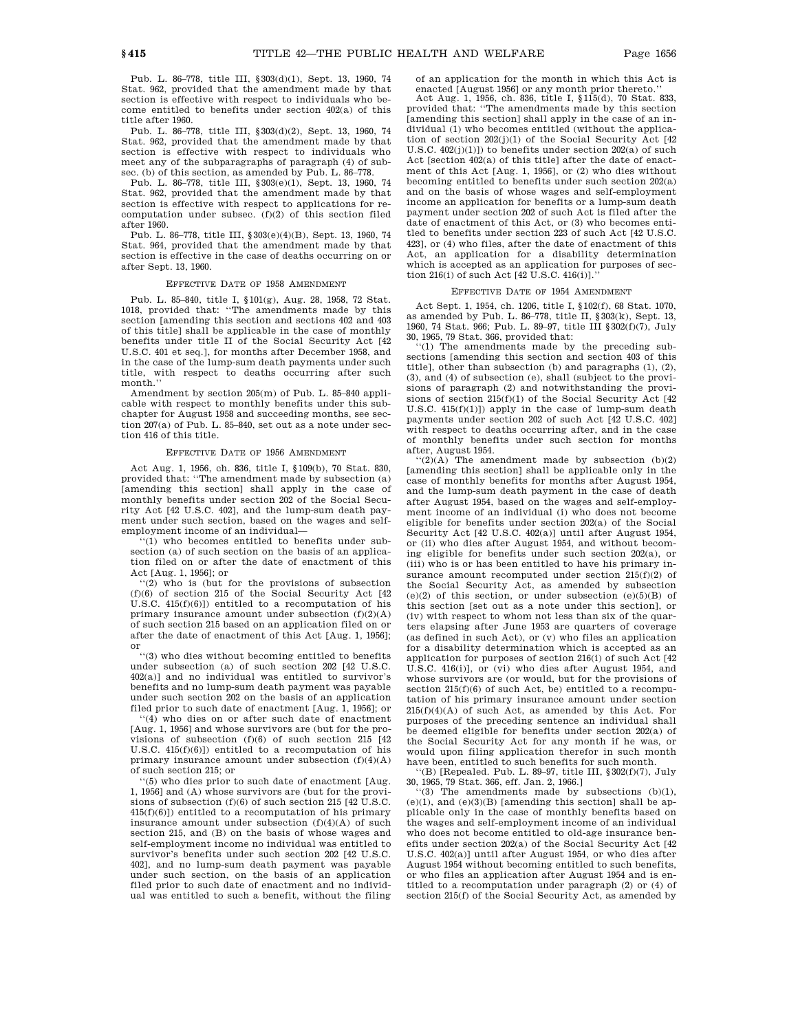Pub. L. 86–778, title III, §303(d)(1), Sept. 13, 1960, 74 Stat. 962, provided that the amendment made by that section is effective with respect to individuals who become entitled to benefits under section 402(a) of this title after 1960.

Pub. L. 86–778, title III, §303(d)(2), Sept. 13, 1960, 74 Stat. 962, provided that the amendment made by that section is effective with respect to individuals who meet any of the subparagraphs of paragraph (4) of subsec. (b) of this section, as amended by Pub. L. 86–778.

Pub. L. 86–778, title III, §303(e)(1), Sept. 13, 1960, 74 Stat. 962, provided that the amendment made by that section is effective with respect to applications for recomputation under subsec. (f)(2) of this section filed after 1960.

Pub. L. 86–778, title III, §303(e)(4)(B), Sept. 13, 1960, 74 Stat. 964, provided that the amendment made by that section is effective in the case of deaths occurring on or after Sept. 13, 1960.

EFFECTIVE DATE OF 1958 AMENDMENT

Pub. L. 85–840, title I, §101(g), Aug. 28, 1958, 72 Stat. 1018, provided that: "The amendments made by this section [amending this section and sections 402 and 403 of this title] shall be applicable in the case of monthly benefits under title II of the Social Security Act [42 U.S.C. 401 et seq.], for months after December 1958, and in the case of the lump-sum death payments under such title, with respect to deaths occurring after such month."

Amendment by section 205(m) of Pub. L. 85–840 applicable with respect to monthly benefits under this subchapter for August 1958 and succeeding months, see section 207(a) of Pub. L. 85–840, set out as a note under section 416 of this title.

EFFECTIVE DATE OF 1956 AMENDMENT

Act Aug. 1, 1956, ch. 836, title I, §109(b), 70 Stat. 830, provided that: "The amendment made by subsection (a) [amending this section] shall apply in the case of monthly benefits under section 202 of the Social Security Act [42 U.S.C. 402], and the lump-sum death payment under such section, based on the wages and self-employment income of an individual—

"(1) who becomes entitled to benefits under subsection (a) of such section on the basis of an application filed on or after the date of enactment of this Act [Aug. 1, 1956]; or

"(2) who is (but for the provisions of subsection (f)(6) of section 215 of the Social Security Act [42 U.S.C. 415(f)(6)]) entitled to a recomputation of his primary insurance amount under subsection (f)(2)(A) of such section 215 based on an application filed on or after the date of enactment of this Act [Aug. 1, 1956]; or

"(3) who dies without becoming entitled to benefits under subsection (a) of such section 202 [42 U.S.C. 402(a)] and no individual was entitled to survivor's benefits and no lump-sum death payment was payable under such section 202 on the basis of an application filed prior to such date of enactment [Aug. 1, 1956]; or

"(4) who dies on or after such date of enactment [Aug. 1, 1956] and whose survivors are (but for the provisions of subsection (f)(6) of such section 215 [42 U.S.C. 415(f)(6)]) entitled to a recomputation of his primary insurance amount under subsection (f)(4)(A) of such section 215; or

"(5) who dies prior to such date of enactment [Aug. 1, 1956] and (A) whose survivors are (but for the provisions of subsection (f)(6) of such section 215 [42 U.S.C. 415(f)(6)]) entitled to a recomputation of his primary insurance amount under subsection (f)(4)(A) of such section 215, and (B) on the basis of whose wages and self-employment income no individual was entitled to survivor's benefits under such section 202 [42 U.S.C. 402], and no lump-sum death payment was payable under such section, on the basis of an application filed prior to such date of enactment and no individual was entitled to such a benefit, without the filing of an application for the month in which this Act is enacted [August 1956] or any month prior thereto."

Act Aug. 1, 1956, ch. 836, title I, §115(d), 70 Stat. 833, provided that: "The amendments made by this section [amending this section] shall apply in the case of an individual (1) who becomes entitled (without the application of section 202(j)(1) of the Social Security Act [42 U.S.C. 402(j)(1)]) to benefits under section 202(a) of such Act [section 402(a) of this title] after the date of enactment of this Act [Aug. 1, 1956], or (2) who dies without becoming entitled to benefits under such section 202(a) and on the basis of whose wages and self-employment income an application for benefits or a lump-sum death payment under section 202 of such Act is filed after the date of enactment of this Act, or (3) who becomes entitled to benefits under section 223 of such Act [42 U.S.C. 423], or (4) who files, after the date of enactment of this Act, an application for a disability determination which is accepted as an application for purposes of section 216(i) of such Act [42 U.S.C. 416(i)]."

EFFECTIVE DATE OF 1954 AMENDMENT

Act Sept. 1, 1954, ch. 1206, title I, §102(f), 68 Stat. 1070, as amended by Pub. L. 86–778, title II, §303(k), Sept. 13, 1960, 74 Stat. 966; Pub. L. 89–97, title III §302(f)(7), July 30, 1965, 79 Stat. 366, provided that:

"(1) The amendments made by the preceding subsections [amending this section and section 403 of this title], other than subsection (b) and paragraphs (1), (2), (3), and (4) of subsection (e), shall (subject to the provisions of paragraph (2) and notwithstanding the provisions of section 215(f)(1) of the Social Security Act [42 U.S.C. 415(f)(1)]) apply in the case of lump-sum death payments under section 202 of such Act [42 U.S.C. 402] with respect to deaths occurring after, and in the case of monthly benefits under such section for months after, August 1954.

"(2)(A) The amendment made by subsection (b)(2) [amending this section] shall be applicable only in the case of monthly benefits for months after August 1954, and the lump-sum death payment in the case of death after August 1954, based on the wages and self-employment income of an individual (i) who does not become eligible for benefits under section 202(a) of the Social Security Act [42 U.S.C. 402(a)] until after August 1954, or (ii) who dies after August 1954, and without becoming eligible for benefits under such section 202(a), or (iii) who is or has been entitled to have his primary insurance amount recomputed under section 215(f)(2) of the Social Security Act, as amended by subsection (e)(2) of this section, or under subsection (e)(5)(B) of this section [set out as a note under this section], or (iv) with respect to whom not less than six of the quarters elapsing after June 1953 are quarters of coverage (as defined in such Act), or (v) who files an application for a disability determination which is accepted as an application for purposes of section 216(i) of such Act [42 U.S.C. 416(i)], or (vi) who dies after August 1954, and whose survivors are (or would, but for the provisions of section 215(f)(6) of such Act, be) entitled to a recomputation of his primary insurance amount under section 215(f)(4)(A) of such Act, as amended by this Act. For purposes of the preceding sentence an individual shall be deemed eligible for benefits under section 202(a) of the Social Security Act for any month if he was, or would upon filing application therefor in such month have been, entitled to such benefits for such month.

"(B) [Repealed. Pub. L. 89–97, title III, §302(f)(7), July 30, 1965, 79 Stat. 366, eff. Jan. 2, 1966.]

"(3) The amendments made by subsections (b)(1), (e)(1), and (e)(3)(B) [amending this section] shall be applicable only in the case of monthly benefits based on the wages and self-employment income of an individual who does not become entitled to old-age insurance benefits under section 202(a) of the Social Security Act [42 U.S.C. 402(a)] until after August 1954, or who dies after August 1954 without becoming entitled to such benefits, or who files an application after August 1954 and is entitled to a recomputation under paragraph (2) or (4) of section 215(f) of the Social Security Act, as amended by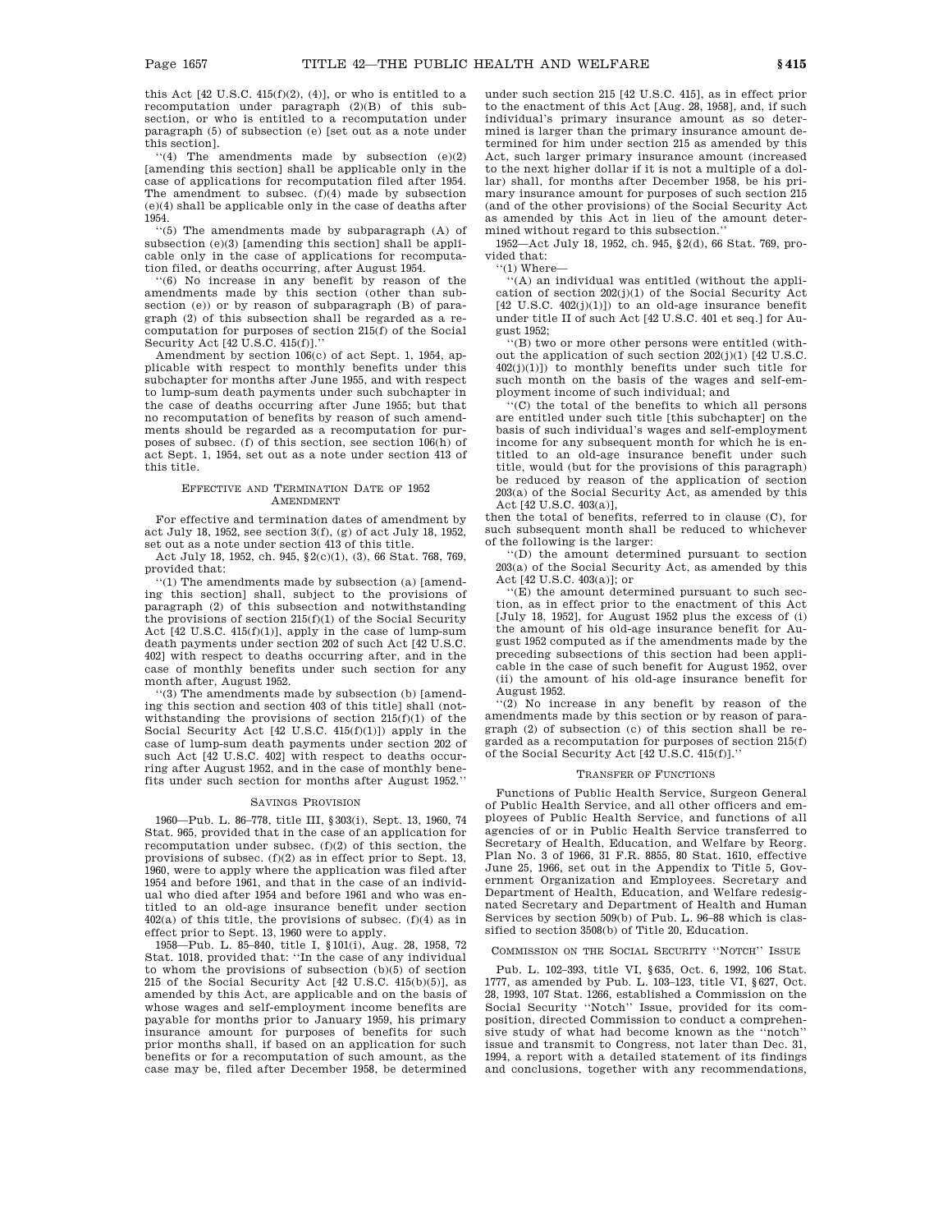this Act [42 U.S.C. 415(f)(2), (4)], or who is entitled to a recomputation under paragraph (2)(B) of this subsection, or who is entitled to a recomputation under paragraph (5) of subsection (e) [set out as a note under this section].

''(4) The amendments made by subsection (e)(2) [amending this section] shall be applicable only in the case of applications for recomputation filed after 1954. The amendment to subsec. (f)(4) made by subsection (e)(4) shall be applicable only in the case of deaths after 1954.

''(5) The amendments made by subparagraph (A) of subsection (e)(3) [amending this section] shall be applicable only in the case of applications for recomputation filed, or deaths occurring, after August 1954.

''(6) No increase in any benefit by reason of the amendments made by this section (other than subsection (e)) or by reason of subparagraph (B) of paragraph (2) of this subsection shall be regarded as a recomputation for purposes of section 215(f) of the Social Security Act [42 U.S.C. 415(f)].''

Amendment by section 106(c) of act Sept. 1, 1954, applicable with respect to monthly benefits under this subchapter for months after June 1955, and with respect to lump-sum death payments under such subchapter in the case of deaths occurring after June 1955; but that no recomputation of benefits by reason of such amendments should be regarded as a recomputation for purposes of subsec. (f) of this section, see section 106(h) of act Sept. 1, 1954, set out as a note under section 413 of this title.

EFFECTIVE AND TERMINATION DATE OF 1952 AMENDMENT

For effective and termination dates of amendment by act July 18, 1952, see section 3(f), (g) of act July 18, 1952, set out as a note under section 413 of this title.

Act July 18, 1952, ch. 945, §2(c)(1), (3), 66 Stat. 768, 769, provided that:

''(1) The amendments made by subsection (a) [amending this section] shall, subject to the provisions of paragraph (2) of this subsection and notwithstanding the provisions of section 215(f)(1) of the Social Security Act [42 U.S.C. 415(f)(1)], apply in the case of lump-sum death payments under section 202 of such Act [42 U.S.C. 402] with respect to deaths occurring after, and in the case of monthly benefits under such section for any month after, August 1952.

''(3) The amendments made by subsection (b) [amending this section and section 403 of this title] shall (notwithstanding the provisions of section 215(f)(1) of the Social Security Act [42 U.S.C. 415(f)(1)]) apply in the case of lump-sum death payments under section 202 of such Act [42 U.S.C. 402] with respect to deaths occurring after August 1952, and in the case of monthly benefits under such section for months after August 1952.''

SAVINGS PROVISION

1960—Pub. L. 86–778, title III, §303(i), Sept. 13, 1960, 74 Stat. 965, provided that in the case of an application for recomputation under subsec. (f)(2) of this section, the provisions of subsec. (f)(2) as in effect prior to Sept. 13, 1960, were to apply where the application was filed after 1954 and before 1961, and that in the case of an individual who died after 1954 and before 1961 and who was entitled to an old-age insurance benefit under section 402(a) of this title, the provisions of subsec. (f)(4) as in effect prior to Sept. 13, 1960 were to apply.

1958—Pub. L. 85–840, title I, §101(i), Aug. 28, 1958, 72 Stat. 1018, provided that: ''In the case of any individual to whom the provisions of subsection (b)(5) of section 215 of the Social Security Act [42 U.S.C. 415(b)(5)], as amended by this Act, are applicable and on the basis of whose wages and self-employment income benefits are payable for months prior to January 1959, his primary insurance amount for purposes of benefits for such prior months shall, if based on an application for such benefits or for a recomputation of such amount, as the case may be, filed after December 1958, be determined under such section 215 [42 U.S.C. 415], as in effect prior to the enactment of this Act [Aug. 28, 1958], and, if such individual's primary insurance amount as so determined is larger than the primary insurance amount determined for him under section 215 as amended by this Act, such larger primary insurance amount (increased to the next higher dollar if it is not a multiple of a dollar) shall, for months after December 1958, be his primary insurance amount for purposes of such section 215 (and of the other provisions) of the Social Security Act as amended by this Act in lieu of the amount determined without regard to this subsection.''

1952—Act July 18, 1952, ch. 945, §2(d), 66 Stat. 769, provided that:

''(1) Where—

''(A) an individual was entitled (without the application of section 202(j)(1) of the Social Security Act [42 U.S.C. 402(j)(1)]) to an old-age insurance benefit under title II of such Act [42 U.S.C. 401 et seq.] for August 1952;

''(B) two or more other persons were entitled (without the application of such section 202(j)(1) [42 U.S.C. 402(j)(1)]) to monthly benefits under such title for such month on the basis of the wages and self-employment income of such individual; and

''(C) the total of the benefits to which all persons are entitled under such title [this subchapter] on the basis of such individual's wages and self-employment income for any subsequent month for which he is entitled to an old-age insurance benefit under such title, would (but for the provisions of this paragraph) be reduced by reason of the application of section 203(a) of the Social Security Act, as amended by this Act [42 U.S.C. 403(a)],

then the total of benefits, referred to in clause (C), for such subsequent month shall be reduced to whichever of the following is the larger:

''(D) the amount determined pursuant to section 203(a) of the Social Security Act, as amended by this Act [42 U.S.C. 403(a)]; or

''(E) the amount determined pursuant to such section, as in effect prior to the enactment of this Act [July 18, 1952], for August 1952 plus the excess of (i) the amount of his old-age insurance benefit for August 1952 computed as if the amendments made by the preceding subsections of this section had been applicable in the case of such benefit for August 1952, over (ii) the amount of his old-age insurance benefit for August 1952.

''(2) No increase in any benefit by reason of the amendments made by this section or by reason of paragraph (2) of subsection (c) of this section shall be regarded as a recomputation for purposes of section 215(f) of the Social Security Act [42 U.S.C. 415(f)].''

TRANSFER OF FUNCTIONS

Functions of Public Health Service, Surgeon General of Public Health Service, and all other officers and employees of Public Health Service, and functions of all agencies of or in Public Health Service transferred to Secretary of Health, Education, and Welfare by Reorg. Plan No. 3 of 1966, 31 F.R. 8855, 80 Stat. 1610, effective June 25, 1966, set out in the Appendix to Title 5, Government Organization and Employees. Secretary and Department of Health, Education, and Welfare redesignated Secretary and Department of Health and Human Services by section 509(b) of Pub. L. 96–88 which is classified to section 3508(b) of Title 20, Education.

COMMISSION ON THE SOCIAL SECURITY ''NOTCH'' ISSUE

Pub. L. 102–393, title VI, §635, Oct. 6, 1992, 106 Stat. 1777, as amended by Pub. L. 103–123, title VI, §627, Oct. 28, 1993, 107 Stat. 1266, established a Commission on the Social Security ''Notch'' Issue, provided for its composition, directed Commission to conduct a comprehensive study of what had become known as the ''notch'' issue and transmit to Congress, not later than Dec. 31, 1994, a report with a detailed statement of its findings and conclusions, together with any recommendations,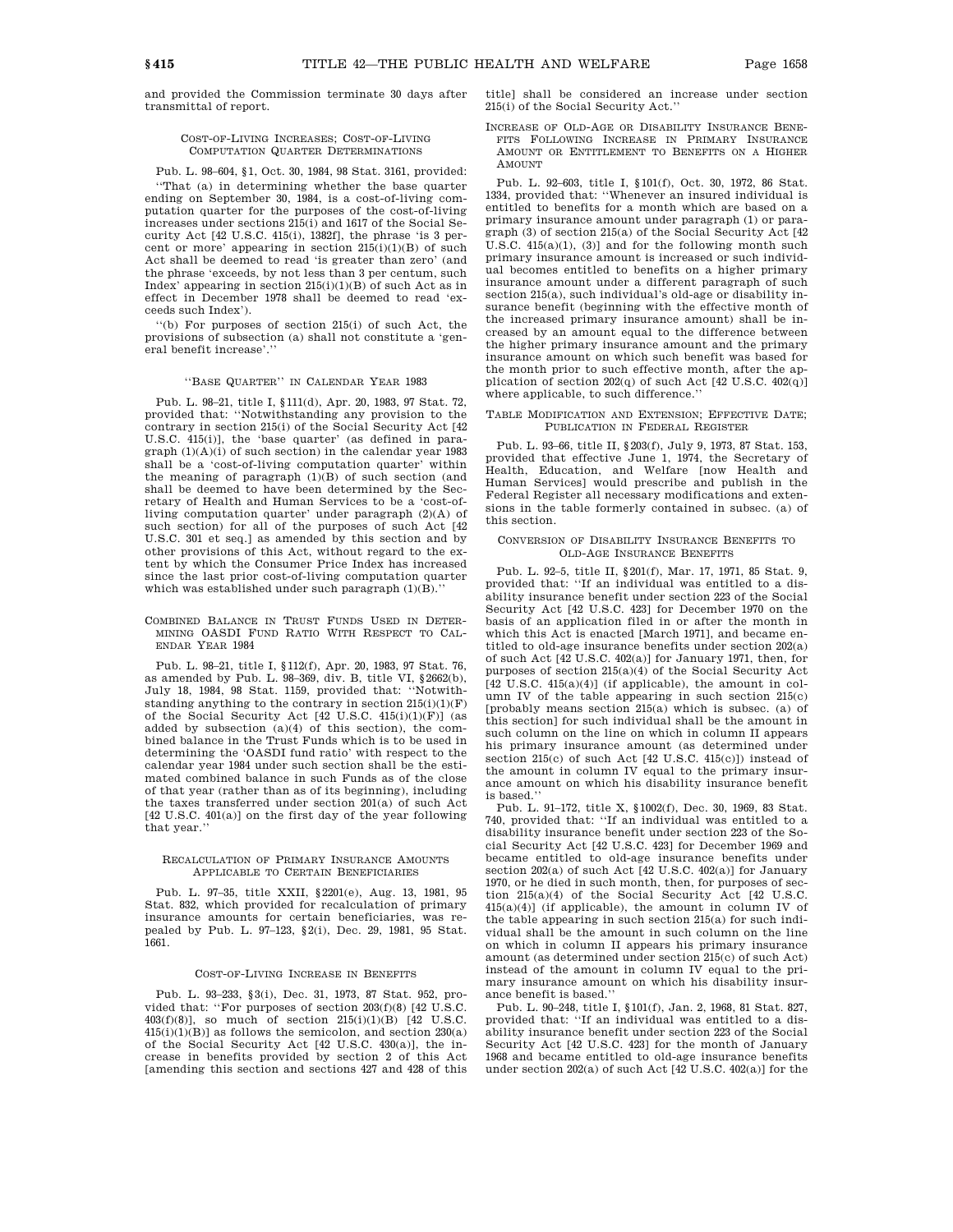and provided the Commission terminate 30 days after transmittal of report.

### COST-OF-LIVING INCREASES; COST-OF-LIVING COMPUTATION QUARTER DETERMINATIONS

Pub. L. 98–604, §1, Oct. 30, 1984, 98 Stat. 3161, provided: ''That (a) in determining whether the base quarter ending on September 30, 1984, is a cost-of-living computation quarter for the purposes of the cost-of-living increases under sections 215(i) and 1617 of the Social Security Act [42 U.S.C. 415(i), 1382f], the phrase 'is 3 percent or more' appearing in section 215(i)(1)(B) of such Act shall be deemed to read 'is greater than zero' (and the phrase 'exceeds, by not less than 3 per centum, such Index' appearing in section 215(i)(1)(B) of such Act as in effect in December 1978 shall be deemed to read 'exceeds such Index').

''(b) For purposes of section 215(i) of such Act, the provisions of subsection (a) shall not constitute a 'general benefit increase'.''

### ''BASE QUARTER'' IN CALENDAR YEAR 1983

Pub. L. 98–21, title I, §111(d), Apr. 20, 1983, 97 Stat. 72, provided that: ''Notwithstanding any provision to the contrary in section 215(i) of the Social Security Act [42 U.S.C. 415(i)], the 'base quarter' (as defined in paragraph (1)(A)(i) of such section) in the calendar year 1983 shall be a 'cost-of-living computation quarter' within the meaning of paragraph (1)(B) of such section (and shall be deemed to have been determined by the Secretary of Health and Human Services to be a 'cost-of-living computation quarter' under paragraph (2)(A) of such section) for all of the purposes of such Act [42 U.S.C. 301 et seq.] as amended by this section and by other provisions of this Act, without regard to the extent by which the Consumer Price Index has increased since the last prior cost-of-living computation quarter which was established under such paragraph (1)(B).''

### COMBINED BALANCE IN TRUST FUNDS USED IN DETERMINING OASDI FUND RATIO WITH RESPECT TO CALENDAR YEAR 1984

Pub. L. 98–21, title I, §112(f), Apr. 20, 1983, 97 Stat. 76, as amended by Pub. L. 98–369, div. B, title VI, §2662(b), July 18, 1984, 98 Stat. 1159, provided that: ''Notwithstanding anything to the contrary in section 215(i)(1)(F) of the Social Security Act [42 U.S.C. 415(i)(1)(F)] (as added by subsection (a)(4) of this section), the combined balance in the Trust Funds which is to be used in determining the 'OASDI fund ratio' with respect to the calendar year 1984 under such section shall be the estimated combined balance in such Funds as of the close of that year (rather than as of its beginning), including the taxes transferred under section 201(a) of such Act [42 U.S.C. 401(a)] on the first day of the year following that year.''

### RECALCULATION OF PRIMARY INSURANCE AMOUNTS APPLICABLE TO CERTAIN BENEFICIARIES

Pub. L. 97–35, title XXII, §2201(e), Aug. 13, 1981, 95 Stat. 832, which provided for recalculation of primary insurance amounts for certain beneficiaries, was repealed by Pub. L. 97–123, §2(i), Dec. 29, 1981, 95 Stat. 1661.

### COST-OF-LIVING INCREASE IN BENEFITS

Pub. L. 93–233, §3(i), Dec. 31, 1973, 87 Stat. 952, provided that: ''For purposes of section 203(f)(8) [42 U.S.C. 403(f)(8)], so much of section 215(i)(1)(B) [42 U.S.C. 415(i)(1)(B)] as follows the semicolon, and section 230(a) of the Social Security Act [42 U.S.C. 430(a)], the increase in benefits provided by section 2 of this Act [amending this section and sections 427 and 428 of this title] shall be considered an increase under section 215(i) of the Social Security Act.''

### INCREASE OF OLD-AGE OR DISABILITY INSURANCE BENEFITS FOLLOWING INCREASE IN PRIMARY INSURANCE AMOUNT OR ENTITLEMENT TO BENEFITS ON A HIGHER AMOUNT

Pub. L. 92–603, title I, §101(f), Oct. 30, 1972, 86 Stat. 1334, provided that: ''Whenever an insured individual is entitled to benefits for a month which are based on a primary insurance amount under paragraph (1) or paragraph (3) of section 215(a) of the Social Security Act [42 U.S.C. 415(a)(1), (3)] and for the following month such primary insurance amount is increased or such individual becomes entitled to benefits on a higher primary insurance amount under a different paragraph of such section 215(a), such individual's old-age or disability insurance benefit (beginning with the effective month of the increased primary insurance amount) shall be increased by an amount equal to the difference between the higher primary insurance amount and the primary insurance amount on which such benefit was based for the month prior to such effective month, after the application of section 202(q) of such Act [42 U.S.C. 402(q)] where applicable, to such difference.''

### TABLE MODIFICATION AND EXTENSION; EFFECTIVE DATE; PUBLICATION IN FEDERAL REGISTER

Pub. L. 93–66, title II, §203(f), July 9, 1973, 87 Stat. 153, provided that effective June 1, 1974, the Secretary of Health, Education, and Welfare [now Health and Human Services] would prescribe and publish in the Federal Register all necessary modifications and extensions in the table formerly contained in subsec. (a) of this section.

### CONVERSION OF DISABILITY INSURANCE BENEFITS TO OLD-AGE INSURANCE BENEFITS

Pub. L. 92–5, title II, §201(f), Mar. 17, 1971, 85 Stat. 9, provided that: ''If an individual was entitled to a disability insurance benefit under section 223 of the Social Security Act [42 U.S.C. 423] for December 1970 on the basis of an application filed in or after the month in which this Act is enacted [March 1971], and became entitled to old-age insurance benefits under section 202(a) of such Act [42 U.S.C. 402(a)] for January 1971, then, for purposes of section 215(a)(4) of the Social Security Act [42 U.S.C. 415(a)(4)] (if applicable), the amount in column IV of the table appearing in such section 215(c) [probably means section 215(a) which is subsec. (a) of this section] for such individual shall be the amount in such column on the line on which in column II appears his primary insurance amount (as determined under section 215(c) of such Act [42 U.S.C. 415(c)]) instead of the amount in column IV equal to the primary insurance amount on which his disability insurance benefit is based.''

Pub. L. 91–172, title X, §1002(f), Dec. 30, 1969, 83 Stat. 740, provided that: ''If an individual was entitled to a disability insurance benefit under section 223 of the Social Security Act [42 U.S.C. 423] for December 1969 and became entitled to old-age insurance benefits under section 202(a) of such Act [42 U.S.C. 402(a)] for January 1970, or he died in such month, then, for purposes of section 215(a)(4) of the Social Security Act [42 U.S.C. 415(a)(4)] (if applicable), the amount in column IV of the table appearing in such section 215(a) for such individual shall be the amount in such column on the line on which in column II appears his primary insurance amount (as determined under section 215(c) of such Act) instead of the amount in column IV equal to the primary insurance amount on which his disability insurance benefit is based.''

Pub. L. 90–248, title I, §101(f), Jan. 2, 1968, 81 Stat. 827, provided that: ''If an individual was entitled to a disability insurance benefit under section 223 of the Social Security Act [42 U.S.C. 423] for the month of January 1968 and became entitled to old-age insurance benefits under section 202(a) of such Act [42 U.S.C. 402(a)] for the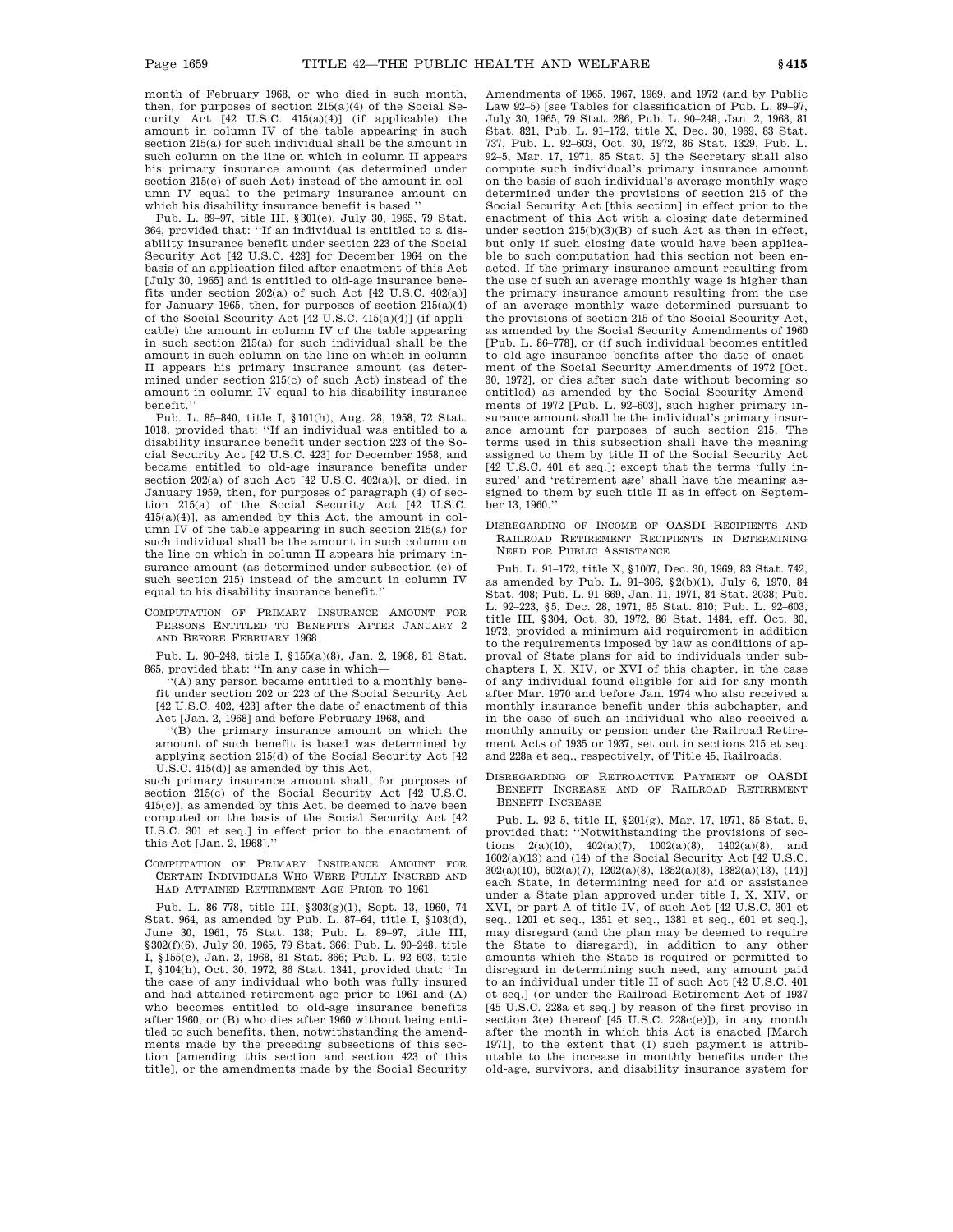month of February 1968, or who died in such month, then, for purposes of section 215(a)(4) of the Social Security Act [42 U.S.C. 415(a)(4)] (if applicable) the amount in column IV of the table appearing in such section 215(a) for such individual shall be the amount in such column on the line on which in column II appears his primary insurance amount (as determined under section 215(c) of such Act) instead of the amount in column IV equal to the primary insurance amount on which his disability insurance benefit is based.''

Pub. L. 89–97, title III, §301(e), July 30, 1965, 79 Stat. 364, provided that: ''If an individual is entitled to a disability insurance benefit under section 223 of the Social Security Act [42 U.S.C. 423] for December 1964 on the basis of an application filed after enactment of this Act [July 30, 1965] and is entitled to old-age insurance benefits under section 202(a) of such Act [42 U.S.C. 402(a)] for January 1965, then, for purposes of section 215(a)(4) of the Social Security Act [42 U.S.C. 415(a)(4)] (if applicable) the amount in column IV of the table appearing in such section 215(a) for such individual shall be the amount in such column on the line on which in column II appears his primary insurance amount (as determined under section 215(c) of such Act) instead of the amount in column IV equal to his disability insurance benefit.''

Pub. L. 85–840, title I, §101(h), Aug. 28, 1958, 72 Stat. 1018, provided that: ''If an individual was entitled to a disability insurance benefit under section 223 of the Social Security Act [42 U.S.C. 423] for December 1958, and became entitled to old-age insurance benefits under section 202(a) of such Act [42 U.S.C. 402(a)], or died, in January 1959, then, for purposes of paragraph (4) of section 215(a) of the Social Security Act [42 U.S.C. 415(a)(4)], as amended by this Act, the amount in column IV of the table appearing in such section 215(a) for such individual shall be the amount in such column on the line on which in column II appears his primary insurance amount (as determined under subsection (c) of such section 215) instead of the amount in column IV equal to his disability insurance benefit.''

COMPUTATION OF PRIMARY INSURANCE AMOUNT FOR PERSONS ENTITLED TO BENEFITS AFTER JANUARY 2 AND BEFORE FEBRUARY 1968

Pub. L. 90–248, title I, §155(a)(8), Jan. 2, 1968, 81 Stat. 865, provided that: ''In any case in which—

''(A) any person became entitled to a monthly benefit under section 202 or 223 of the Social Security Act [42 U.S.C. 402, 423] after the date of enactment of this Act [Jan. 2, 1968] and before February 1968, and

''(B) the primary insurance amount on which the amount of such benefit is based was determined by applying section 215(d) of the Social Security Act [42 U.S.C. 415(d)] as amended by this Act,

such primary insurance amount shall, for purposes of section 215(c) of the Social Security Act [42 U.S.C. 415(c)], as amended by this Act, be deemed to have been computed on the basis of the Social Security Act [42 U.S.C. 301 et seq.] in effect prior to the enactment of this Act [Jan. 2, 1968].''

COMPUTATION OF PRIMARY INSURANCE AMOUNT FOR CERTAIN INDIVIDUALS WHO WERE FULLY INSURED AND HAD ATTAINED RETIREMENT AGE PRIOR TO 1961

Pub. L. 86–778, title III, §303(g)(1), Sept. 13, 1960, 74 Stat. 964, as amended by Pub. L. 87–64, title I, §103(d), June 30, 1961, 75 Stat. 138; Pub. L. 89–97, title III, §302(f)(6), July 30, 1965, 79 Stat. 366; Pub. L. 90–248, title I, §155(c), Jan. 2, 1968, 81 Stat. 866; Pub. L. 92–603, title I, §104(h), Oct. 30, 1972, 86 Stat. 1341, provided that: ''In the case of any individual who both was fully insured and had attained retirement age prior to 1961 and (A) who becomes entitled to old-age insurance benefits after 1960, or (B) who dies after 1960 without being entitled to such benefits, then, notwithstanding the amendments made by the preceding subsections of this section [amending this section and section 423 of this title], or the amendments made by the Social Security Amendments of 1965, 1967, 1969, and 1972 (and by Public Law 92–5) [see Tables for classification of Pub. L. 89–97, July 30, 1965, 79 Stat. 286, Pub. L. 90–248, Jan. 2, 1968, 81 Stat. 821, Pub. L. 91–172, title X, Dec. 30, 1969, 83 Stat. 737, Pub. L. 92–603, Oct. 30, 1972, 86 Stat. 1329, Pub. L. 92–5, Mar. 17, 1971, 85 Stat. 5] the Secretary shall also compute such individual's primary insurance amount on the basis of such individual's average monthly wage determined under the provisions of section 215 of the Social Security Act [this section] in effect prior to the enactment of this Act with a closing date determined under section 215(b)(3)(B) of such Act as then in effect, but only if such closing date would have been applicable to such computation had this section not been enacted. If the primary insurance amount resulting from the use of such an average monthly wage is higher than the primary insurance amount resulting from the use of an average monthly wage determined pursuant to the provisions of section 215 of the Social Security Act, as amended by the Social Security Amendments of 1960 [Pub. L. 86–778], or (if such individual becomes entitled to old-age insurance benefits after the date of enactment of the Social Security Amendments of 1972 [Oct. 30, 1972], or dies after such date without becoming so entitled) as amended by the Social Security Amendments of 1972 [Pub. L. 92–603], such higher primary insurance amount shall be the individual's primary insurance amount for purposes of such section 215. The terms used in this subsection shall have the meaning assigned to them by title II of the Social Security Act [42 U.S.C. 401 et seq.]; except that the terms 'fully insured' and 'retirement age' shall have the meaning assigned to them by such title II as in effect on September 13, 1960.''

DISREGARDING OF INCOME OF OASDI RECIPIENTS AND RAILROAD RETIREMENT RECIPIENTS IN DETERMINING NEED FOR PUBLIC ASSISTANCE

Pub. L. 91–172, title X, §1007, Dec. 30, 1969, 83 Stat. 742, as amended by Pub. L. 91–306, §2(b)(1), July 6, 1970, 84 Stat. 408; Pub. L. 91–669, Jan. 11, 1971, 84 Stat. 2038; Pub. L. 92–223, §5, Dec. 28, 1971, 85 Stat. 810; Pub. L. 92–603, title III, §304, Oct. 30, 1972, 86 Stat. 1484, eff. Oct. 30, 1972, provided a minimum aid requirement in addition to the requirements imposed by law as conditions of approval of State plans for aid to individuals under subchapters I, X, XIV, or XVI of this chapter, in the case of any individual found eligible for aid for any month after Mar. 1970 and before Jan. 1974 who also received a monthly insurance benefit under this subchapter, and in the case of such an individual who also received a monthly annuity or pension under the Railroad Retirement Acts of 1935 or 1937, set out in sections 215 et seq. and 228a et seq., respectively, of Title 45, Railroads.

DISREGARDING OF RETROACTIVE PAYMENT OF OASDI BENEFIT INCREASE AND OF RAILROAD RETIREMENT BENEFIT INCREASE

Pub. L. 92–5, title II, §201(g), Mar. 17, 1971, 85 Stat. 9, provided that: ''Notwithstanding the provisions of sections 2(a)(10), 402(a)(7), 1002(a)(8), 1402(a)(8), and 1602(a)(13) and (14) of the Social Security Act [42 U.S.C. 302(a)(10), 602(a)(7), 1202(a)(8), 1352(a)(8), 1382(a)(13), (14)] each State, in determining need for aid or assistance under a State plan approved under title I, X, XIV, or XVI, or part A of title IV, of such Act [42 U.S.C. 301 et seq., 1201 et seq., 1351 et seq., 1381 et seq., 601 et seq.], may disregard (and the plan may be deemed to require the State to disregard), in addition to any other amounts which the State is required or permitted to disregard in determining such need, any amount paid to an individual under title II of such Act [42 U.S.C. 401 et seq.] (or under the Railroad Retirement Act of 1937 [45 U.S.C. 228a et seq.] by reason of the first proviso in section 3(e) thereof [45 U.S.C. 228c(e)]), in any month after the month in which this Act is enacted [March 1971], to the extent that (1) such payment is attributable to the increase in monthly benefits under the old-age, survivors, and disability insurance system for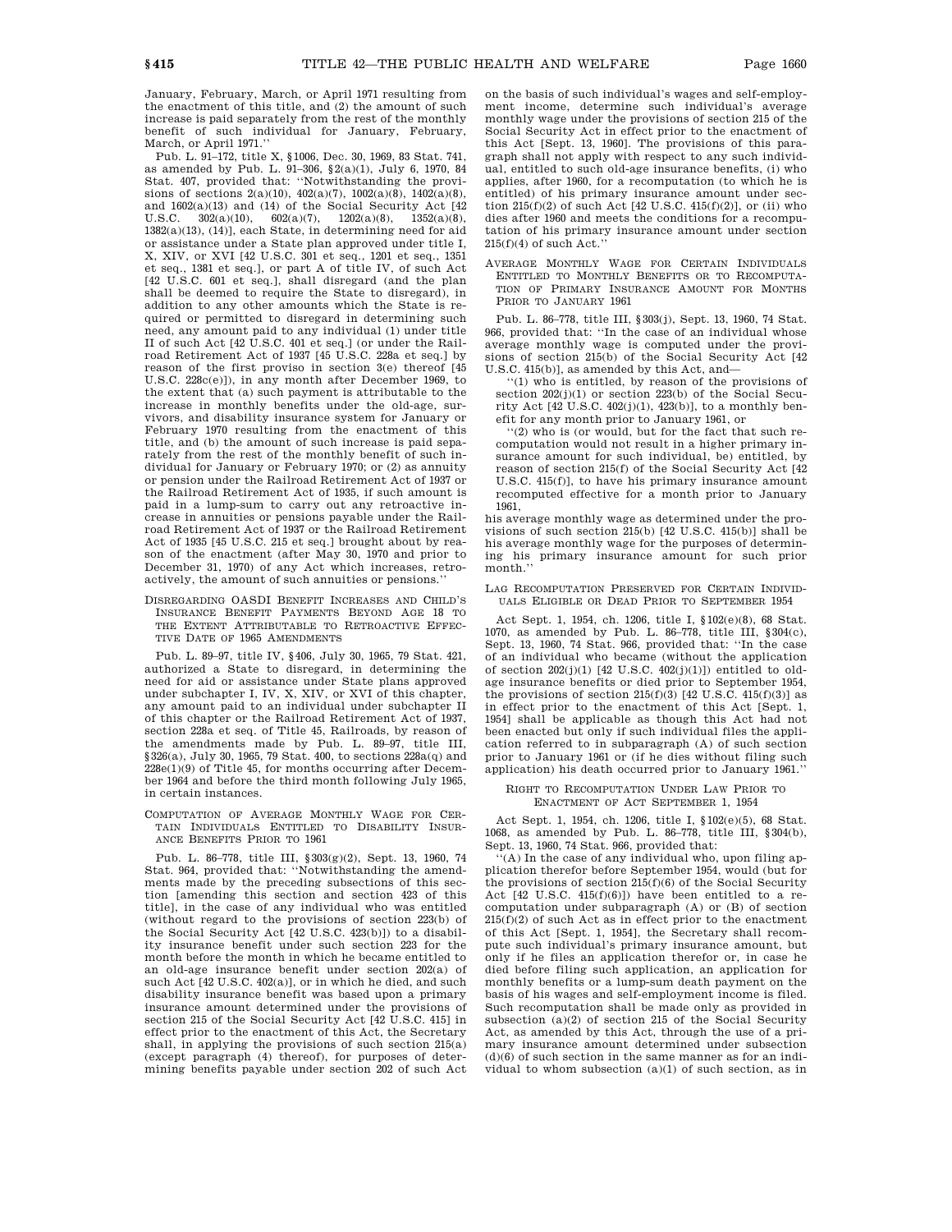January, February, March, or April 1971 resulting from the enactment of this title, and (2) the amount of such increase is paid separately from the rest of the monthly benefit of such individual for January, February, March, or April 1971.''

Pub. L. 91–172, title X, §1006, Dec. 30, 1969, 83 Stat. 741, as amended by Pub. L. 91–306, §2(a)(1), July 6, 1970, 84 Stat. 407, provided that: ''Notwithstanding the provisions of sections 2(a)(10), 402(a)(7), 1002(a)(8), 1402(a)(8), and 1602(a)(13) and (14) of the Social Security Act [42 U.S.C. 302(a)(10), 602(a)(7), 1202(a)(8), 1352(a)(8), 1382(a)(13), (14)], each State, in determining need for aid or assistance under a State plan approved under title I, X, XIV, or XVI [42 U.S.C. 301 et seq., 1201 et seq., 1351 et seq., 1381 et seq.], or part A of title IV, of such Act [42 U.S.C. 601 et seq.], shall disregard (and the plan shall be deemed to require the State to disregard), in addition to any other amounts which the State is required or permitted to disregard in determining such need, any amount paid to any individual (1) under title II of such Act [42 U.S.C. 401 et seq.] (or under the Railroad Retirement Act of 1937 [45 U.S.C. 228a et seq.] by reason of the first proviso in section 3(e) thereof [45 U.S.C. 228c(e)]), in any month after December 1969, to the extent that (a) such payment is attributable to the increase in monthly benefits under the old-age, survivors, and disability insurance system for January or February 1970 resulting from the enactment of this title, and (b) the amount of such increase is paid separately from the rest of the monthly benefit of such individual for January or February 1970; or (2) as annuity or pension under the Railroad Retirement Act of 1937 or the Railroad Retirement Act of 1935, if such amount is paid in a lump-sum to carry out any retroactive increase in annuities or pensions payable under the Railroad Retirement Act of 1937 or the Railroad Retirement Act of 1935 [45 U.S.C. 215 et seq.] brought about by reason of the enactment (after May 30, 1970 and prior to December 31, 1970) of any Act which increases, retroactively, the amount of such annuities or pensions.''

### DISREGARDING OASDI BENEFIT INCREASES AND CHILD'S INSURANCE BENEFIT PAYMENTS BEYOND AGE 18 TO THE EXTENT ATTRIBUTABLE TO RETROACTIVE EFFECTIVE DATE OF 1965 AMENDMENTS

Pub. L. 89–97, title IV, §406, July 30, 1965, 79 Stat. 421, authorized a State to disregard, in determining the need for aid or assistance under State plans approved under subchapter I, IV, X, XIV, or XVI of this chapter, any amount paid to an individual under subchapter II of this chapter or the Railroad Retirement Act of 1937, section 228a et seq. of Title 45, Railroads, by reason of the amendments made by Pub. L. 89–97, title III, §326(a), July 30, 1965, 79 Stat. 400, to sections 228a(q) and 228e(l)(9) of Title 45, for months occurring after December 1964 and before the third month following July 1965, in certain instances.

### COMPUTATION OF AVERAGE MONTHLY WAGE FOR CERTAIN INDIVIDUALS ENTITLED TO DISABILITY INSURANCE BENEFITS PRIOR TO 1961

Pub. L. 86–778, title III, §303(g)(2), Sept. 13, 1960, 74 Stat. 964, provided that: ''Notwithstanding the amendments made by the preceding subsections of this section [amending this section and section 423 of this title], in the case of any individual who was entitled (without regard to the provisions of section 223(b) of the Social Security Act [42 U.S.C. 423(b)]) to a disability insurance benefit under such section 223 for the month before the month in which he became entitled to an old-age insurance benefit under section 202(a) of such Act [42 U.S.C. 402(a)], or in which he died, and such disability insurance benefit was based upon a primary insurance amount determined under the provisions of section 215 of the Social Security Act [42 U.S.C. 415] in effect prior to the enactment of this Act, the Secretary shall, in applying the provisions of such section 215(a) (except paragraph (4) thereof), for purposes of determining benefits payable under section 202 of such Act on the basis of such individual's wages and self-employment income, determine such individual's average monthly wage under the provisions of section 215 of the Social Security Act in effect prior to the enactment of this Act [Sept. 13, 1960]. The provisions of this paragraph shall not apply with respect to any such individual, entitled to such old-age insurance benefits, (i) who applies, after 1960, for a recomputation (to which he is entitled) of his primary insurance amount under section 215(f)(2) of such Act [42 U.S.C. 415(f)(2)], or (ii) who dies after 1960 and meets the conditions for a recomputation of his primary insurance amount under section 215(f)(4) of such Act.''

### AVERAGE MONTHLY WAGE FOR CERTAIN INDIVIDUALS ENTITLED TO MONTHLY BENEFITS OR TO RECOMPUTATION OF PRIMARY INSURANCE AMOUNT FOR MONTHS PRIOR TO JANUARY 1961

Pub. L. 86–778, title III, §303(j), Sept. 13, 1960, 74 Stat. 966, provided that: ''In the case of an individual whose average monthly wage is computed under the provisions of section 215(b) of the Social Security Act [42 U.S.C. 415(b)], as amended by this Act, and—

''(1) who is entitled, by reason of the provisions of section 202(j)(1) or section 223(b) of the Social Security Act [42 U.S.C. 402(j)(1), 423(b)], to a monthly benefit for any month prior to January 1961, or

''(2) who is (or would, but for the fact that such recomputation would not result in a higher primary insurance amount for such individual, be) entitled, by reason of section 215(f) of the Social Security Act [42 U.S.C. 415(f)], to have his primary insurance amount recomputed effective for a month prior to January 1961,

his average monthly wage as determined under the provisions of such section 215(b) [42 U.S.C. 415(b)] shall be his average monthly wage for the purposes of determining his primary insurance amount for such prior month.''

### LAG RECOMPUTATION PRESERVED FOR CERTAIN INDIVIDUALS ELIGIBLE OR DEAD PRIOR TO SEPTEMBER 1954

Act Sept. 1, 1954, ch. 1206, title I, §102(e)(8), 68 Stat. 1070, as amended by Pub. L. 86–778, title III, §304(c), Sept. 13, 1960, 74 Stat. 966, provided that: ''In the case of an individual who became (without the application of section 202(j)(1) [42 U.S.C. 402(j)(1)]) entitled to old-age insurance benefits or died prior to September 1954, the provisions of section 215(f)(3) [42 U.S.C. 415(f)(3)] as in effect prior to the enactment of this Act [Sept. 1, 1954] shall be applicable as though this Act had not been enacted but only if such individual files the application referred to in subparagraph (A) of such section prior to January 1961 or (if he dies without filing such application) his death occurred prior to January 1961.''

### RIGHT TO RECOMPUTATION UNDER LAW PRIOR TO ENACTMENT OF ACT SEPTEMBER 1, 1954

Act Sept. 1, 1954, ch. 1206, title I, §102(e)(5), 68 Stat. 1068, as amended by Pub. L. 86–778, title III, §304(b), Sept. 13, 1960, 74 Stat. 966, provided that:

''(A) In the case of any individual who, upon filing application therefor before September 1954, would (but for the provisions of section 215(f)(6) of the Social Security Act [42 U.S.C. 415(f)(6)]) have been entitled to a recomputation under subparagraph (A) or (B) of section 215(f)(2) of such Act as in effect prior to the enactment of this Act [Sept. 1, 1954], the Secretary shall recompute such individual's primary insurance amount, but only if he files an application therefor or, in case he died before filing such application, an application for monthly benefits or a lump-sum death payment on the basis of his wages and self-employment income is filed. Such recomputation shall be made only as provided in subsection (a)(2) of section 215 of the Social Security Act, as amended by this Act, through the use of a primary insurance amount determined under subsection (d)(6) of such section in the same manner as for an individual to whom subsection (a)(1) of such section, as in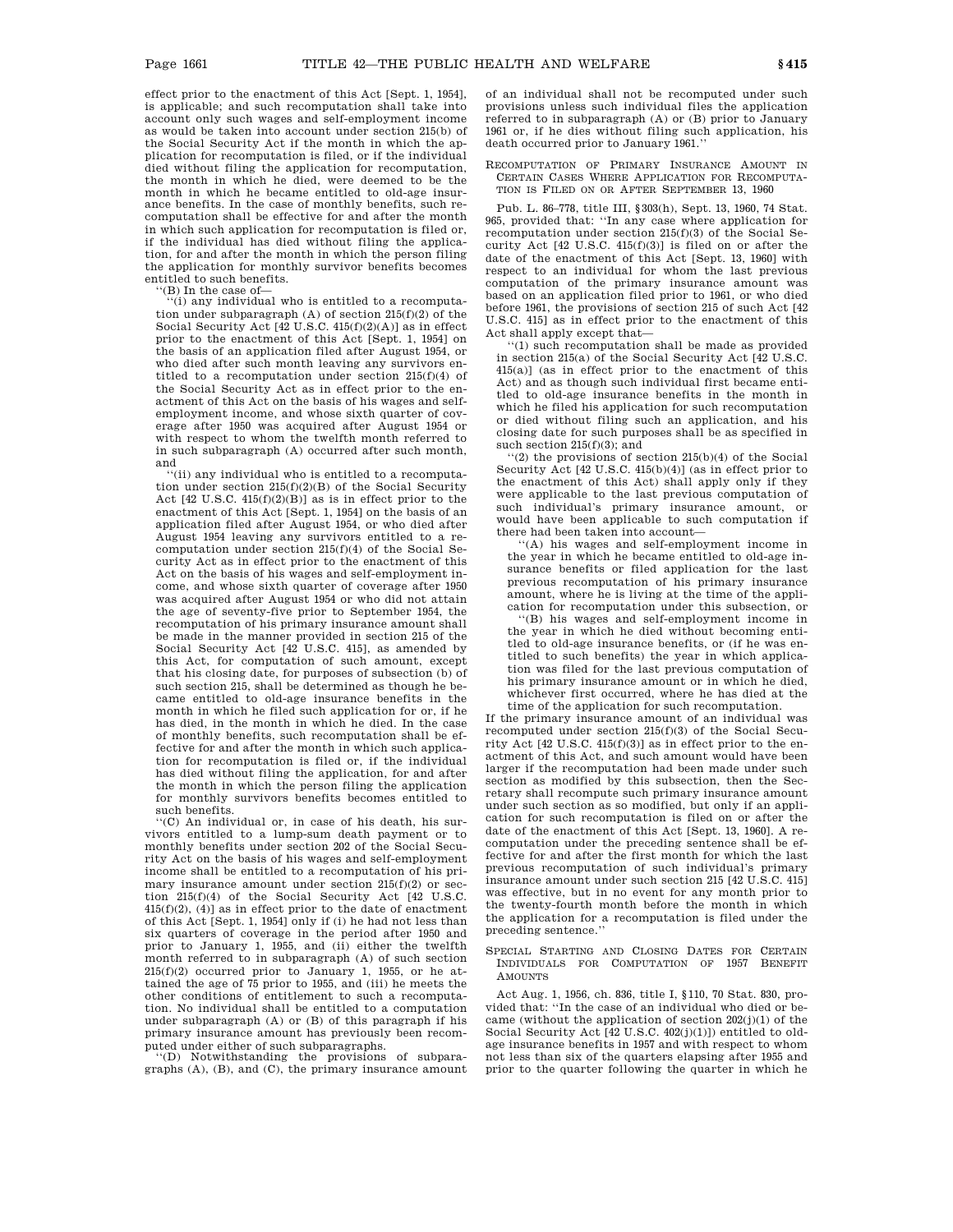effect prior to the enactment of this Act [Sept. 1, 1954], is applicable; and such recomputation shall take into account only such wages and self-employment income as would be taken into account under section 215(b) of the Social Security Act if the month in which the application for recomputation is filed, or if the individual died without filing the application for recomputation, the month in which he died, were deemed to be the month in which he became entitled to old-age insurance benefits. In the case of monthly benefits, such recomputation shall be effective for and after the month in which such application for recomputation is filed or, if the individual has died without filing the application, for and after the month in which the person filing the application for monthly survivor benefits becomes entitled to such benefits.

''(B) In the case of—

''(i) any individual who is entitled to a recomputation under subparagraph (A) of section 215(f)(2) of the Social Security Act [42 U.S.C. 415(f)(2)(A)] as in effect prior to the enactment of this Act [Sept. 1, 1954] on the basis of an application filed after August 1954, or who died after such month leaving any survivors entitled to a recomputation under section 215(f)(4) of the Social Security Act as in effect prior to the enactment of this Act on the basis of his wages and self-employment income, and whose sixth quarter of coverage after 1950 was acquired after August 1954 or with respect to whom the twelfth month referred to in such subparagraph (A) occurred after such month, and

''(ii) any individual who is entitled to a recomputation under section 215(f)(2)(B) of the Social Security Act [42 U.S.C. 415(f)(2)(B)] as is in effect prior to the enactment of this Act [Sept. 1, 1954] on the basis of an application filed after August 1954, or who died after August 1954 leaving any survivors entitled to a recomputation under section 215(f)(4) of the Social Security Act as in effect prior to the enactment of this Act on the basis of his wages and self-employment income, and whose sixth quarter of coverage after 1950 was acquired after August 1954 or who did not attain the age of seventy-five prior to September 1954, the recomputation of his primary insurance amount shall be made in the manner provided in section 215 of the Social Security Act [42 U.S.C. 415], as amended by this Act, for computation of such amount, except that his closing date, for purposes of subsection (b) of such section 215, shall be determined as though he became entitled to old-age insurance benefits in the month in which he filed such application for or, if he has died, in the month in which he died. In the case of monthly benefits, such recomputation shall be effective for and after the month in which such application for recomputation is filed or, if the individual has died without filing the application, for and after the month in which the person filing the application for monthly survivors benefits becomes entitled to such benefits.

''(C) An individual or, in case of his death, his survivors entitled to a lump-sum death payment or to monthly benefits under section 202 of the Social Security Act on the basis of his wages and self-employment income shall be entitled to a recomputation of his primary insurance amount under section 215(f)(2) or section 215(f)(4) of the Social Security Act [42 U.S.C. 415(f)(2), (4)] as in effect prior to the date of enactment of this Act [Sept. 1, 1954] only if (i) he had not less than six quarters of coverage in the period after 1950 and prior to January 1, 1955, and (ii) either the twelfth month referred to in subparagraph (A) of such section 215(f)(2) occurred prior to January 1, 1955, or he attained the age of 75 prior to 1955, and (iii) he meets the other conditions of entitlement to such a recomputation. No individual shall be entitled to a computation under subparagraph (A) or (B) of this paragraph if his primary insurance amount has previously been recomputed under either of such subparagraphs.

''(D) Notwithstanding the provisions of subparagraphs (A), (B), and (C), the primary insurance amount of an individual shall not be recomputed under such provisions unless such individual files the application referred to in subparagraph (A) or (B) prior to January 1961 or, if he dies without filing such application, his death occurred prior to January 1961.''

RECOMPUTATION OF PRIMARY INSURANCE AMOUNT IN CERTAIN CASES WHERE APPLICATION FOR RECOMPUTATION IS FILED ON OR AFTER SEPTEMBER 13, 1960

Pub. L. 86–778, title III, §303(h), Sept. 13, 1960, 74 Stat. 965, provided that: ''In any case where application for recomputation under section 215(f)(3) of the Social Security Act [42 U.S.C. 415(f)(3)] is filed on or after the date of the enactment of this Act [Sept. 13, 1960] with respect to an individual for whom the last previous computation of the primary insurance amount was based on an application filed prior to 1961, or who died before 1961, the provisions of section 215 of such Act [42 U.S.C. 415] as in effect prior to the enactment of this Act shall apply except that—

''(1) such recomputation shall be made as provided in section 215(a) of the Social Security Act [42 U.S.C. 415(a)] (as in effect prior to the enactment of this Act) and as though such individual first became entitled to old-age insurance benefits in the month in which he filed his application for such recomputation or died without filing such an application, and his closing date for such purposes shall be as specified in such section 215(f)(3); and

''(2) the provisions of section 215(b)(4) of the Social Security Act [42 U.S.C. 415(b)(4)] (as in effect prior to the enactment of this Act) shall apply only if they were applicable to the last previous computation of such individual's primary insurance amount, or would have been applicable to such computation if there had been taken into account—

''(A) his wages and self-employment income in the year in which he became entitled to old-age insurance benefits or filed application for the last previous recomputation of his primary insurance amount, where he is living at the time of the application for recomputation under this subsection, or

''(B) his wages and self-employment income in the year in which he died without becoming entitled to old-age insurance benefits, or (if he was entitled to such benefits) the year in which application was filed for the last previous computation of his primary insurance amount or in which he died, whichever first occurred, where he has died at the time of the application for such recomputation.

If the primary insurance amount of an individual was recomputed under section 215(f)(3) of the Social Security Act [42 U.S.C. 415(f)(3)] as in effect prior to the enactment of this Act, and such amount would have been larger if the recomputation had been made under such section as modified by this subsection, then the Secretary shall recompute such primary insurance amount under such section as so modified, but only if an application for such recomputation is filed on or after the date of the enactment of this Act [Sept. 13, 1960]. A recomputation under the preceding sentence shall be effective for and after the first month for which the last previous recomputation of such individual's primary insurance amount under such section 215 [42 U.S.C. 415] was effective, but in no event for any month prior to the twenty-fourth month before the month in which the application for a recomputation is filed under the preceding sentence.''

SPECIAL STARTING AND CLOSING DATES FOR CERTAIN INDIVIDUALS FOR COMPUTATION OF 1957 BENEFIT AMOUNTS

Act Aug. 1, 1956, ch. 836, title I, §110, 70 Stat. 830, provided that: ''In the case of an individual who died or became (without the application of section 202(j)(1) of the Social Security Act [42 U.S.C. 402(j)(1)]) entitled to old-age insurance benefits in 1957 and with respect to whom not less than six of the quarters elapsing after 1955 and prior to the quarter following the quarter in which he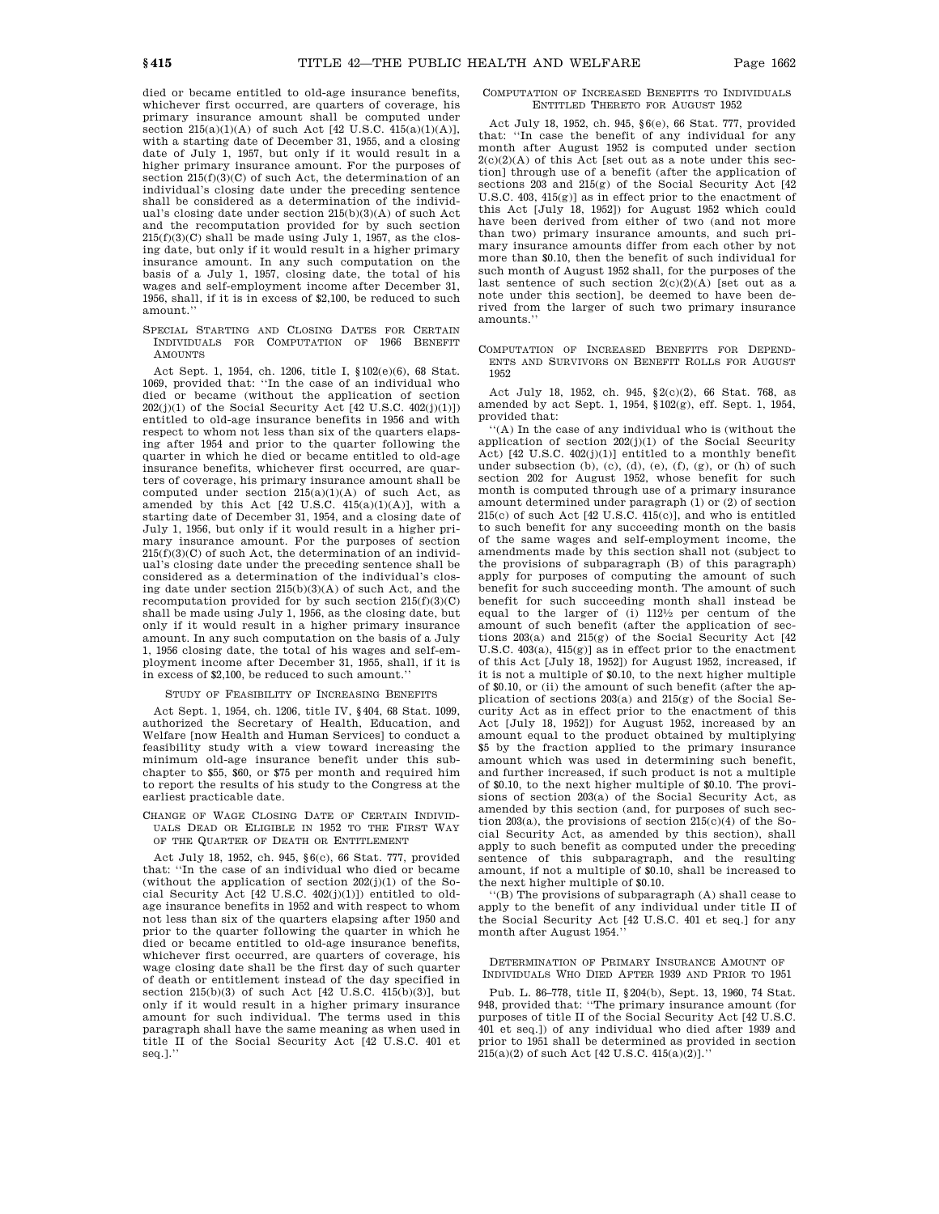died or became entitled to old-age insurance benefits, whichever first occurred, are quarters of coverage, his primary insurance amount shall be computed under section 215(a)(1)(A) of such Act [42 U.S.C. 415(a)(1)(A)], with a starting date of December 31, 1955, and a closing date of July 1, 1957, but only if it would result in a higher primary insurance amount. For the purposes of section 215(f)(3)(C) of such Act, the determination of an individual's closing date under the preceding sentence shall be considered as a determination of the individual's closing date under section 215(b)(3)(A) of such Act and the recomputation provided for by such section 215(f)(3)(C) shall be made using July 1, 1957, as the closing date, but only if it would result in a higher primary insurance amount. In any such computation on the basis of a July 1, 1957, closing date, the total of his wages and self-employment income after December 31, 1956, shall, if it is in excess of $2,100, be reduced to such amount.''

SPECIAL STARTING AND CLOSING DATES FOR CERTAIN INDIVIDUALS FOR COMPUTATION OF 1966 BENEFIT AMOUNTS

Act Sept. 1, 1954, ch. 1206, title I, §102(e)(6), 68 Stat. 1069, provided that: ''In the case of an individual who died or became (without the application of section 202(j)(1) of the Social Security Act [42 U.S.C. 402(j)(1)]) entitled to old-age insurance benefits in 1956 and with respect to whom not less than six of the quarters elapsing after 1954 and prior to the quarter following the quarter in which he died or became entitled to old-age insurance benefits, whichever first occurred, are quarters of coverage, his primary insurance amount shall be computed under section 215(a)(1)(A) of such Act, as amended by this Act [42 U.S.C. 415(a)(1)(A)], with a starting date of December 31, 1954, and a closing date of July 1, 1956, but only if it would result in a higher primary insurance amount. For the purposes of section 215(f)(3)(C) of such Act, the determination of an individual's closing date under the preceding sentence shall be considered as a determination of the individual's closing date under section 215(b)(3)(A) of such Act, and the recomputation provided for by such section 215(f)(3)(C) shall be made using July 1, 1956, as the closing date, but only if it would result in a higher primary insurance amount. In any such computation on the basis of a July 1, 1956 closing date, the total of his wages and self-employment income after December 31, 1955, shall, if it is in excess of $2,100, be reduced to such amount.''

STUDY OF FEASIBILITY OF INCREASING BENEFITS

Act Sept. 1, 1954, ch. 1206, title IV, §404, 68 Stat. 1099, authorized the Secretary of Health, Education, and Welfare [now Health and Human Services] to conduct a feasibility study with a view toward increasing the minimum old-age insurance benefit under this subchapter to $55, $60, or $75 per month and required him to report the results of his study to the Congress at the earliest practicable date.

CHANGE OF WAGE CLOSING DATE OF CERTAIN INDIVIDUALS DEAD OR ELIGIBLE IN 1952 TO THE FIRST WAY OF THE QUARTER OF DEATH OR ENTITLEMENT

Act July 18, 1952, ch. 945, §6(c), 66 Stat. 777, provided that: ''In the case of an individual who died or became (without the application of section 202(j)(1) of the Social Security Act [42 U.S.C. 402(j)(1)]) entitled to old-age insurance benefits in 1952 and with respect to whom not less than six of the quarters elapsing after 1950 and prior to the quarter following the quarter in which he died or became entitled to old-age insurance benefits, whichever first occurred, are quarters of coverage, his wage closing date shall be the first day of such quarter of death or entitlement instead of the day specified in section 215(b)(3) of such Act [42 U.S.C. 415(b)(3)], but only if it would result in a higher primary insurance amount for such individual. The terms used in this paragraph shall have the same meaning as when used in title II of the Social Security Act [42 U.S.C. 401 et seq.].''

COMPUTATION OF INCREASED BENEFITS TO INDIVIDUALS ENTITLED THERETO FOR AUGUST 1952

Act July 18, 1952, ch. 945, §6(e), 66 Stat. 777, provided that: ''In case the benefit of any individual for any month after August 1952 is computed under section 2(c)(2)(A) of this Act [set out as a note under this section] through use of a benefit (after the application of sections 203 and 215(g) of the Social Security Act [42 U.S.C. 403, 415(g)] as in effect prior to the enactment of this Act [July 18, 1952]) for August 1952 which could have been derived from either of two (and not more than two) primary insurance amounts, and such primary insurance amounts differ from each other by not more than $0.10, then the benefit of such individual for such month of August 1952 shall, for the purposes of the last sentence of such section 2(c)(2)(A) [set out as a note under this section], be deemed to have been derived from the larger of such two primary insurance amounts.''

COMPUTATION OF INCREASED BENEFITS FOR DEPENDENTS AND SURVIVORS ON BENEFIT ROLLS FOR AUGUST 1952

Act July 18, 1952, ch. 945, §2(c)(2), 66 Stat. 768, as amended by act Sept. 1, 1954, §102(g), eff. Sept. 1, 1954, provided that:

''(A) In the case of any individual who is (without the application of section 202(j)(1) of the Social Security Act) [42 U.S.C. 402(j)(1)] entitled to a monthly benefit under subsection (b), (c), (d), (e), (f), (g), or (h) of such section 202 for August 1952, whose benefit for such month is computed through use of a primary insurance amount determined under paragraph (1) or (2) of section 215(c) of such Act [42 U.S.C. 415(c)], and who is entitled to such benefit for any succeeding month on the basis of the same wages and self-employment income, the amendments made by this section shall not (subject to the provisions of subparagraph (B) of this paragraph) apply for purposes of computing the amount of such benefit for such succeeding month. The amount of such benefit for such succeeding month shall instead be equal to the larger of (i) 112½ per centum of the amount of such benefit (after the application of sections 203(a) and 215(g) of the Social Security Act [42 U.S.C. 403(a), 415(g)] as in effect prior to the enactment of this Act [July 18, 1952]) for August 1952, increased, if it is not a multiple of $0.10, to the next higher multiple of $0.10, or (ii) the amount of such benefit (after the application of sections 203(a) and 215(g) of the Social Security Act as in effect prior to the enactment of this Act [July 18, 1952]) for August 1952, increased by an amount equal to the product obtained by multiplying $5 by the fraction applied to the primary insurance amount which was used in determining such benefit, and further increased, if such product is not a multiple of $0.10, to the next higher multiple of $0.10. The provisions of section 203(a) of the Social Security Act, as amended by this section (and, for purposes of such section 203(a), the provisions of section 215(c)(4) of the Social Security Act, as amended by this section), shall apply to such benefit as computed under the preceding sentence of this subparagraph, and the resulting amount, if not a multiple of $0.10, shall be increased to the next higher multiple of $0.10.

''(B) The provisions of subparagraph (A) shall cease to apply to the benefit of any individual under title II of the Social Security Act [42 U.S.C. 401 et seq.] for any month after August 1954.''

DETERMINATION OF PRIMARY INSURANCE AMOUNT OF INDIVIDUALS WHO DIED AFTER 1939 AND PRIOR TO 1951

Pub. L. 86–778, title II, §204(b), Sept. 13, 1960, 74 Stat. 948, provided that: ''The primary insurance amount (for purposes of title II of the Social Security Act [42 U.S.C. 401 et seq.]) of any individual who died after 1939 and prior to 1951 shall be determined as provided in section 215(a)(2) of such Act [42 U.S.C. 415(a)(2)].''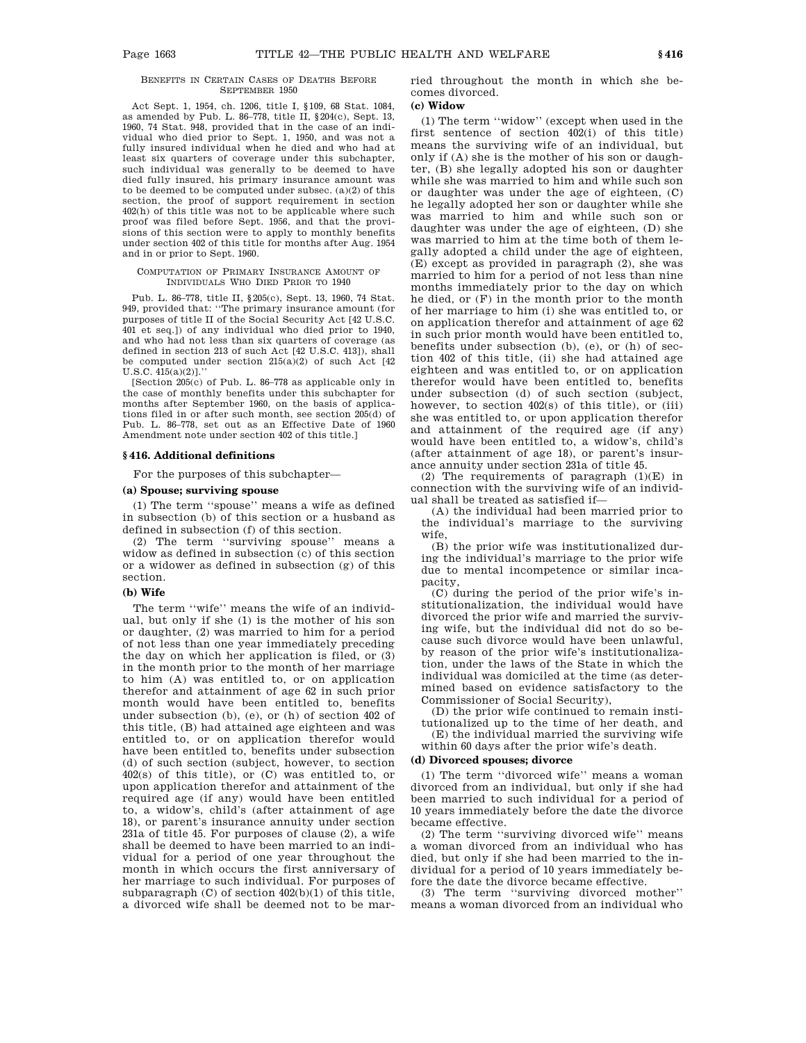BENEFITS IN CERTAIN CASES OF DEATHS BEFORE SEPTEMBER 1950

Act Sept. 1, 1954, ch. 1206, title I, §109, 68 Stat. 1084, as amended by Pub. L. 86–778, title II, §204(c), Sept. 13, 1960, 74 Stat. 948, provided that in the case of an individual who died prior to Sept. 1, 1950, and was not a fully insured individual when he died and who had at least six quarters of coverage under this subchapter, such individual was generally to be deemed to have died fully insured, his primary insurance amount was to be deemed to be computed under subsec. (a)(2) of this section, the proof of support requirement in section 402(h) of this title was not to be applicable where such proof was filed before Sept. 1956, and that the provisions of this section were to apply to monthly benefits under section 402 of this title for months after Aug. 1954 and in or prior to Sept. 1960.

COMPUTATION OF PRIMARY INSURANCE AMOUNT OF INDIVIDUALS WHO DIED PRIOR TO 1940

Pub. L. 86–778, title II, §205(c), Sept. 13, 1960, 74 Stat. 949, provided that: ''The primary insurance amount (for purposes of title II of the Social Security Act [42 U.S.C. 401 et seq.]) of any individual who died prior to 1940, and who had not less than six quarters of coverage (as defined in section 213 of such Act [42 U.S.C. 413]), shall be computed under section 215(a)(2) of such Act [42 U.S.C. 415(a)(2)].''

[Section 205(c) of Pub. L. 86–778 as applicable only in the case of monthly benefits under this subchapter for months after September 1960, on the basis of applications filed in or after such month, see section 205(d) of Pub. L. 86–778, set out as an Effective Date of 1960 Amendment note under section 402 of this title.]

## §416. Additional definitions

For the purposes of this subchapter—

### (a) Spouse; surviving spouse

(1) The term ''spouse'' means a wife as defined in subsection (b) of this section or a husband as defined in subsection (f) of this section.

(2) The term ''surviving spouse'' means a widow as defined in subsection (c) of this section or a widower as defined in subsection (g) of this section.

### (b) Wife

The term ''wife'' means the wife of an individual, but only if she (1) is the mother of his son or daughter, (2) was married to him for a period of not less than one year immediately preceding the day on which her application is filed, or (3) in the month prior to the month of her marriage to him (A) was entitled to, or on application therefor and attainment of age 62 in such prior month would have been entitled to, benefits under subsection (b), (e), or (h) of section 402 of this title, (B) had attained age eighteen and was entitled to, or on application therefor would have been entitled to, benefits under subsection (d) of such section (subject, however, to section 402(s) of this title), or (C) was entitled to, or upon application therefor and attainment of the required age (if any) would have been entitled to, a widow's, child's (after attainment of age 18), or parent's insurance annuity under section 231a of title 45. For purposes of clause (2), a wife shall be deemed to have been married to an individual for a period of one year throughout the month in which occurs the first anniversary of her marriage to such individual. For purposes of subparagraph (C) of section 402(b)(1) of this title, a divorced wife shall be deemed not to be married throughout the month in which she becomes divorced.

### (c) Widow

(1) The term ''widow'' (except when used in the first sentence of section 402(i) of this title) means the surviving wife of an individual, but only if (A) she is the mother of his son or daughter, (B) she legally adopted his son or daughter while she was married to him and while such son or daughter was under the age of eighteen, (C) he legally adopted her son or daughter while she was married to him and while such son or daughter was under the age of eighteen, (D) she was married to him at the time both of them legally adopted a child under the age of eighteen, (E) except as provided in paragraph (2), she was married to him for a period of not less than nine months immediately prior to the day on which he died, or (F) in the month prior to the month of her marriage to him (i) she was entitled to, or on application therefor and attainment of age 62 in such prior month would have been entitled to, benefits under subsection (b), (e), or (h) of section 402 of this title, (ii) she had attained age eighteen and was entitled to, or on application therefor would have been entitled to, benefits under subsection (d) of such section (subject, however, to section 402(s) of this title), or (iii) she was entitled to, or upon application therefor and attainment of the required age (if any) would have been entitled to, a widow's, child's (after attainment of age 18), or parent's insurance annuity under section 231a of title 45.

(2) The requirements of paragraph (1)(E) in connection with the surviving wife of an individual shall be treated as satisfied if—

(A) the individual had been married prior to the individual's marriage to the surviving wife,

(B) the prior wife was institutionalized during the individual's marriage to the prior wife due to mental incompetence or similar incapacity,

(C) during the period of the prior wife's institutionalization, the individual would have divorced the prior wife and married the surviving wife, but the individual did not do so because such divorce would have been unlawful, by reason of the prior wife's institutionalization, under the laws of the State in which the individual was domiciled at the time (as determined based on evidence satisfactory to the Commissioner of Social Security),

(D) the prior wife continued to remain institutionalized up to the time of her death, and

(E) the individual married the surviving wife within 60 days after the prior wife's death.

### (d) Divorced spouses; divorce

(1) The term ''divorced wife'' means a woman divorced from an individual, but only if she had been married to such individual for a period of 10 years immediately before the date the divorce became effective.

(2) The term ''surviving divorced wife'' means a woman divorced from an individual who has died, but only if she had been married to the individual for a period of 10 years immediately before the date the divorce became effective.

(3) The term ''surviving divorced mother'' means a woman divorced from an individual who